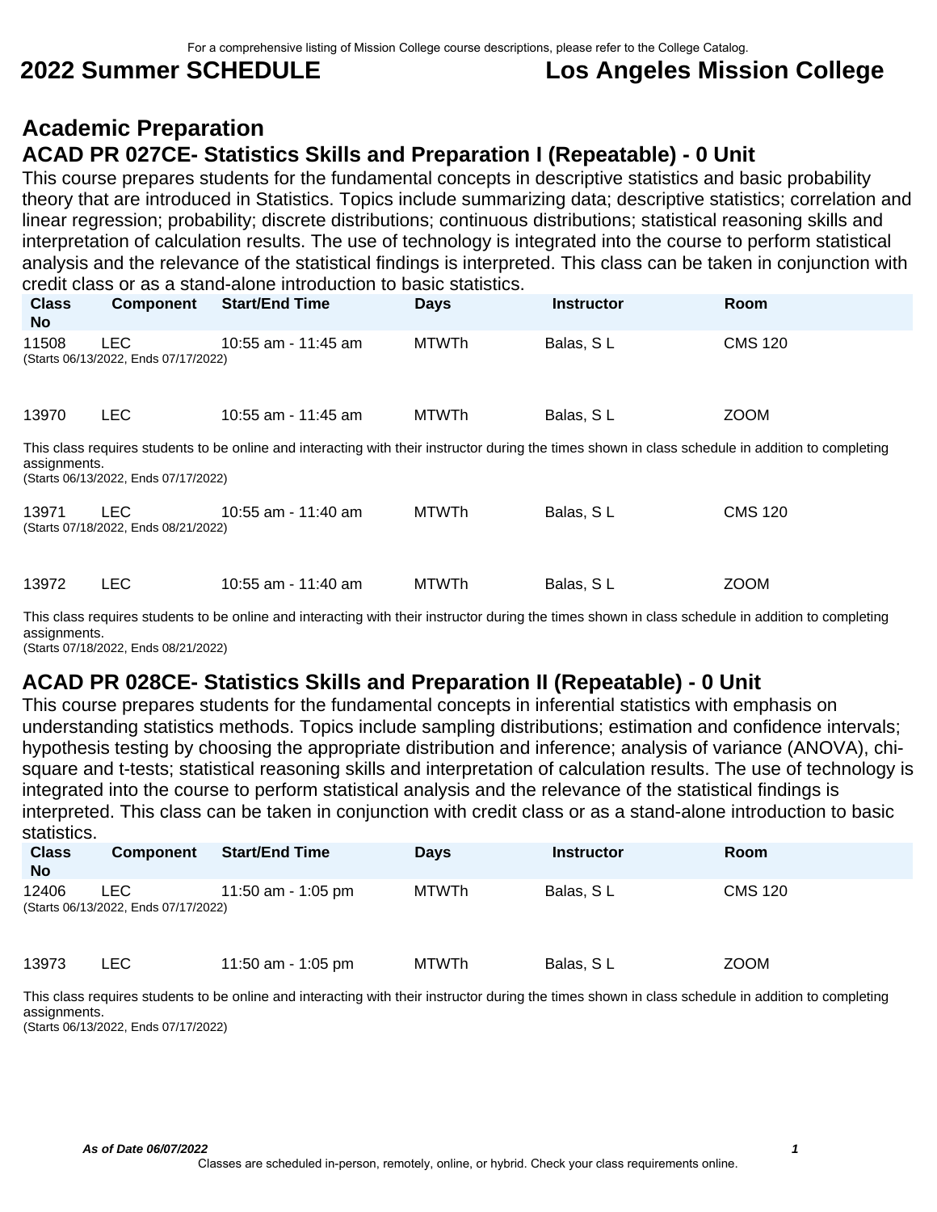For a comprehensive listing of Mission College course descriptions, please refer to the College Catalog.

# 2022 Summer SCHEDULE Los Angeles Mission College

## Academic Preparation

### ACAD PR 027CE- Statistics Skills and Preparation I (Repeatable) - 0 Unit

This course prepares students for the fundamental concepts in descriptive statistics and basic probability theory that are introduced in Statistics. Topics include summarizing data; descriptive statistics; correlation and linear regression; probability; discrete distributions; continuous distributions; statistical reasoning skills and interpretation of calculation results. The use of technology is integrated into the course to perform statistical analysis and the relevance of the statistical findings is interpreted. This class can be taken in conjunction with credit class or as a stand-alone introduction to basic statistics.

| Class No | Component | Start/End Time | Days | Instructor | Room |
|---|---|---|---|---|---|
| 11508 | LEC | 10:55 am - 11:45 am | MTWTh | Balas, S L | CMS 120 |
| (Starts 06/13/2022, Ends 07/17/2022) | | | | | |
| 13970 | LEC | 10:55 am - 11:45 am | MTWTh | Balas, S L | ZOOM |
| This class requires students to be online and interacting with their instructor during the times shown in class schedule in addition to completing assignments. (Starts 06/13/2022, Ends 07/17/2022) | | | | | |
| 13971 | LEC | 10:55 am - 11:40 am | MTWTh | Balas, S L | CMS 120 |
| (Starts 07/18/2022, Ends 08/21/2022) | | | | | |
| 13972 | LEC | 10:55 am - 11:40 am | MTWTh | Balas, S L | ZOOM |
| This class requires students to be online and interacting with their instructor during the times shown in class schedule in addition to completing assignments. (Starts 07/18/2022, Ends 08/21/2022) | | | | | |

### ACAD PR 028CE- Statistics Skills and Preparation II (Repeatable) - 0 Unit

This course prepares students for the fundamental concepts in inferential statistics with emphasis on understanding statistics methods. Topics include sampling distributions; estimation and confidence intervals; hypothesis testing by choosing the appropriate distribution and inference; analysis of variance (ANOVA), chi-square and t-tests; statistical reasoning skills and interpretation of calculation results. The use of technology is integrated into the course to perform statistical analysis and the relevance of the statistical findings is interpreted. This class can be taken in conjunction with credit class or as a stand-alone introduction to basic statistics.

| Class No | Component | Start/End Time | Days | Instructor | Room |
|---|---|---|---|---|---|
| 12406 | LEC | 11:50 am - 1:05 pm | MTWTh | Balas, S L | CMS 120 |
| (Starts 06/13/2022, Ends 07/17/2022) | | | | | |
| 13973 | LEC | 11:50 am - 1:05 pm | MTWTh | Balas, S L | ZOOM |
| This class requires students to be online and interacting with their instructor during the times shown in class schedule in addition to completing assignments. (Starts 06/13/2022, Ends 07/17/2022) | | | | | |

*As of Date 06/07/2022*

Classes are scheduled in-person, remotely, online, or hybrid. Check your class requirements online.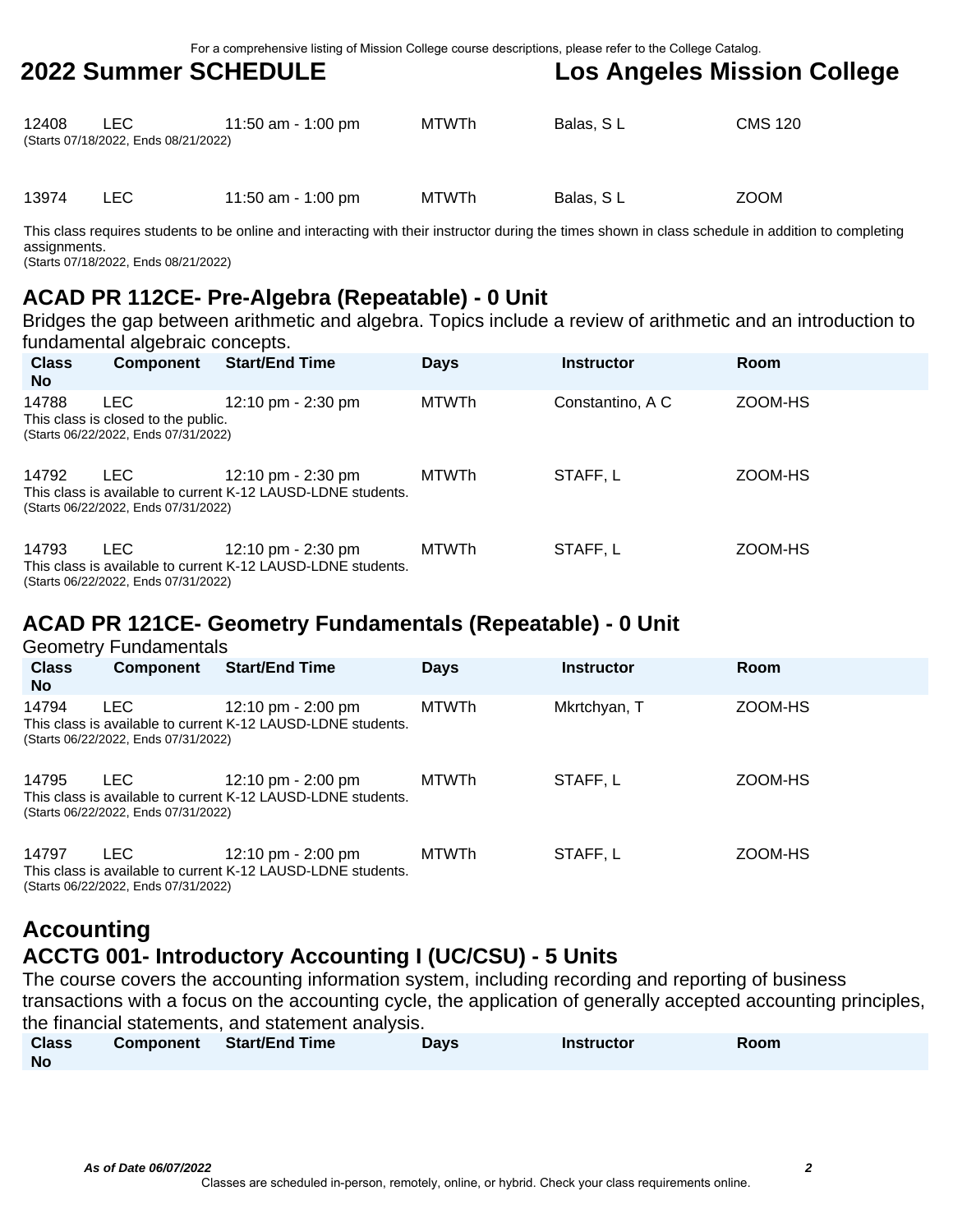| Class No | Component | Start/End Time | Days | Instructor | Room |
|---|---|---|---|---|---|
| 12408 | LEC | 11:50 am - 1:00 pm | MTWTh | Balas, S L | CMS 120 |

(Starts 07/18/2022, Ends 08/21/2022)

| Class No | Component | Start/End Time | Days | Instructor | Room |
|---|---|---|---|---|---|
| 13974 | LEC | 11:50 am - 1:00 pm | MTWTh | Balas, S L | ZOOM |

This class requires students to be online and interacting with their instructor during the times shown in class schedule in addition to completing assignments.
(Starts 07/18/2022, Ends 08/21/2022)

### ACAD PR 112CE- Pre-Algebra (Repeatable) - 0 Unit

Bridges the gap between arithmetic and algebra. Topics include a review of arithmetic and an introduction to fundamental algebraic concepts.

| Class No | Component | Start/End Time | Days | Instructor | Room |
|---|---|---|---|---|---|
| 14788 | LEC | 12:10 pm - 2:30 pm | MTWTh | Constantino, A C | ZOOM-HS |

This class is closed to the public.
(Starts 06/22/2022, Ends 07/31/2022)

| Class No | Component | Start/End Time | Days | Instructor | Room |
|---|---|---|---|---|---|
| 14792 | LEC | 12:10 pm - 2:30 pm | MTWTh | STAFF, L | ZOOM-HS |

This class is available to current K-12 LAUSD-LDNE students.
(Starts 06/22/2022, Ends 07/31/2022)

| Class No | Component | Start/End Time | Days | Instructor | Room |
|---|---|---|---|---|---|
| 14793 | LEC | 12:10 pm - 2:30 pm | MTWTh | STAFF, L | ZOOM-HS |

This class is available to current K-12 LAUSD-LDNE students.
(Starts 06/22/2022, Ends 07/31/2022)

### ACAD PR 121CE- Geometry Fundamentals (Repeatable) - 0 Unit

Geometry Fundamentals

| Class No | Component | Start/End Time | Days | Instructor | Room |
|---|---|---|---|---|---|
| 14794 | LEC | 12:10 pm - 2:00 pm | MTWTh | Mkrtchyan, T | ZOOM-HS |

This class is available to current K-12 LAUSD-LDNE students.
(Starts 06/22/2022, Ends 07/31/2022)

| Class No | Component | Start/End Time | Days | Instructor | Room |
|---|---|---|---|---|---|
| 14795 | LEC | 12:10 pm - 2:00 pm | MTWTh | STAFF, L | ZOOM-HS |

This class is available to current K-12 LAUSD-LDNE students.
(Starts 06/22/2022, Ends 07/31/2022)

| Class No | Component | Start/End Time | Days | Instructor | Room |
|---|---|---|---|---|---|
| 14797 | LEC | 12:10 pm - 2:00 pm | MTWTh | STAFF, L | ZOOM-HS |

This class is available to current K-12 LAUSD-LDNE students.
(Starts 06/22/2022, Ends 07/31/2022)

## Accounting

### ACCTG 001- Introductory Accounting I (UC/CSU) - 5 Units

The course covers the accounting information system, including recording and reporting of business transactions with a focus on the accounting cycle, the application of generally accepted accounting principles, the financial statements, and statement analysis.

| Class No | Component | Start/End Time | Days | Instructor | Room |
|---|---|---|---|---|---|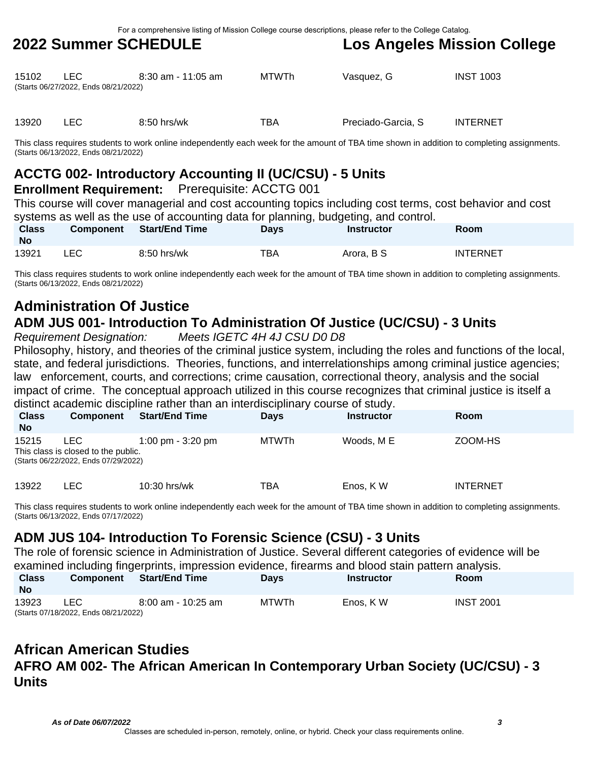| | | | | | |
|---|---|---|---|---|---|
| 15102 | LEC | 8:30 am - 11:05 am | MTWTh | Vasquez, G | INST 1003 |

(Starts 06/27/2022, Ends 08/21/2022)

| | | | | | |
|---|---|---|---|---|---|
| 13920 | LEC | 8:50 hrs/wk | TBA | Preciado-Garcia, S | INTERNET |

This class requires students to work online independently each week for the amount of TBA time shown in addition to completing assignments.
(Starts 06/13/2022, Ends 08/21/2022)

### ACCTG 002- Introductory Accounting II (UC/CSU) - 5 Units

**Enrollment Requirement:** Prerequisite: ACCTG 001

This course will cover managerial and cost accounting topics including cost terms, cost behavior and cost systems as well as the use of accounting data for planning, budgeting, and control.

| Class No | Component | Start/End Time | Days | Instructor | Room |
|---|---|---|---|---|---|
| 13921 | LEC | 8:50 hrs/wk | TBA | Arora, B S | INTERNET |

This class requires students to work online independently each week for the amount of TBA time shown in addition to completing assignments.
(Starts 06/13/2022, Ends 08/21/2022)

## Administration Of Justice

### ADM JUS 001- Introduction To Administration Of Justice (UC/CSU) - 3 Units

*Requirement Designation:* *Meets IGETC 4H 4J CSU D0 D8*

Philosophy, history, and theories of the criminal justice system, including the roles and functions of the local, state, and federal jurisdictions. Theories, functions, and interrelationships among criminal justice agencies; law enforcement, courts, and corrections; crime causation, correctional theory, analysis and the social impact of crime. The conceptual approach utilized in this course recognizes that criminal justice is itself a distinct academic discipline rather than an interdisciplinary course of study.

| Class No | Component | Start/End Time | Days | Instructor | Room |
|---|---|---|---|---|---|
| 15215 | LEC | 1:00 pm - 3:20 pm | MTWTh | Woods, M E | ZOOM-HS |

This class is closed to the public.
(Starts 06/22/2022, Ends 07/29/2022)

| | | | | | |
|---|---|---|---|---|---|
| 13922 | LEC | 10:30 hrs/wk | TBA | Enos, K W | INTERNET |

This class requires students to work online independently each week for the amount of TBA time shown in addition to completing assignments.
(Starts 06/13/2022, Ends 07/17/2022)

### ADM JUS 104- Introduction To Forensic Science (CSU) - 3 Units

The role of forensic science in Administration of Justice. Several different categories of evidence will be examined including fingerprints, impression evidence, firearms and blood stain pattern analysis.

| Class No | Component | Start/End Time | Days | Instructor | Room |
|---|---|---|---|---|---|
| 13923 | LEC | 8:00 am - 10:25 am | MTWTh | Enos, K W | INST 2001 |

(Starts 07/18/2022, Ends 08/21/2022)

## African American Studies

### AFRO AM 002- The African American In Contemporary Urban Society (UC/CSU) - 3 Units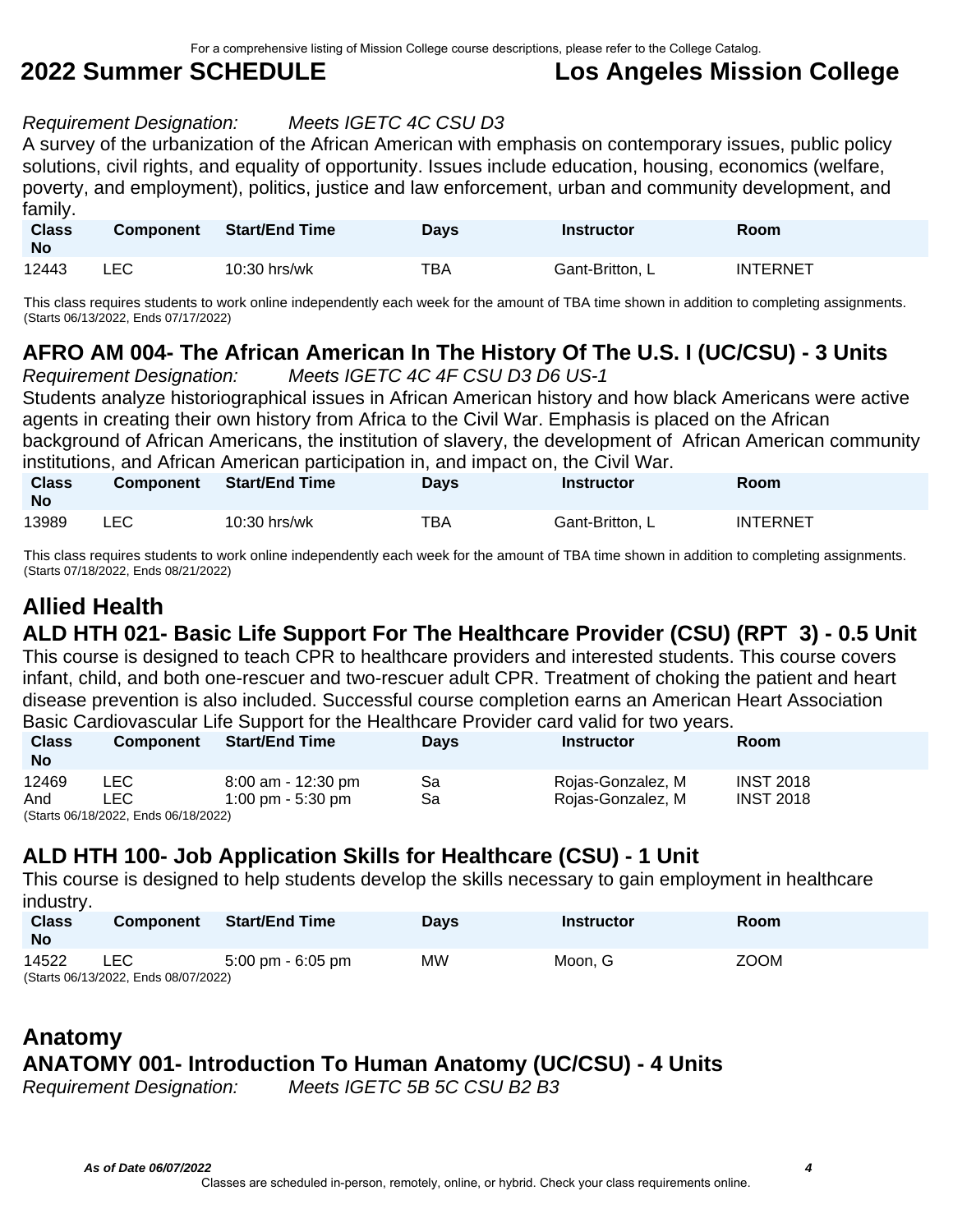*Requirement Designation:* *Meets IGETC 4C CSU D3*

A survey of the urbanization of the African American with emphasis on contemporary issues, public policy solutions, civil rights, and equality of opportunity. Issues include education, housing, economics (welfare, poverty, and employment), politics, justice and law enforcement, urban and community development, and family.

| Class No | Component | Start/End Time | Days | Instructor | Room |
|---|---|---|---|---|---|
| 12443 | LEC | 10:30 hrs/wk | TBA | Gant-Britton, L | INTERNET |

This class requires students to work online independently each week for the amount of TBA time shown in addition to completing assignments. (Starts 06/13/2022, Ends 07/17/2022)

### AFRO AM 004- The African American In The History Of The U.S. I (UC/CSU) - 3 Units

*Requirement Designation:* *Meets IGETC 4C 4F CSU D3 D6 US-1*

Students analyze historiographical issues in African American history and how black Americans were active agents in creating their own history from Africa to the Civil War. Emphasis is placed on the African background of African Americans, the institution of slavery, the development of African American community institutions, and African American participation in, and impact on, the Civil War.

| Class No | Component | Start/End Time | Days | Instructor | Room |
|---|---|---|---|---|---|
| 13989 | LEC | 10:30 hrs/wk | TBA | Gant-Britton, L | INTERNET |

This class requires students to work online independently each week for the amount of TBA time shown in addition to completing assignments. (Starts 07/18/2022, Ends 08/21/2022)

## Allied Health

### ALD HTH 021- Basic Life Support For The Healthcare Provider (CSU) (RPT 3) - 0.5 Unit

This course is designed to teach CPR to healthcare providers and interested students. This course covers infant, child, and both one-rescuer and two-rescuer adult CPR. Treatment of choking the patient and heart disease prevention is also included. Successful course completion earns an American Heart Association Basic Cardiovascular Life Support for the Healthcare Provider card valid for two years.

| Class No | Component | Start/End Time | Days | Instructor | Room |
|---|---|---|---|---|---|
| 12469 | LEC | 8:00 am - 12:30 pm | Sa | Rojas-Gonzalez, M | INST 2018 |
| And | LEC | 1:00 pm - 5:30 pm | Sa | Rojas-Gonzalez, M | INST 2018 |

(Starts 06/18/2022, Ends 06/18/2022)

### ALD HTH 100- Job Application Skills for Healthcare (CSU) - 1 Unit

This course is designed to help students develop the skills necessary to gain employment in healthcare industry.

| Class No | Component | Start/End Time | Days | Instructor | Room |
|---|---|---|---|---|---|
| 14522 | LEC | 5:00 pm - 6:05 pm | MW | Moon, G | ZOOM |

(Starts 06/13/2022, Ends 08/07/2022)

## Anatomy

### ANATOMY 001- Introduction To Human Anatomy (UC/CSU) - 4 Units

*Requirement Designation:* *Meets IGETC 5B 5C CSU B2 B3*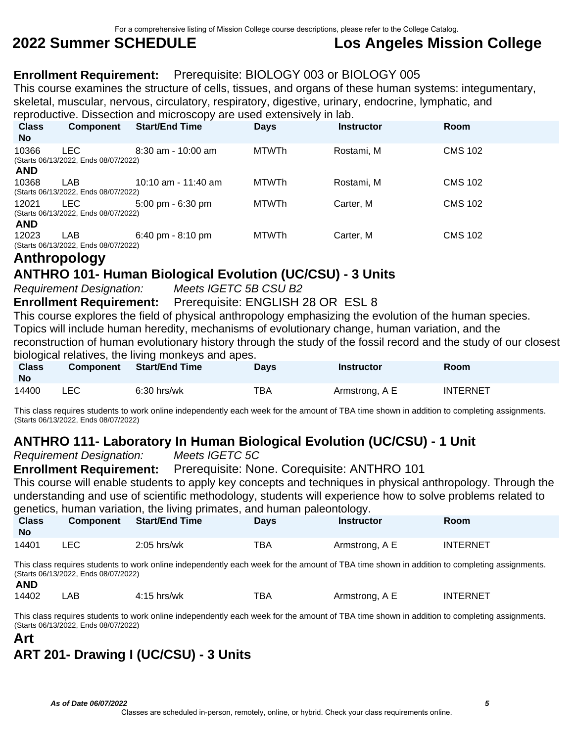**Enrollment Requirement:** Prerequisite: BIOLOGY 003 or BIOLOGY 005

This course examines the structure of cells, tissues, and organs of these human systems: integumentary, skeletal, muscular, nervous, circulatory, respiratory, digestive, urinary, endocrine, lymphatic, and reproductive. Dissection and microscopy are used extensively in lab.

| Class No | Component | Start/End Time | Days | Instructor | Room |
|---|---|---|---|---|---|
| 10366 | LEC | 8:30 am - 10:00 am | MTWTh | Rostami, M | CMS 102 |
| (Starts 06/13/2022, Ends 08/07/2022) | | | | | |
| **AND** | | | | | |
| 10368 | LAB | 10:10 am - 11:40 am | MTWTh | Rostami, M | CMS 102 |
| (Starts 06/13/2022, Ends 08/07/2022) | | | | | |
| 12021 | LEC | 5:00 pm - 6:30 pm | MTWTh | Carter, M | CMS 102 |
| (Starts 06/13/2022, Ends 08/07/2022) | | | | | |
| **AND** | | | | | |
| 12023 | LAB | 6:40 pm - 8:10 pm | MTWTh | Carter, M | CMS 102 |
| (Starts 06/13/2022, Ends 08/07/2022) | | | | | |

# Anthropology

## ANTHRO 101- Human Biological Evolution (UC/CSU) - 3 Units

*Requirement Designation:* *Meets IGETC 5B CSU B2*

**Enrollment Requirement:** Prerequisite: ENGLISH 28 OR ESL 8

This course explores the field of physical anthropology emphasizing the evolution of the human species. Topics will include human heredity, mechanisms of evolutionary change, human variation, and the reconstruction of human evolutionary history through the study of the fossil record and the study of our closest biological relatives, the living monkeys and apes.

| Class No | Component | Start/End Time | Days | Instructor | Room |
|---|---|---|---|---|---|
| 14400 | LEC | 6:30 hrs/wk | TBA | Armstrong, A E | INTERNET |

This class requires students to work online independently each week for the amount of TBA time shown in addition to completing assignments. (Starts 06/13/2022, Ends 08/07/2022)

## ANTHRO 111- Laboratory In Human Biological Evolution (UC/CSU) - 1 Unit

*Requirement Designation:* *Meets IGETC 5C*

**Enrollment Requirement:** Prerequisite: None. Corequisite: ANTHRO 101

This course will enable students to apply key concepts and techniques in physical anthropology. Through the understanding and use of scientific methodology, students will experience how to solve problems related to genetics, human variation, the living primates, and human paleontology.

| Class No | Component | Start/End Time | Days | Instructor | Room |
|---|---|---|---|---|---|
| 14401 | LEC | 2:05 hrs/wk | TBA | Armstrong, A E | INTERNET |

This class requires students to work online independently each week for the amount of TBA time shown in addition to completing assignments. (Starts 06/13/2022, Ends 08/07/2022)

**AND**

| Class No | Component | Start/End Time | Days | Instructor | Room |
|---|---|---|---|---|---|
| 14402 | LAB | 4:15 hrs/wk | TBA | Armstrong, A E | INTERNET |

This class requires students to work online independently each week for the amount of TBA time shown in addition to completing assignments. (Starts 06/13/2022, Ends 08/07/2022)

# Art

## ART 201- Drawing I (UC/CSU) - 3 Units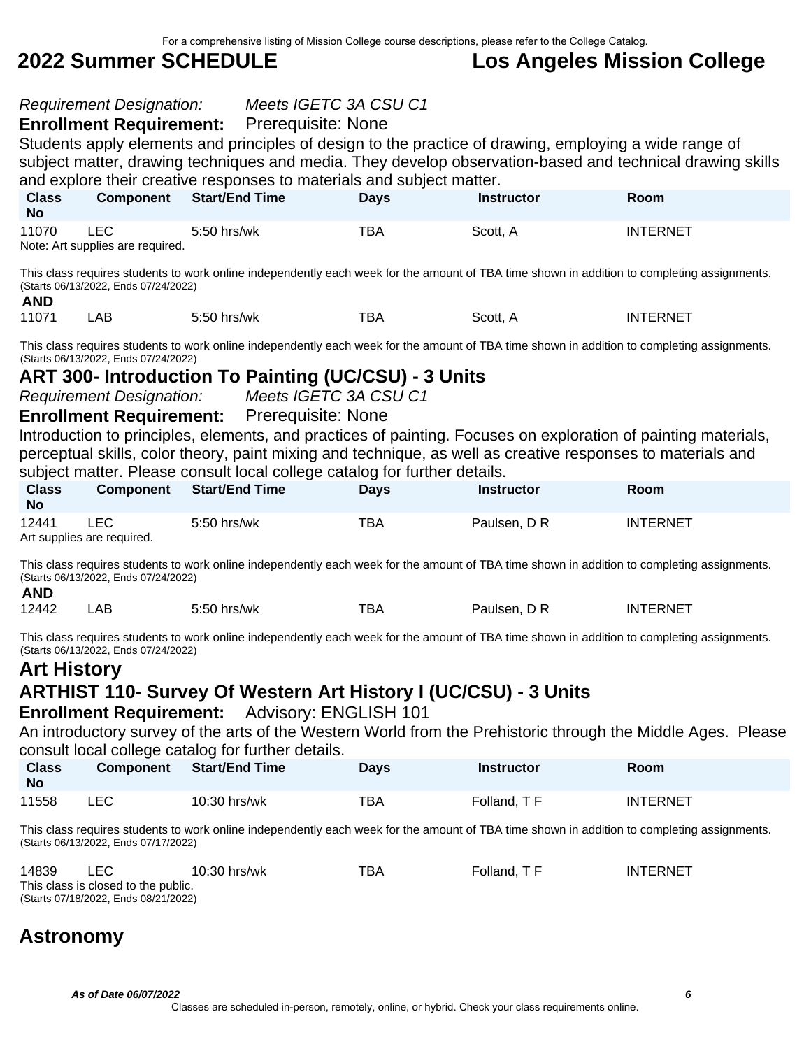*Requirement Designation:* *Meets IGETC 3A CSU C1*

**Enrollment Requirement:** Prerequisite: None

Students apply elements and principles of design to the practice of drawing, employing a wide range of subject matter, drawing techniques and media. They develop observation-based and technical drawing skills and explore their creative responses to materials and subject matter.

| Class No | Component | Start/End Time | Days | Instructor | Room |
|---|---|---|---|---|---|
| 11070 | LEC | 5:50 hrs/wk | TBA | Scott, A | INTERNET |

Note: Art supplies are required.

This class requires students to work online independently each week for the amount of TBA time shown in addition to completing assignments.
(Starts 06/13/2022, Ends 07/24/2022)

**AND**

| Class No | Component | Start/End Time | Days | Instructor | Room |
|---|---|---|---|---|---|
| 11071 | LAB | 5:50 hrs/wk | TBA | Scott, A | INTERNET |

This class requires students to work online independently each week for the amount of TBA time shown in addition to completing assignments.
(Starts 06/13/2022, Ends 07/24/2022)

## ART 300- Introduction To Painting (UC/CSU) - 3 Units

*Requirement Designation:* *Meets IGETC 3A CSU C1*

**Enrollment Requirement:** Prerequisite: None

Introduction to principles, elements, and practices of painting. Focuses on exploration of painting materials, perceptual skills, color theory, paint mixing and technique, as well as creative responses to materials and subject matter. Please consult local college catalog for further details.

| Class No | Component | Start/End Time | Days | Instructor | Room |
|---|---|---|---|---|---|
| 12441 | LEC | 5:50 hrs/wk | TBA | Paulsen, D R | INTERNET |

Art supplies are required.

This class requires students to work online independently each week for the amount of TBA time shown in addition to completing assignments.
(Starts 06/13/2022, Ends 07/24/2022)

**AND**

| Class No | Component | Start/End Time | Days | Instructor | Room |
|---|---|---|---|---|---|
| 12442 | LAB | 5:50 hrs/wk | TBA | Paulsen, D R | INTERNET |

This class requires students to work online independently each week for the amount of TBA time shown in addition to completing assignments.
(Starts 06/13/2022, Ends 07/24/2022)

# Art History

## ARTHIST 110- Survey Of Western Art History I (UC/CSU) - 3 Units

**Enrollment Requirement:** Advisory: ENGLISH 101

An introductory survey of the arts of the Western World from the Prehistoric through the Middle Ages. Please consult local college catalog for further details.

| Class No | Component | Start/End Time | Days | Instructor | Room |
|---|---|---|---|---|---|
| 11558 | LEC | 10:30 hrs/wk | TBA | Folland, T F | INTERNET |

This class requires students to work online independently each week for the amount of TBA time shown in addition to completing assignments.
(Starts 06/13/2022, Ends 07/17/2022)

| Class No | Component | Start/End Time | Days | Instructor | Room |
|---|---|---|---|---|---|
| 14839 | LEC | 10:30 hrs/wk | TBA | Folland, T F | INTERNET |

This class is closed to the public.
(Starts 07/18/2022, Ends 08/21/2022)

# Astronomy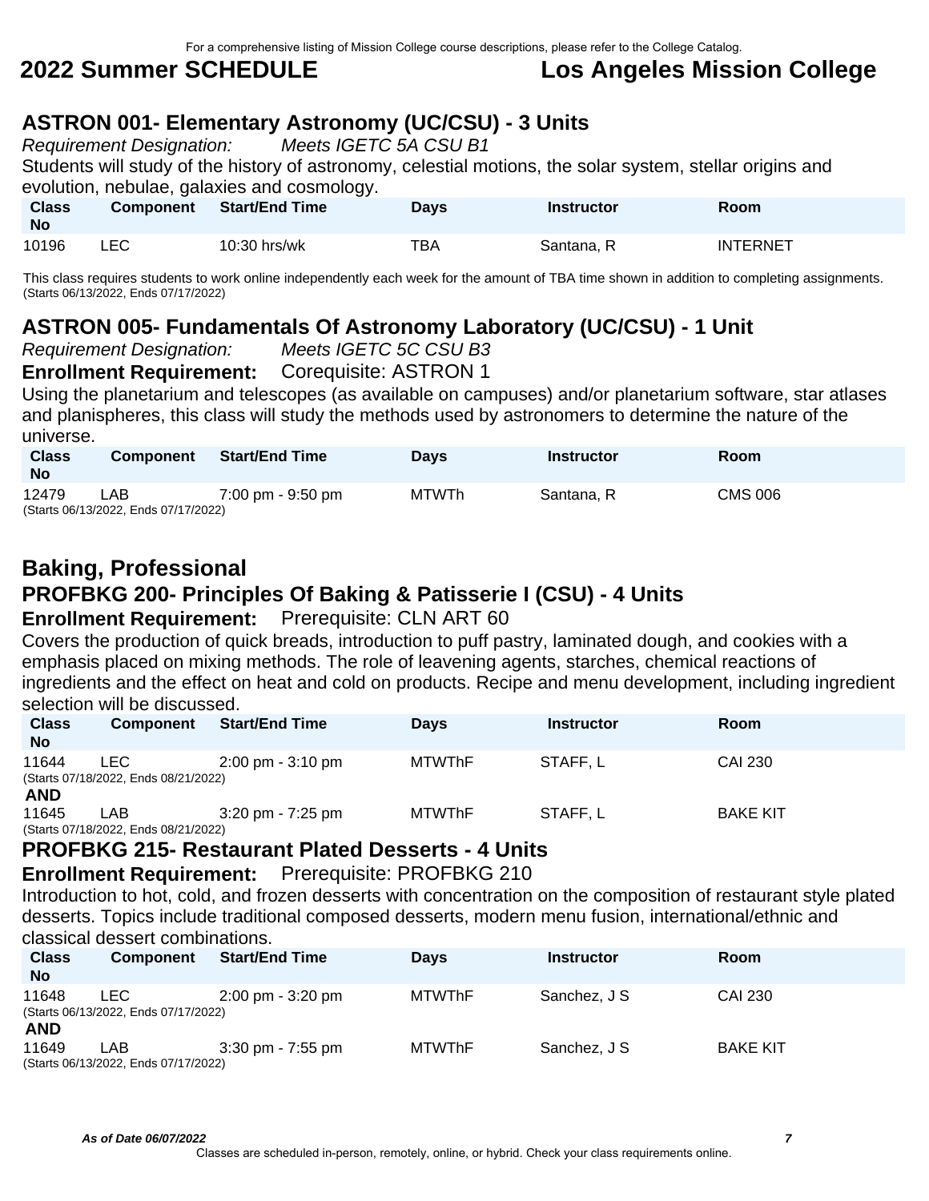For a comprehensive listing of Mission College course descriptions, please refer to the College Catalog.

# 2022 Summer SCHEDULE Los Angeles Mission College

## ASTRON 001- Elementary Astronomy (UC/CSU) - 3 Units

*Requirement Designation:* *Meets IGETC 5A CSU B1*

Students will study of the history of astronomy, celestial motions, the solar system, stellar origins and evolution, nebulae, galaxies and cosmology.

| Class No | Component | Start/End Time | Days | Instructor | Room |
|---|---|---|---|---|---|
| 10196 | LEC | 10:30 hrs/wk | TBA | Santana, R | INTERNET |

This class requires students to work online independently each week for the amount of TBA time shown in addition to completing assignments.
(Starts 06/13/2022, Ends 07/17/2022)

## ASTRON 005- Fundamentals Of Astronomy Laboratory (UC/CSU) - 1 Unit

*Requirement Designation:* *Meets IGETC 5C CSU B3*

**Enrollment Requirement:** Corequisite: ASTRON 1

Using the planetarium and telescopes (as available on campuses) and/or planetarium software, star atlases and planispheres, this class will study the methods used by astronomers to determine the nature of the universe.

| Class No | Component | Start/End Time | Days | Instructor | Room |
|---|---|---|---|---|---|
| 12479 | LAB | 7:00 pm - 9:50 pm | MTWTh | Santana, R | CMS 006 |

(Starts 06/13/2022, Ends 07/17/2022)

# Baking, Professional

## PROFBKG 200- Principles Of Baking & Patisserie I (CSU) - 4 Units

**Enrollment Requirement:** Prerequisite: CLN ART 60

Covers the production of quick breads, introduction to puff pastry, laminated dough, and cookies with a emphasis placed on mixing methods. The role of leavening agents, starches, chemical reactions of ingredients and the effect on heat and cold on products. Recipe and menu development, including ingredient selection will be discussed.

| Class No | Component | Start/End Time | Days | Instructor | Room |
|---|---|---|---|---|---|
| 11644 | LEC | 2:00 pm - 3:10 pm | MTWThF | STAFF, L | CAI 230 |
| (Starts 07/18/2022, Ends 08/21/2022) | | | | | |
| **AND** | | | | | |
| 11645 | LAB | 3:20 pm - 7:25 pm | MTWThF | STAFF, L | BAKE KIT |
| (Starts 07/18/2022, Ends 08/21/2022) | | | | | |

## PROFBKG 215- Restaurant Plated Desserts - 4 Units

**Enrollment Requirement:** Prerequisite: PROFBKG 210

Introduction to hot, cold, and frozen desserts with concentration on the composition of restaurant style plated desserts. Topics include traditional composed desserts, modern menu fusion, international/ethnic and classical dessert combinations.

| Class No | Component | Start/End Time | Days | Instructor | Room |
|---|---|---|---|---|---|
| 11648 | LEC | 2:00 pm - 3:20 pm | MTWThF | Sanchez, J S | CAI 230 |
| (Starts 06/13/2022, Ends 07/17/2022) | | | | | |
| **AND** | | | | | |
| 11649 | LAB | 3:30 pm - 7:55 pm | MTWThF | Sanchez, J S | BAKE KIT |
| (Starts 06/13/2022, Ends 07/17/2022) | | | | | |

*As of Date 06/07/2022*

Classes are scheduled in-person, remotely, online, or hybrid. Check your class requirements online.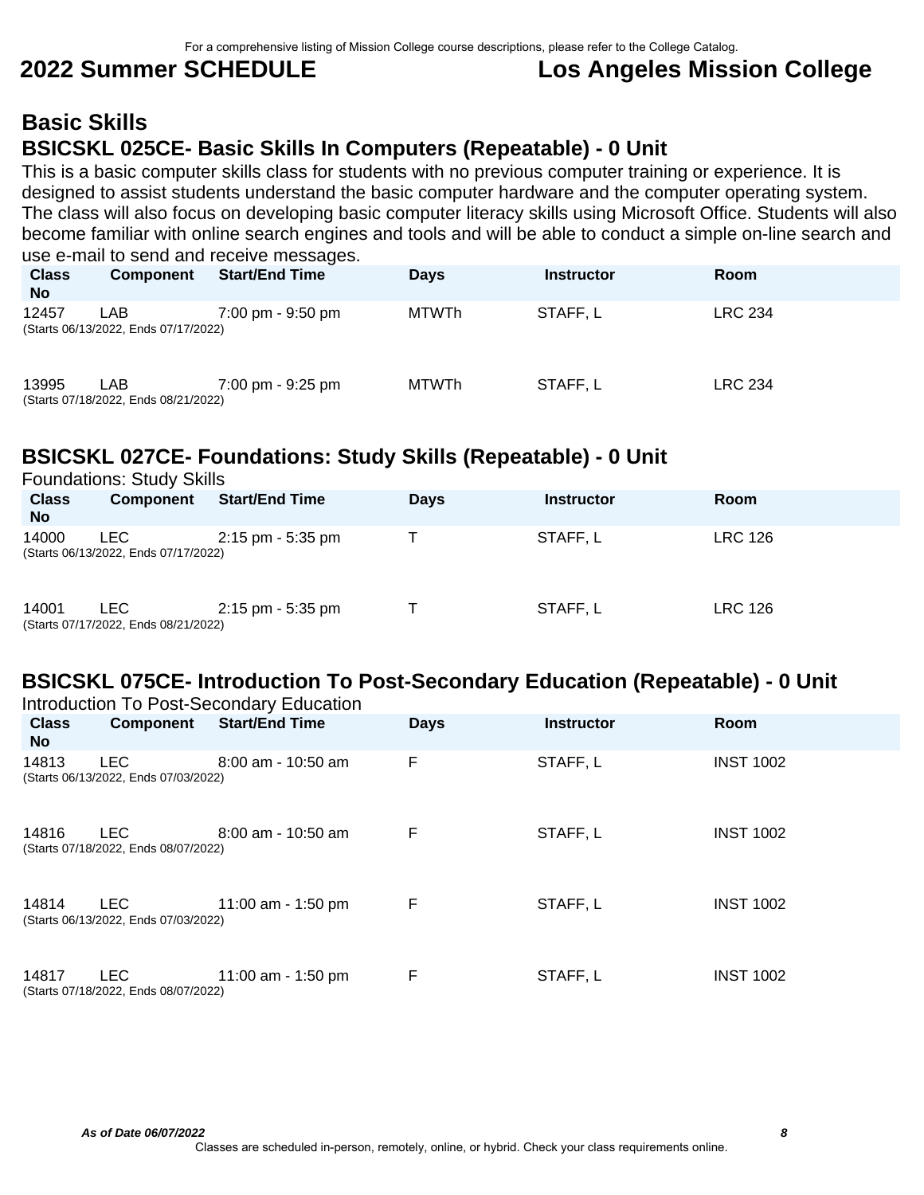For a comprehensive listing of Mission College course descriptions, please refer to the College Catalog.

# 2022 Summer SCHEDULE — Los Angeles Mission College

## Basic Skills

### BSICSKL 025CE- Basic Skills In Computers (Repeatable) - 0 Unit

This is a basic computer skills class for students with no previous computer training or experience. It is designed to assist students understand the basic computer hardware and the computer operating system. The class will also focus on developing basic computer literacy skills using Microsoft Office. Students will also become familiar with online search engines and tools and will be able to conduct a simple on-line search and use e-mail to send and receive messages.

| Class No | Component | Start/End Time | Days | Instructor | Room |
|---|---|---|---|---|---|
| 12457 (Starts 06/13/2022, Ends 07/17/2022) | LAB | 7:00 pm - 9:50 pm | MTWTh | STAFF, L | LRC 234 |
| 13995 (Starts 07/18/2022, Ends 08/21/2022) | LAB | 7:00 pm - 9:25 pm | MTWTh | STAFF, L | LRC 234 |

### BSICSKL 027CE- Foundations: Study Skills (Repeatable) - 0 Unit

Foundations: Study Skills

| Class No | Component | Start/End Time | Days | Instructor | Room |
|---|---|---|---|---|---|
| 14000 (Starts 06/13/2022, Ends 07/17/2022) | LEC | 2:15 pm - 5:35 pm | T | STAFF, L | LRC 126 |
| 14001 (Starts 07/17/2022, Ends 08/21/2022) | LEC | 2:15 pm - 5:35 pm | T | STAFF, L | LRC 126 |

### BSICSKL 075CE- Introduction To Post-Secondary Education (Repeatable) - 0 Unit

Introduction To Post-Secondary Education

| Class No | Component | Start/End Time | Days | Instructor | Room |
|---|---|---|---|---|---|
| 14813 (Starts 06/13/2022, Ends 07/03/2022) | LEC | 8:00 am - 10:50 am | F | STAFF, L | INST 1002 |
| 14816 (Starts 07/18/2022, Ends 08/07/2022) | LEC | 8:00 am - 10:50 am | F | STAFF, L | INST 1002 |
| 14814 (Starts 06/13/2022, Ends 07/03/2022) | LEC | 11:00 am - 1:50 pm | F | STAFF, L | INST 1002 |
| 14817 (Starts 07/18/2022, Ends 08/07/2022) | LEC | 11:00 am - 1:50 pm | F | STAFF, L | INST 1002 |

*As of Date 06/07/2022*

Classes are scheduled in-person, remotely, online, or hybrid. Check your class requirements online.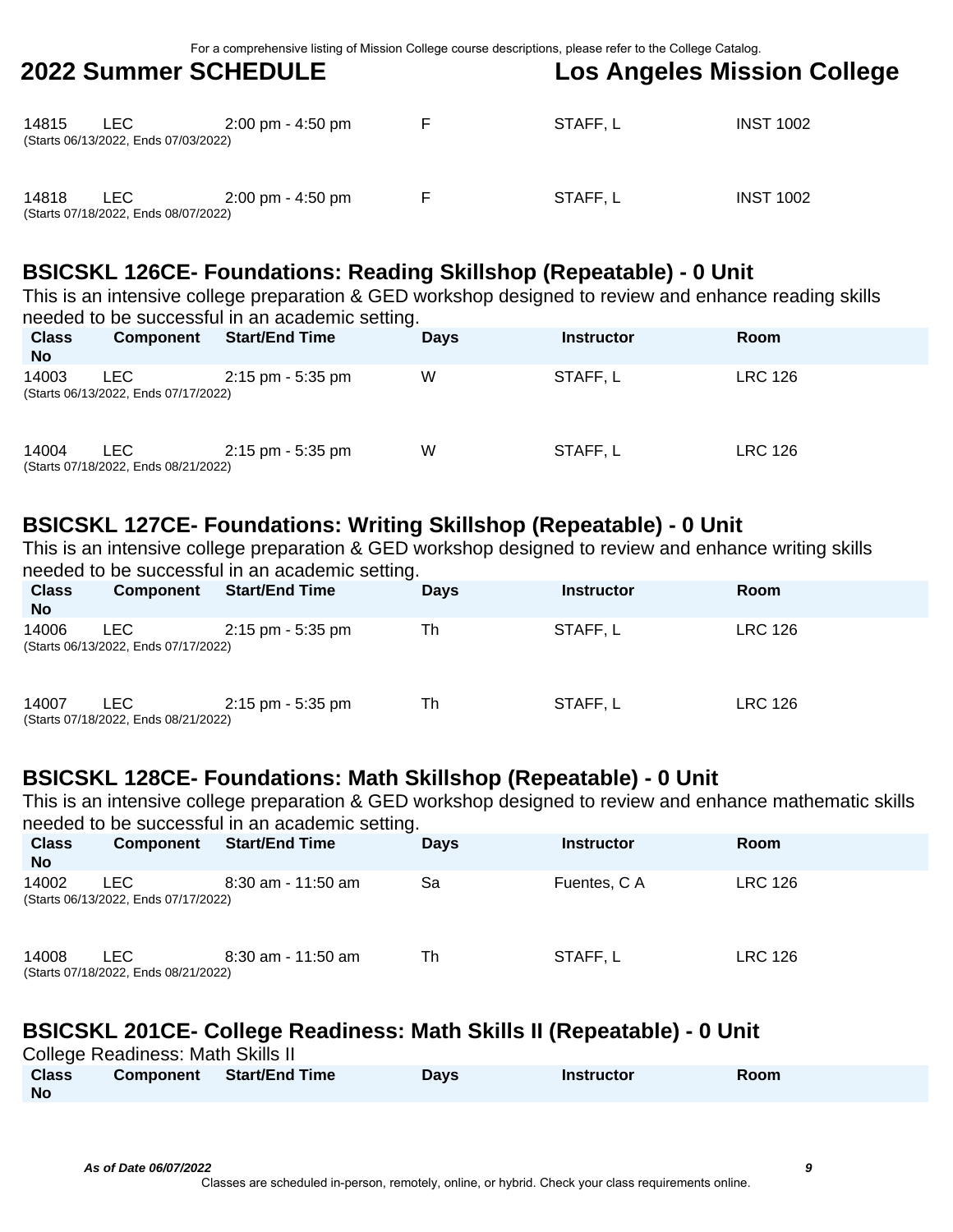| Class No | Component | Start/End Time | Days | Instructor | Room |
|---|---|---|---|---|---|
| 14815 | LEC | 2:00 pm - 4:50 pm | F | STAFF, L | INST 1002 |
| (Starts 06/13/2022, Ends 07/03/2022) | | | | | |
| 14818 | LEC | 2:00 pm - 4:50 pm | F | STAFF, L | INST 1002 |
| (Starts 07/18/2022, Ends 08/07/2022) | | | | | |

## BSICSKL 126CE- Foundations: Reading Skillshop (Repeatable) - 0 Unit

This is an intensive college preparation & GED workshop designed to review and enhance reading skills needed to be successful in an academic setting.

| Class No | Component | Start/End Time | Days | Instructor | Room |
|---|---|---|---|---|---|
| 14003 | LEC | 2:15 pm - 5:35 pm | W | STAFF, L | LRC 126 |
| (Starts 06/13/2022, Ends 07/17/2022) | | | | | |
| 14004 | LEC | 2:15 pm - 5:35 pm | W | STAFF, L | LRC 126 |
| (Starts 07/18/2022, Ends 08/21/2022) | | | | | |

## BSICSKL 127CE- Foundations: Writing Skillshop (Repeatable) - 0 Unit

This is an intensive college preparation & GED workshop designed to review and enhance writing skills needed to be successful in an academic setting.

| Class No | Component | Start/End Time | Days | Instructor | Room |
|---|---|---|---|---|---|
| 14006 | LEC | 2:15 pm - 5:35 pm | Th | STAFF, L | LRC 126 |
| (Starts 06/13/2022, Ends 07/17/2022) | | | | | |
| 14007 | LEC | 2:15 pm - 5:35 pm | Th | STAFF, L | LRC 126 |
| (Starts 07/18/2022, Ends 08/21/2022) | | | | | |

## BSICSKL 128CE- Foundations: Math Skillshop (Repeatable) - 0 Unit

This is an intensive college preparation & GED workshop designed to review and enhance mathematic skills needed to be successful in an academic setting.

| Class No | Component | Start/End Time | Days | Instructor | Room |
|---|---|---|---|---|---|
| 14002 | LEC | 8:30 am - 11:50 am | Sa | Fuentes, C A | LRC 126 |
| (Starts 06/13/2022, Ends 07/17/2022) | | | | | |
| 14008 | LEC | 8:30 am - 11:50 am | Th | STAFF, L | LRC 126 |
| (Starts 07/18/2022, Ends 08/21/2022) | | | | | |

## BSICSKL 201CE- College Readiness: Math Skills II (Repeatable) - 0 Unit

College Readiness: Math Skills II

| Class No | Component | Start/End Time | Days | Instructor | Room |
|---|---|---|---|---|---|

*As of Date 06/07/2022*

Classes are scheduled in-person, remotely, online, or hybrid. Check your class requirements online.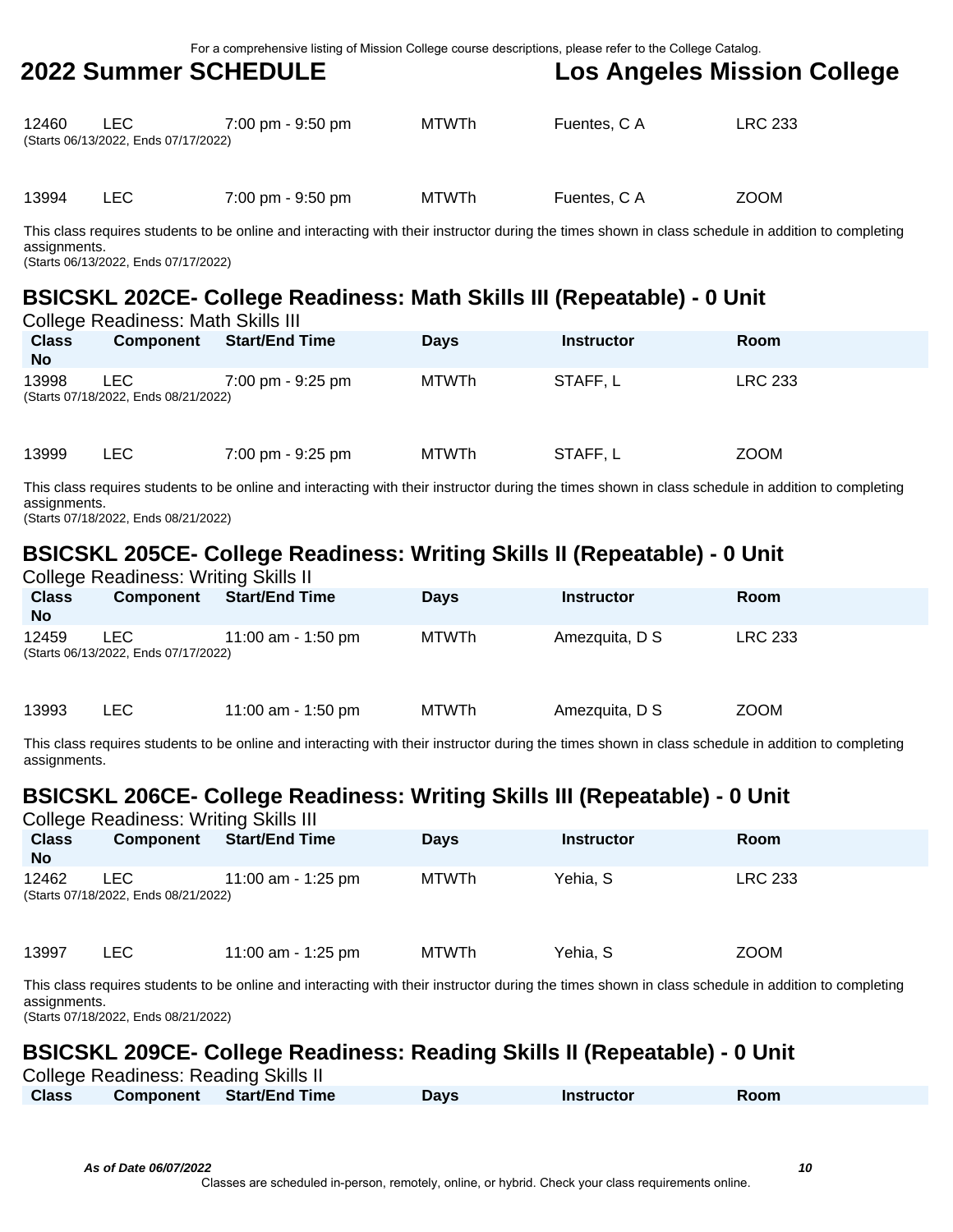For a comprehensive listing of Mission College course descriptions, please refer to the College Catalog.

| | | | | | |
|---|---|---|---|---|---|
| 12460 | LEC | 7:00 pm - 9:50 pm | MTWTh | Fuentes, C A | LRC 233 |

(Starts 06/13/2022, Ends 07/17/2022)

| | | | | | |
|---|---|---|---|---|---|
| 13994 | LEC | 7:00 pm - 9:50 pm | MTWTh | Fuentes, C A | ZOOM |

This class requires students to be online and interacting with their instructor during the times shown in class schedule in addition to completing assignments.
(Starts 06/13/2022, Ends 07/17/2022)

## BSICSKL 202CE- College Readiness: Math Skills III (Repeatable) - 0 Unit

College Readiness: Math Skills III

| Class No | Component | Start/End Time | Days | Instructor | Room |
|---|---|---|---|---|---|
| 13998 | LEC | 7:00 pm - 9:25 pm | MTWTh | STAFF, L | LRC 233 |

(Starts 07/18/2022, Ends 08/21/2022)

| | | | | | |
|---|---|---|---|---|---|
| 13999 | LEC | 7:00 pm - 9:25 pm | MTWTh | STAFF, L | ZOOM |

This class requires students to be online and interacting with their instructor during the times shown in class schedule in addition to completing assignments.
(Starts 07/18/2022, Ends 08/21/2022)

## BSICSKL 205CE- College Readiness: Writing Skills II (Repeatable) - 0 Unit

College Readiness: Writing Skills II

| Class No | Component | Start/End Time | Days | Instructor | Room |
|---|---|---|---|---|---|
| 12459 | LEC | 11:00 am - 1:50 pm | MTWTh | Amezquita, D S | LRC 233 |

(Starts 06/13/2022, Ends 07/17/2022)

| | | | | | |
|---|---|---|---|---|---|
| 13993 | LEC | 11:00 am - 1:50 pm | MTWTh | Amezquita, D S | ZOOM |

This class requires students to be online and interacting with their instructor during the times shown in class schedule in addition to completing assignments.

## BSICSKL 206CE- College Readiness: Writing Skills III (Repeatable) - 0 Unit

College Readiness: Writing Skills III

| Class No | Component | Start/End Time | Days | Instructor | Room |
|---|---|---|---|---|---|
| 12462 | LEC | 11:00 am - 1:25 pm | MTWTh | Yehia, S | LRC 233 |

(Starts 07/18/2022, Ends 08/21/2022)

| | | | | | |
|---|---|---|---|---|---|
| 13997 | LEC | 11:00 am - 1:25 pm | MTWTh | Yehia, S | ZOOM |

This class requires students to be online and interacting with their instructor during the times shown in class schedule in addition to completing assignments.
(Starts 07/18/2022, Ends 08/21/2022)

## BSICSKL 209CE- College Readiness: Reading Skills II (Repeatable) - 0 Unit

College Readiness: Reading Skills II

| Class | Component | Start/End Time | Days | Instructor | Room |
|---|---|---|---|---|---|

Classes are scheduled in-person, remotely, online, or hybrid. Check your class requirements online.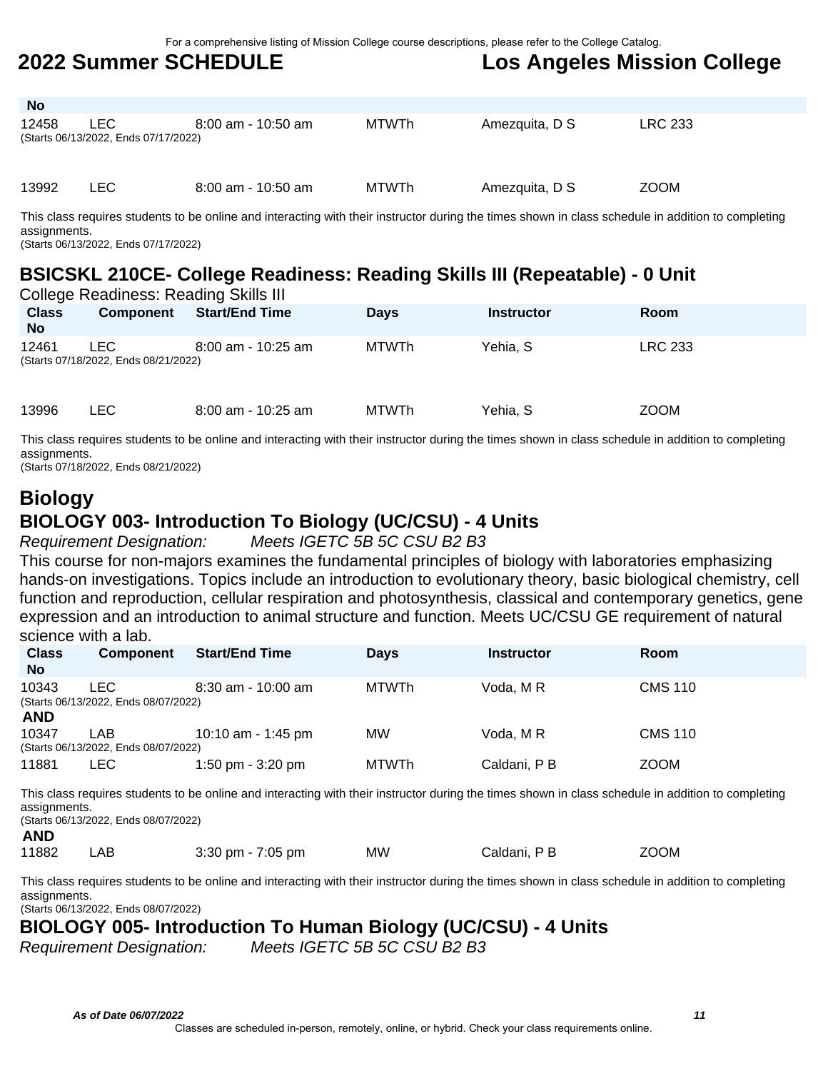| Class No | Component | Start/End Time | Days | Instructor | Room |
|---|---|---|---|---|---|
| 12458 | LEC | 8:00 am - 10:50 am | MTWTh | Amezquita, D S | LRC 233 |

(Starts 06/13/2022, Ends 07/17/2022)

| Class No | Component | Start/End Time | Days | Instructor | Room |
|---|---|---|---|---|---|
| 13992 | LEC | 8:00 am - 10:50 am | MTWTh | Amezquita, D S | ZOOM |

This class requires students to be online and interacting with their instructor during the times shown in class schedule in addition to completing assignments.
(Starts 06/13/2022, Ends 07/17/2022)

## BSICSKL 210CE- College Readiness: Reading Skills III (Repeatable) - 0 Unit

College Readiness: Reading Skills III

| Class No | Component | Start/End Time | Days | Instructor | Room |
|---|---|---|---|---|---|
| 12461 | LEC | 8:00 am - 10:25 am | MTWTh | Yehia, S | LRC 233 |

(Starts 07/18/2022, Ends 08/21/2022)

| Class No | Component | Start/End Time | Days | Instructor | Room |
|---|---|---|---|---|---|
| 13996 | LEC | 8:00 am - 10:25 am | MTWTh | Yehia, S | ZOOM |

This class requires students to be online and interacting with their instructor during the times shown in class schedule in addition to completing assignments.
(Starts 07/18/2022, Ends 08/21/2022)

# Biology

## BIOLOGY 003- Introduction To Biology (UC/CSU) - 4 Units

*Requirement Designation:* *Meets IGETC 5B 5C CSU B2 B3*

This course for non-majors examines the fundamental principles of biology with laboratories emphasizing hands-on investigations. Topics include an introduction to evolutionary theory, basic biological chemistry, cell function and reproduction, cellular respiration and photosynthesis, classical and contemporary genetics, gene expression and an introduction to animal structure and function. Meets UC/CSU GE requirement of natural science with a lab.

| Class No | Component | Start/End Time | Days | Instructor | Room |
|---|---|---|---|---|---|
| 10343 | LEC | 8:30 am - 10:00 am | MTWTh | Voda, M R | CMS 110 |

(Starts 06/13/2022, Ends 08/07/2022)

**AND**

| Class No | Component | Start/End Time | Days | Instructor | Room |
|---|---|---|---|---|---|
| 10347 | LAB | 10:10 am - 1:45 pm | MW | Voda, M R | CMS 110 |

(Starts 06/13/2022, Ends 08/07/2022)

| Class No | Component | Start/End Time | Days | Instructor | Room |
|---|---|---|---|---|---|
| 11881 | LEC | 1:50 pm - 3:20 pm | MTWTh | Caldani, P B | ZOOM |

This class requires students to be online and interacting with their instructor during the times shown in class schedule in addition to completing assignments.
(Starts 06/13/2022, Ends 08/07/2022)

**AND**

| Class No | Component | Start/End Time | Days | Instructor | Room |
|---|---|---|---|---|---|
| 11882 | LAB | 3:30 pm - 7:05 pm | MW | Caldani, P B | ZOOM |

This class requires students to be online and interacting with their instructor during the times shown in class schedule in addition to completing assignments.
(Starts 06/13/2022, Ends 08/07/2022)

## BIOLOGY 005- Introduction To Human Biology (UC/CSU) - 4 Units

*Requirement Designation:* *Meets IGETC 5B 5C CSU B2 B3*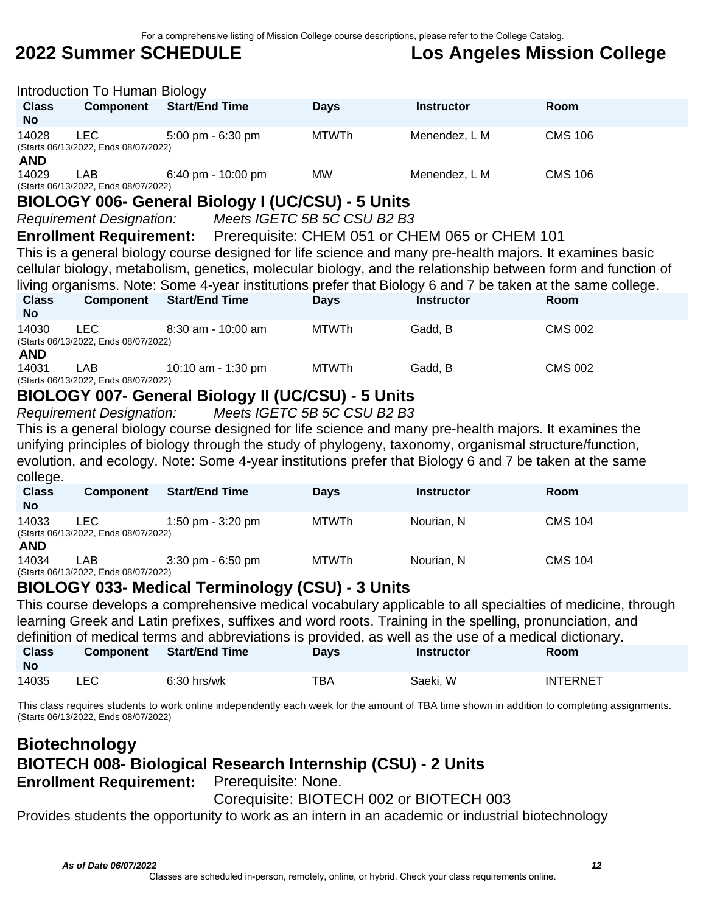For a comprehensive listing of Mission College course descriptions, please refer to the College Catalog.

Introduction To Human Biology

| Class No | Component | Start/End Time | Days | Instructor | Room |
|---|---|---|---|---|---|
| 14028 | LEC | 5:00 pm - 6:30 pm | MTWTh | Menendez, L M | CMS 106 |
| (Starts 06/13/2022, Ends 08/07/2022) | | | | | |
| **AND** | | | | | |
| 14029 | LAB | 6:40 pm - 10:00 pm | MW | Menendez, L M | CMS 106 |
| (Starts 06/13/2022, Ends 08/07/2022) | | | | | |

### BIOLOGY 006- General Biology I (UC/CSU) - 5 Units

*Requirement Designation:* *Meets IGETC 5B 5C CSU B2 B3*

**Enrollment Requirement:** Prerequisite: CHEM 051 or CHEM 065 or CHEM 101

This is a general biology course designed for life science and many pre-health majors. It examines basic cellular biology, metabolism, genetics, molecular biology, and the relationship between form and function of living organisms. Note: Some 4-year institutions prefer that Biology 6 and 7 be taken at the same college.

| Class No | Component | Start/End Time | Days | Instructor | Room |
|---|---|---|---|---|---|
| 14030 | LEC | 8:30 am - 10:00 am | MTWTh | Gadd, B | CMS 002 |
| (Starts 06/13/2022, Ends 08/07/2022) | | | | | |
| **AND** | | | | | |
| 14031 | LAB | 10:10 am - 1:30 pm | MTWTh | Gadd, B | CMS 002 |
| (Starts 06/13/2022, Ends 08/07/2022) | | | | | |

### BIOLOGY 007- General Biology II (UC/CSU) - 5 Units

*Requirement Designation:* *Meets IGETC 5B 5C CSU B2 B3*

This is a general biology course designed for life science and many pre-health majors. It examines the unifying principles of biology through the study of phylogeny, taxonomy, organismal structure/function, evolution, and ecology. Note: Some 4-year institutions prefer that Biology 6 and 7 be taken at the same college.

| Class No | Component | Start/End Time | Days | Instructor | Room |
|---|---|---|---|---|---|
| 14033 | LEC | 1:50 pm - 3:20 pm | MTWTh | Nourian, N | CMS 104 |
| (Starts 06/13/2022, Ends 08/07/2022) | | | | | |
| **AND** | | | | | |
| 14034 | LAB | 3:30 pm - 6:50 pm | MTWTh | Nourian, N | CMS 104 |
| (Starts 06/13/2022, Ends 08/07/2022) | | | | | |

### BIOLOGY 033- Medical Terminology (CSU) - 3 Units

This course develops a comprehensive medical vocabulary applicable to all specialties of medicine, through learning Greek and Latin prefixes, suffixes and word roots. Training in the spelling, pronunciation, and definition of medical terms and abbreviations is provided, as well as the use of a medical dictionary.

| Class No | Component | Start/End Time | Days | Instructor | Room |
|---|---|---|---|---|---|
| 14035 | LEC | 6:30 hrs/wk | TBA | Saeki, W | INTERNET |

This class requires students to work online independently each week for the amount of TBA time shown in addition to completing assignments.
(Starts 06/13/2022, Ends 08/07/2022)

## Biotechnology

### BIOTECH 008- Biological Research Internship (CSU) - 2 Units

**Enrollment Requirement:** Prerequisite: None.
Corequisite: BIOTECH 002 or BIOTECH 003

Provides students the opportunity to work as an intern in an academic or industrial biotechnology

Classes are scheduled in-person, remotely, online, or hybrid. Check your class requirements online.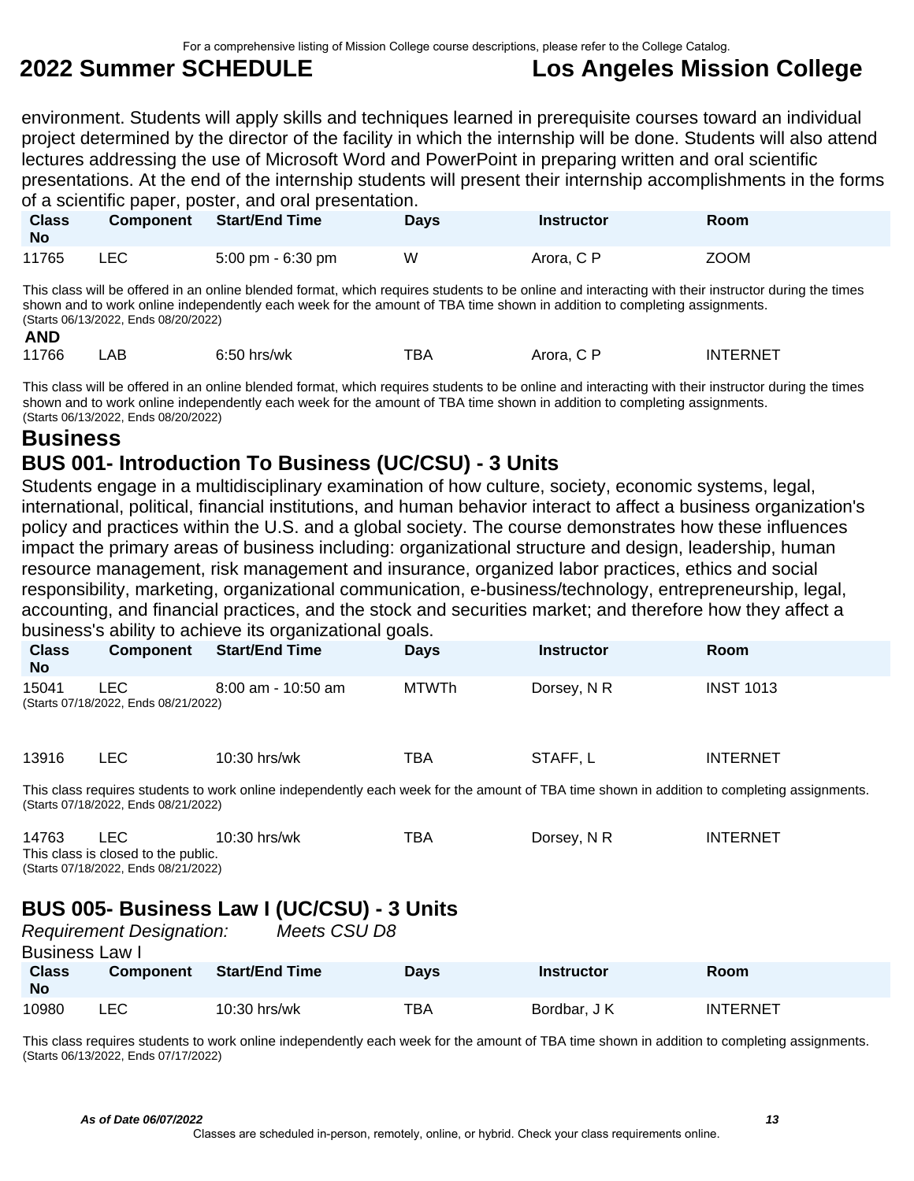environment. Students will apply skills and techniques learned in prerequisite courses toward an individual project determined by the director of the facility in which the internship will be done. Students will also attend lectures addressing the use of Microsoft Word and PowerPoint in preparing written and oral scientific presentations. At the end of the internship students will present their internship accomplishments in the forms of a scientific paper, poster, and oral presentation.

| Class No | Component | Start/End Time | Days | Instructor | Room |
|---|---|---|---|---|---|
| 11765 | LEC | 5:00 pm - 6:30 pm | W | Arora, C P | ZOOM |

This class will be offered in an online blended format, which requires students to be online and interacting with their instructor during the times shown and to work online independently each week for the amount of TBA time shown in addition to completing assignments.
(Starts 06/13/2022, Ends 08/20/2022)

**AND**

| Class No | Component | Start/End Time | Days | Instructor | Room |
|---|---|---|---|---|---|
| 11766 | LAB | 6:50 hrs/wk | TBA | Arora, C P | INTERNET |

This class will be offered in an online blended format, which requires students to be online and interacting with their instructor during the times shown and to work online independently each week for the amount of TBA time shown in addition to completing assignments.
(Starts 06/13/2022, Ends 08/20/2022)

## Business

### BUS 001- Introduction To Business (UC/CSU) - 3 Units

Students engage in a multidisciplinary examination of how culture, society, economic systems, legal, international, political, financial institutions, and human behavior interact to affect a business organization's policy and practices within the U.S. and a global society. The course demonstrates how these influences impact the primary areas of business including: organizational structure and design, leadership, human resource management, risk management and insurance, organized labor practices, ethics and social responsibility, marketing, organizational communication, e-business/technology, entrepreneurship, legal, accounting, and financial practices, and the stock and securities market; and therefore how they affect a business's ability to achieve its organizational goals.

| Class No | Component | Start/End Time | Days | Instructor | Room |
|---|---|---|---|---|---|
| 15041 | LEC | 8:00 am - 10:50 am | MTWTh | Dorsey, N R | INST 1013 |

(Starts 07/18/2022, Ends 08/21/2022)

| Class No | Component | Start/End Time | Days | Instructor | Room |
|---|---|---|---|---|---|
| 13916 | LEC | 10:30 hrs/wk | TBA | STAFF, L | INTERNET |

This class requires students to work online independently each week for the amount of TBA time shown in addition to completing assignments.
(Starts 07/18/2022, Ends 08/21/2022)

| Class No | Component | Start/End Time | Days | Instructor | Room |
|---|---|---|---|---|---|
| 14763 | LEC | 10:30 hrs/wk | TBA | Dorsey, N R | INTERNET |

This class is closed to the public.
(Starts 07/18/2022, Ends 08/21/2022)

### BUS 005- Business Law I (UC/CSU) - 3 Units

*Requirement Designation:* *Meets CSU D8*

Business Law I

| Class No | Component | Start/End Time | Days | Instructor | Room |
|---|---|---|---|---|---|
| 10980 | LEC | 10:30 hrs/wk | TBA | Bordbar, J K | INTERNET |

This class requires students to work online independently each week for the amount of TBA time shown in addition to completing assignments.
(Starts 06/13/2022, Ends 07/17/2022)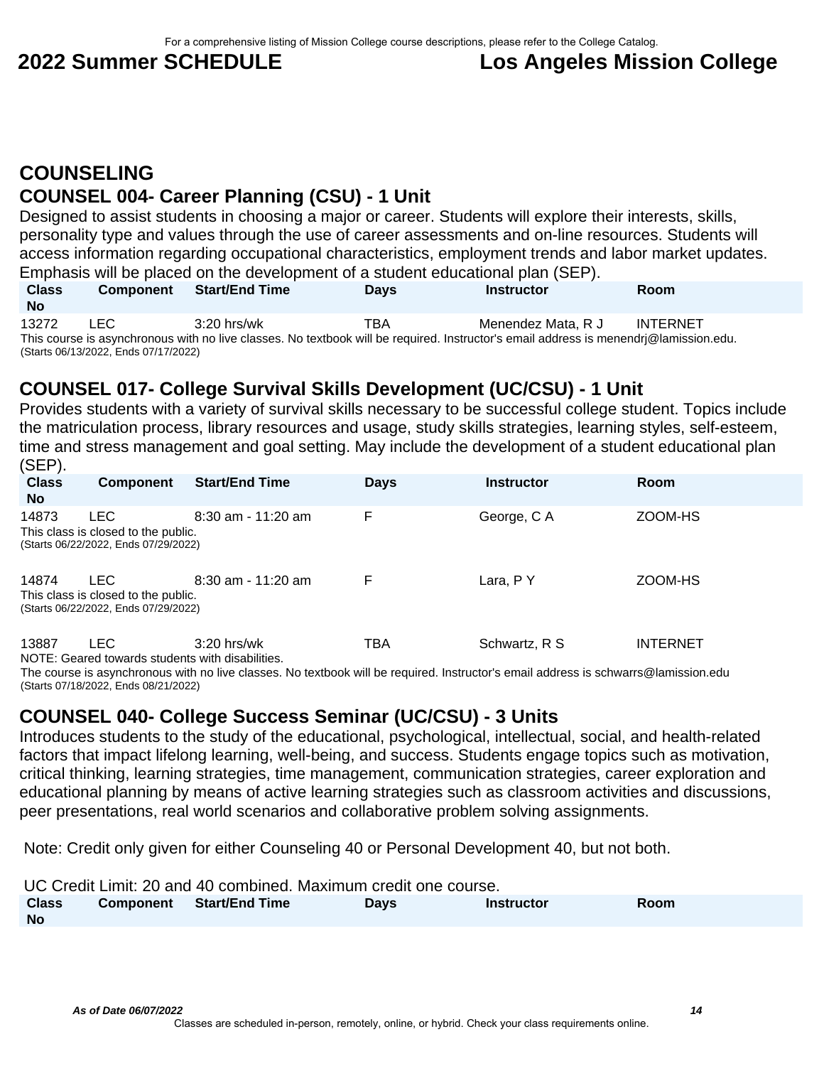For a comprehensive listing of Mission College course descriptions, please refer to the College Catalog.

# 2022 Summer SCHEDULE — Los Angeles Mission College

## COUNSELING

### COUNSEL 004- Career Planning (CSU) - 1 Unit

Designed to assist students in choosing a major or career. Students will explore their interests, skills, personality type and values through the use of career assessments and on-line resources. Students will access information regarding occupational characteristics, employment trends and labor market updates. Emphasis will be placed on the development of a student educational plan (SEP).

| Class No | Component | Start/End Time | Days | Instructor | Room |
|---|---|---|---|---|---|
| 13272 | LEC | 3:20 hrs/wk | TBA | Menendez Mata, R J | INTERNET |

This course is asynchronous with no live classes. No textbook will be required. Instructor's email address is menendrj@lamission.edu.
(Starts 06/13/2022, Ends 07/17/2022)

### COUNSEL 017- College Survival Skills Development (UC/CSU) - 1 Unit

Provides students with a variety of survival skills necessary to be successful college student. Topics include the matriculation process, library resources and usage, study skills strategies, learning styles, self-esteem, time and stress management and goal setting. May include the development of a student educational plan (SEP).

| Class No | Component | Start/End Time | Days | Instructor | Room |
|---|---|---|---|---|---|
| 14873 | LEC | 8:30 am - 11:20 am | F | George, C A | ZOOM-HS |

This class is closed to the public.
(Starts 06/22/2022, Ends 07/29/2022)

| Class No | Component | Start/End Time | Days | Instructor | Room |
|---|---|---|---|---|---|
| 14874 | LEC | 8:30 am - 11:20 am | F | Lara, P Y | ZOOM-HS |

This class is closed to the public.
(Starts 06/22/2022, Ends 07/29/2022)

| Class No | Component | Start/End Time | Days | Instructor | Room |
|---|---|---|---|---|---|
| 13887 | LEC | 3:20 hrs/wk | TBA | Schwartz, R S | INTERNET |

NOTE: Geared towards students with disabilities.
The course is asynchronous with no live classes. No textbook will be required. Instructor's email address is schwarrs@lamission.edu
(Starts 07/18/2022, Ends 08/21/2022)

### COUNSEL 040- College Success Seminar (UC/CSU) - 3 Units

Introduces students to the study of the educational, psychological, intellectual, social, and health-related factors that impact lifelong learning, well-being, and success. Students engage topics such as motivation, critical thinking, learning strategies, time management, communication strategies, career exploration and educational planning by means of active learning strategies such as classroom activities and discussions, peer presentations, real world scenarios and collaborative problem solving assignments.

Note: Credit only given for either Counseling 40 or Personal Development 40, but not both.

UC Credit Limit: 20 and 40 combined. Maximum credit one course.

| Class No | Component | Start/End Time | Days | Instructor | Room |
|---|---|---|---|---|---|

*As of Date 06/07/2022*

Classes are scheduled in-person, remotely, online, or hybrid. Check your class requirements online.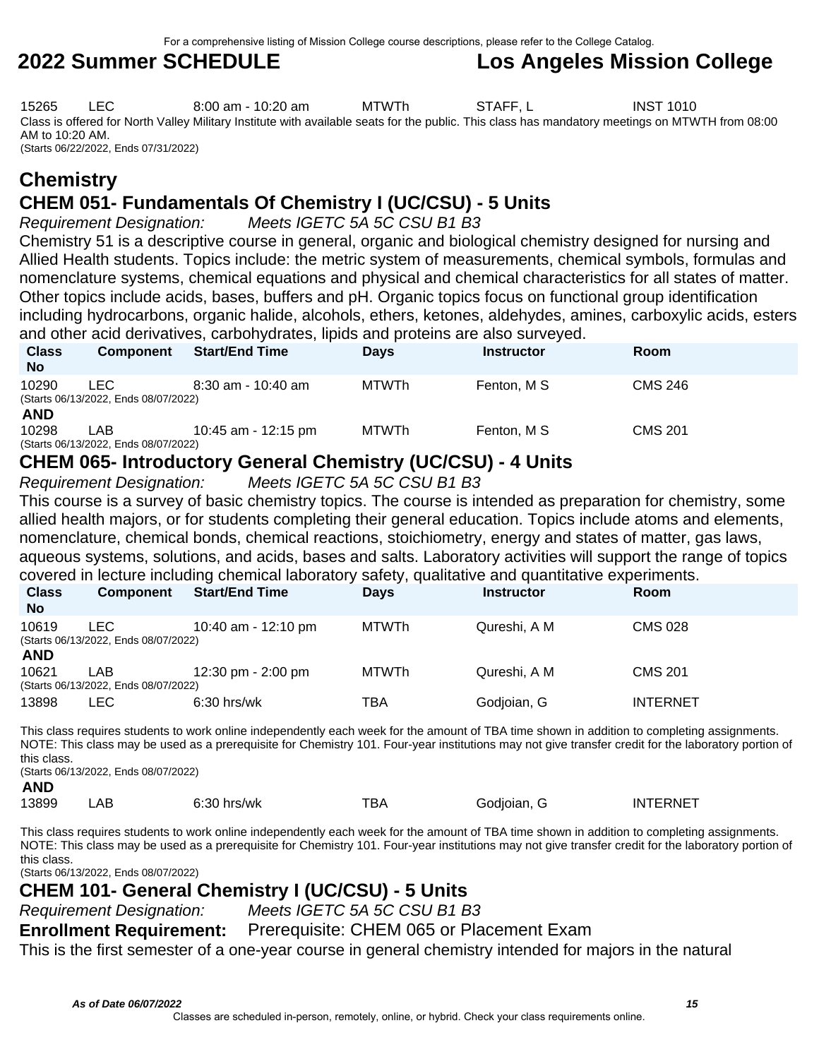| | | | | | |
|---|---|---|---|---|---|
| 15265 | LEC | 8:00 am - 10:20 am | MTWTh | STAFF, L | INST 1010 |

Class is offered for North Valley Military Institute with available seats for the public. This class has mandatory meetings on MTWTH from 08:00 AM to 10:20 AM.
(Starts 06/22/2022, Ends 07/31/2022)

# Chemistry

## CHEM 051- Fundamentals Of Chemistry I (UC/CSU) - 5 Units

*Requirement Designation:* *Meets IGETC 5A 5C CSU B1 B3*

Chemistry 51 is a descriptive course in general, organic and biological chemistry designed for nursing and Allied Health students. Topics include: the metric system of measurements, chemical symbols, formulas and nomenclature systems, chemical equations and physical and chemical characteristics for all states of matter. Other topics include acids, bases, buffers and pH. Organic topics focus on functional group identification including hydrocarbons, organic halide, alcohols, ethers, ketones, aldehydes, amines, carboxylic acids, esters and other acid derivatives, carbohydrates, lipids and proteins are also surveyed.

| Class No | Component | Start/End Time | Days | Instructor | Room |
|---|---|---|---|---|---|
| 10290 | LEC | 8:30 am - 10:40 am | MTWTh | Fenton, M S | CMS 246 |
| (Starts 06/13/2022, Ends 08/07/2022) | | | | | |
| **AND** | | | | | |
| 10298 | LAB | 10:45 am - 12:15 pm | MTWTh | Fenton, M S | CMS 201 |
| (Starts 06/13/2022, Ends 08/07/2022) | | | | | |

## CHEM 065- Introductory General Chemistry (UC/CSU) - 4 Units

*Requirement Designation:* *Meets IGETC 5A 5C CSU B1 B3*

This course is a survey of basic chemistry topics. The course is intended as preparation for chemistry, some allied health majors, or for students completing their general education. Topics include atoms and elements, nomenclature, chemical bonds, chemical reactions, stoichiometry, energy and states of matter, gas laws, aqueous systems, solutions, and acids, bases and salts. Laboratory activities will support the range of topics covered in lecture including chemical laboratory safety, qualitative and quantitative experiments.

| Class No | Component | Start/End Time | Days | Instructor | Room |
|---|---|---|---|---|---|
| 10619 | LEC | 10:40 am - 12:10 pm | MTWTh | Qureshi, A M | CMS 028 |
| (Starts 06/13/2022, Ends 08/07/2022) | | | | | |
| **AND** | | | | | |
| 10621 | LAB | 12:30 pm - 2:00 pm | MTWTh | Qureshi, A M | CMS 201 |
| (Starts 06/13/2022, Ends 08/07/2022) | | | | | |
| 13898 | LEC | 6:30 hrs/wk | TBA | Godjoian, G | INTERNET |

This class requires students to work online independently each week for the amount of TBA time shown in addition to completing assignments. NOTE: This class may be used as a prerequisite for Chemistry 101. Four-year institutions may not give transfer credit for the laboratory portion of this class.
(Starts 06/13/2022, Ends 08/07/2022)

**AND**

| | | | | | |
|---|---|---|---|---|---|
| 13899 | LAB | 6:30 hrs/wk | TBA | Godjoian, G | INTERNET |

This class requires students to work online independently each week for the amount of TBA time shown in addition to completing assignments. NOTE: This class may be used as a prerequisite for Chemistry 101. Four-year institutions may not give transfer credit for the laboratory portion of this class.
(Starts 06/13/2022, Ends 08/07/2022)

## CHEM 101- General Chemistry I (UC/CSU) - 5 Units

*Requirement Designation:* *Meets IGETC 5A 5C CSU B1 B3*

**Enrollment Requirement:** Prerequisite: CHEM 065 or Placement Exam

This is the first semester of a one-year course in general chemistry intended for majors in the natural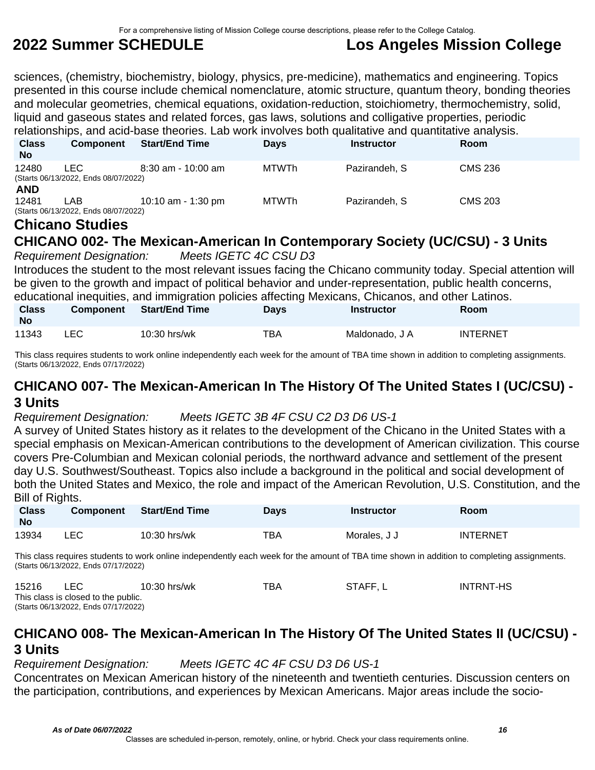sciences, (chemistry, biochemistry, biology, physics, pre-medicine), mathematics and engineering. Topics presented in this course include chemical nomenclature, atomic structure, quantum theory, bonding theories and molecular geometries, chemical equations, oxidation-reduction, stoichiometry, thermochemistry, solid, liquid and gaseous states and related forces, gas laws, solutions and colligative properties, periodic relationships, and acid-base theories. Lab work involves both qualitative and quantitative analysis.

| Class No | Component | Start/End Time | Days | Instructor | Room |
|---|---|---|---|---|---|
| 12480 | LEC | 8:30 am - 10:00 am | MTWTh | Pazirandeh, S | CMS 236 |
| (Starts 06/13/2022, Ends 08/07/2022) | | | | | |
| **AND** | | | | | |
| 12481 | LAB | 10:10 am - 1:30 pm | MTWTh | Pazirandeh, S | CMS 203 |
| (Starts 06/13/2022, Ends 08/07/2022) | | | | | |

# Chicano Studies

## CHICANO 002- The Mexican-American In Contemporary Society (UC/CSU) - 3 Units

*Requirement Designation:* *Meets IGETC 4C CSU D3*

Introduces the student to the most relevant issues facing the Chicano community today. Special attention will be given to the growth and impact of political behavior and under-representation, public health concerns, educational inequities, and immigration policies affecting Mexicans, Chicanos, and other Latinos.

| Class No | Component | Start/End Time | Days | Instructor | Room |
|---|---|---|---|---|---|
| 11343 | LEC | 10:30 hrs/wk | TBA | Maldonado, J A | INTERNET |

This class requires students to work online independently each week for the amount of TBA time shown in addition to completing assignments.
(Starts 06/13/2022, Ends 07/17/2022)

## CHICANO 007- The Mexican-American In The History Of The United States I (UC/CSU) - 3 Units

*Requirement Designation:* *Meets IGETC 3B 4F CSU C2 D3 D6 US-1*

A survey of United States history as it relates to the development of the Chicano in the United States with a special emphasis on Mexican-American contributions to the development of American civilization. This course covers Pre-Columbian and Mexican colonial periods, the northward advance and settlement of the present day U.S. Southwest/Southeast. Topics also include a background in the political and social development of both the United States and Mexico, the role and impact of the American Revolution, U.S. Constitution, and the Bill of Rights.

| Class No | Component | Start/End Time | Days | Instructor | Room |
|---|---|---|---|---|---|
| 13934 | LEC | 10:30 hrs/wk | TBA | Morales, J J | INTERNET |

This class requires students to work online independently each week for the amount of TBA time shown in addition to completing assignments.
(Starts 06/13/2022, Ends 07/17/2022)

| Class No | Component | Start/End Time | Days | Instructor | Room |
|---|---|---|---|---|---|
| 15216 | LEC | 10:30 hrs/wk | TBA | STAFF, L | INTRNT-HS |

This class is closed to the public.
(Starts 06/13/2022, Ends 07/17/2022)

## CHICANO 008- The Mexican-American In The History Of The United States II (UC/CSU) - 3 Units

*Requirement Designation:* *Meets IGETC 4C 4F CSU D3 D6 US-1*

Concentrates on Mexican American history of the nineteenth and twentieth centuries. Discussion centers on the participation, contributions, and experiences by Mexican Americans. Major areas include the socio-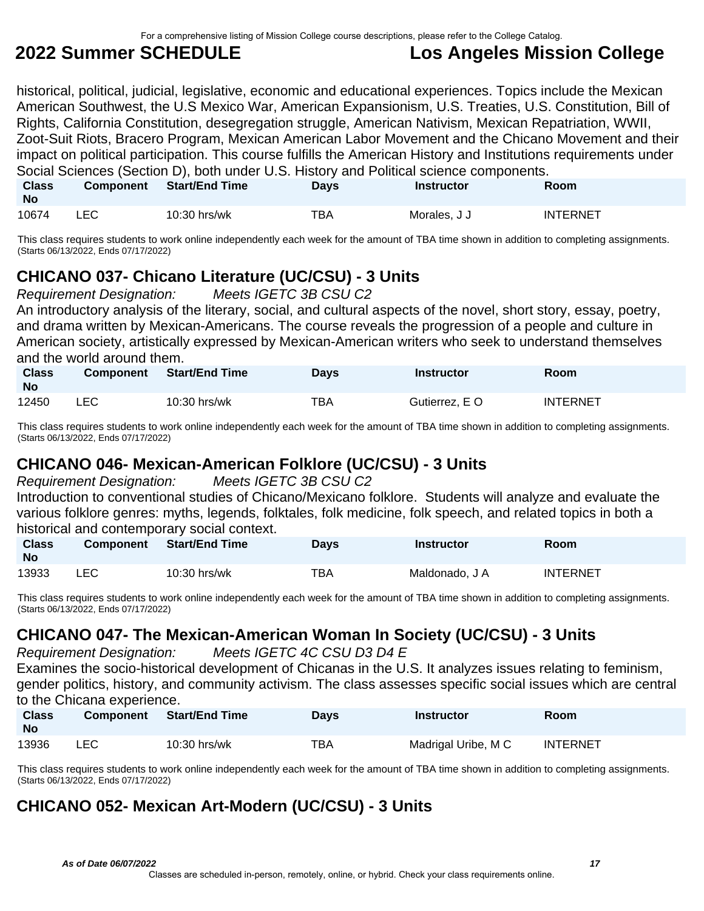historical, political, judicial, legislative, economic and educational experiences. Topics include the Mexican American Southwest, the U.S Mexico War, American Expansionism, U.S. Treaties, U.S. Constitution, Bill of Rights, California Constitution, desegregation struggle, American Nativism, Mexican Repatriation, WWII, Zoot-Suit Riots, Bracero Program, Mexican American Labor Movement and the Chicano Movement and their impact on political participation. This course fulfills the American History and Institutions requirements under Social Sciences (Section D), both under U.S. History and Political science components.

| Class No | Component | Start/End Time | Days | Instructor | Room |
|---|---|---|---|---|---|
| 10674 | LEC | 10:30 hrs/wk | TBA | Morales, J J | INTERNET |

This class requires students to work online independently each week for the amount of TBA time shown in addition to completing assignments. (Starts 06/13/2022, Ends 07/17/2022)

## CHICANO 037- Chicano Literature (UC/CSU) - 3 Units

*Requirement Designation: Meets IGETC 3B CSU C2*

An introductory analysis of the literary, social, and cultural aspects of the novel, short story, essay, poetry, and drama written by Mexican-Americans. The course reveals the progression of a people and culture in American society, artistically expressed by Mexican-American writers who seek to understand themselves and the world around them.

| Class No | Component | Start/End Time | Days | Instructor | Room |
|---|---|---|---|---|---|
| 12450 | LEC | 10:30 hrs/wk | TBA | Gutierrez, E O | INTERNET |

This class requires students to work online independently each week for the amount of TBA time shown in addition to completing assignments. (Starts 06/13/2022, Ends 07/17/2022)

## CHICANO 046- Mexican-American Folklore (UC/CSU) - 3 Units

*Requirement Designation: Meets IGETC 3B CSU C2*

Introduction to conventional studies of Chicano/Mexicano folklore. Students will analyze and evaluate the various folklore genres: myths, legends, folktales, folk medicine, folk speech, and related topics in both a historical and contemporary social context.

| Class No | Component | Start/End Time | Days | Instructor | Room |
|---|---|---|---|---|---|
| 13933 | LEC | 10:30 hrs/wk | TBA | Maldonado, J A | INTERNET |

This class requires students to work online independently each week for the amount of TBA time shown in addition to completing assignments. (Starts 06/13/2022, Ends 07/17/2022)

## CHICANO 047- The Mexican-American Woman In Society (UC/CSU) - 3 Units

*Requirement Designation: Meets IGETC 4C CSU D3 D4 E*

Examines the socio-historical development of Chicanas in the U.S. It analyzes issues relating to feminism, gender politics, history, and community activism. The class assesses specific social issues which are central to the Chicana experience.

| Class No | Component | Start/End Time | Days | Instructor | Room |
|---|---|---|---|---|---|
| 13936 | LEC | 10:30 hrs/wk | TBA | Madrigal Uribe, M C | INTERNET |

This class requires students to work online independently each week for the amount of TBA time shown in addition to completing assignments. (Starts 06/13/2022, Ends 07/17/2022)

## CHICANO 052- Mexican Art-Modern (UC/CSU) - 3 Units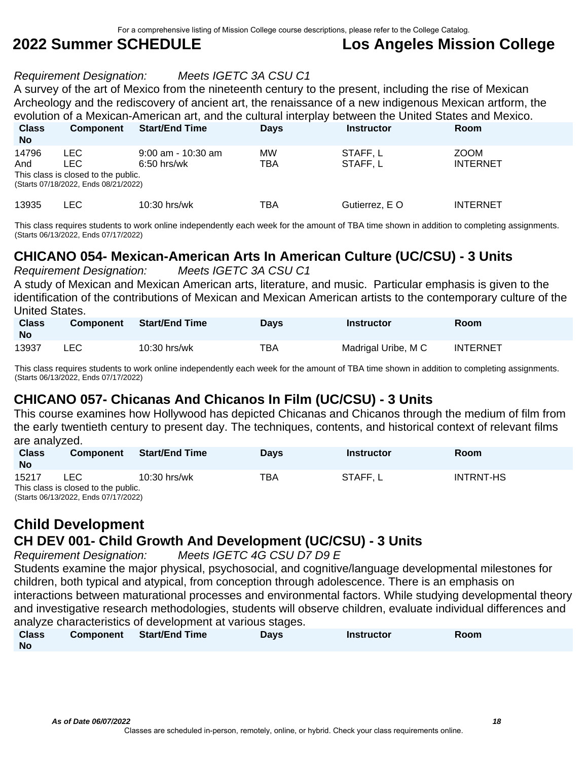*Requirement Designation:* *Meets IGETC 3A CSU C1*

A survey of the art of Mexico from the nineteenth century to the present, including the rise of Mexican Archeology and the rediscovery of ancient art, the renaissance of a new indigenous Mexican artform, the evolution of a Mexican-American art, and the cultural interplay between the United States and Mexico.

| Class No | Component | Start/End Time | Days | Instructor | Room |
|---|---|---|---|---|---|
| 14796 | LEC | 9:00 am - 10:30 am | MW | STAFF, L | ZOOM |
| And | LEC | 6:50 hrs/wk | TBA | STAFF, L | INTERNET |

This class is closed to the public.
(Starts 07/18/2022, Ends 08/21/2022)

| Class No | Component | Start/End Time | Days | Instructor | Room |
|---|---|---|---|---|---|
| 13935 | LEC | 10:30 hrs/wk | TBA | Gutierrez, E O | INTERNET |

This class requires students to work online independently each week for the amount of TBA time shown in addition to completing assignments.
(Starts 06/13/2022, Ends 07/17/2022)

## CHICANO 054- Mexican-American Arts In American Culture (UC/CSU) - 3 Units

*Requirement Designation:* *Meets IGETC 3A CSU C1*

A study of Mexican and Mexican American arts, literature, and music. Particular emphasis is given to the identification of the contributions of Mexican and Mexican American artists to the contemporary culture of the United States.

| Class No | Component | Start/End Time | Days | Instructor | Room |
|---|---|---|---|---|---|
| 13937 | LEC | 10:30 hrs/wk | TBA | Madrigal Uribe, M C | INTERNET |

This class requires students to work online independently each week for the amount of TBA time shown in addition to completing assignments.
(Starts 06/13/2022, Ends 07/17/2022)

## CHICANO 057- Chicanas And Chicanos In Film (UC/CSU) - 3 Units

This course examines how Hollywood has depicted Chicanas and Chicanos through the medium of film from the early twentieth century to present day. The techniques, contents, and historical context of relevant films are analyzed.

| Class No | Component | Start/End Time | Days | Instructor | Room |
|---|---|---|---|---|---|
| 15217 | LEC | 10:30 hrs/wk | TBA | STAFF, L | INTRNT-HS |

This class is closed to the public.
(Starts 06/13/2022, Ends 07/17/2022)

# Child Development

## CH DEV 001- Child Growth And Development (UC/CSU) - 3 Units

*Requirement Designation:* *Meets IGETC 4G CSU D7 D9 E*

Students examine the major physical, psychosocial, and cognitive/language developmental milestones for children, both typical and atypical, from conception through adolescence. There is an emphasis on interactions between maturational processes and environmental factors. While studying developmental theory and investigative research methodologies, students will observe children, evaluate individual differences and analyze characteristics of development at various stages.

| Class No | Component | Start/End Time | Days | Instructor | Room |
|---|---|---|---|---|---|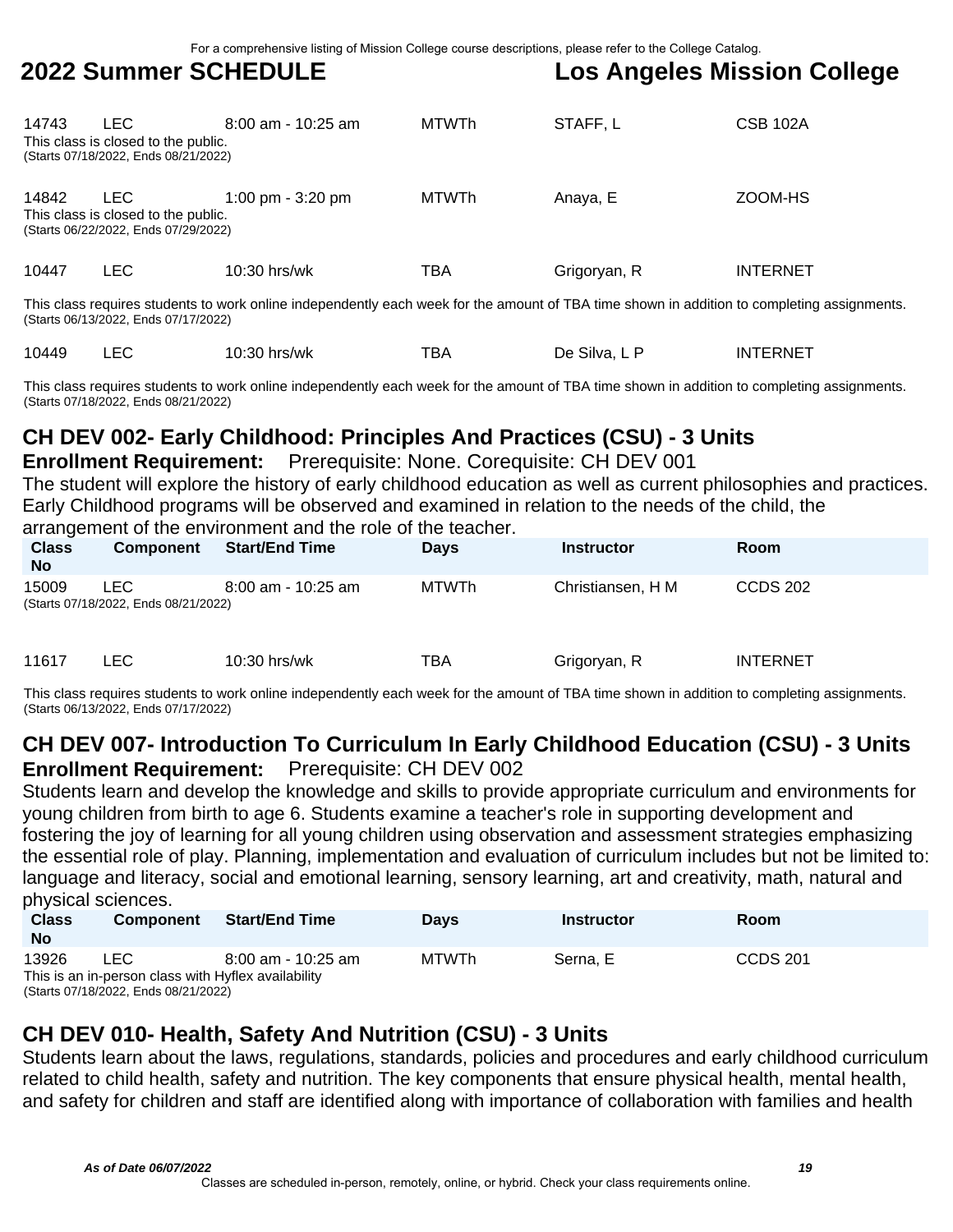| Class No | Component | Start/End Time | Days | Instructor | Room |
| --- | --- | --- | --- | --- | --- |
| 14743 | LEC | 8:00 am - 10:25 am | MTWTh | STAFF, L | CSB 102A |

This class is closed to the public.
(Starts 07/18/2022, Ends 08/21/2022)

| Class No | Component | Start/End Time | Days | Instructor | Room |
| --- | --- | --- | --- | --- | --- |
| 14842 | LEC | 1:00 pm - 3:20 pm | MTWTh | Anaya, E | ZOOM-HS |

This class is closed to the public.
(Starts 06/22/2022, Ends 07/29/2022)

| Class No | Component | Start/End Time | Days | Instructor | Room |
| --- | --- | --- | --- | --- | --- |
| 10447 | LEC | 10:30 hrs/wk | TBA | Grigoryan, R | INTERNET |

This class requires students to work online independently each week for the amount of TBA time shown in addition to completing assignments.
(Starts 06/13/2022, Ends 07/17/2022)

| Class No | Component | Start/End Time | Days | Instructor | Room |
| --- | --- | --- | --- | --- | --- |
| 10449 | LEC | 10:30 hrs/wk | TBA | De Silva, L P | INTERNET |

This class requires students to work online independently each week for the amount of TBA time shown in addition to completing assignments.
(Starts 07/18/2022, Ends 08/21/2022)

## CH DEV 002- Early Childhood: Principles And Practices (CSU) - 3 Units

**Enrollment Requirement:** Prerequisite: None. Corequisite: CH DEV 001

The student will explore the history of early childhood education as well as current philosophies and practices. Early Childhood programs will be observed and examined in relation to the needs of the child, the arrangement of the environment and the role of the teacher.

| Class No | Component | Start/End Time | Days | Instructor | Room |
| --- | --- | --- | --- | --- | --- |
| 15009 | LEC | 8:00 am - 10:25 am | MTWTh | Christiansen, H M | CCDS 202 |

(Starts 07/18/2022, Ends 08/21/2022)

| Class No | Component | Start/End Time | Days | Instructor | Room |
| --- | --- | --- | --- | --- | --- |
| 11617 | LEC | 10:30 hrs/wk | TBA | Grigoryan, R | INTERNET |

This class requires students to work online independently each week for the amount of TBA time shown in addition to completing assignments.
(Starts 06/13/2022, Ends 07/17/2022)

## CH DEV 007- Introduction To Curriculum In Early Childhood Education (CSU) - 3 Units

**Enrollment Requirement:** Prerequisite: CH DEV 002

Students learn and develop the knowledge and skills to provide appropriate curriculum and environments for young children from birth to age 6. Students examine a teacher's role in supporting development and fostering the joy of learning for all young children using observation and assessment strategies emphasizing the essential role of play. Planning, implementation and evaluation of curriculum includes but not be limited to: language and literacy, social and emotional learning, sensory learning, art and creativity, math, natural and physical sciences.

| Class No | Component | Start/End Time | Days | Instructor | Room |
| --- | --- | --- | --- | --- | --- |
| 13926 | LEC | 8:00 am - 10:25 am | MTWTh | Serna, E | CCDS 201 |

This is an in-person class with Hyflex availability
(Starts 07/18/2022, Ends 08/21/2022)

## CH DEV 010- Health, Safety And Nutrition (CSU) - 3 Units

Students learn about the laws, regulations, standards, policies and procedures and early childhood curriculum related to child health, safety and nutrition. The key components that ensure physical health, mental health, and safety for children and staff are identified along with importance of collaboration with families and health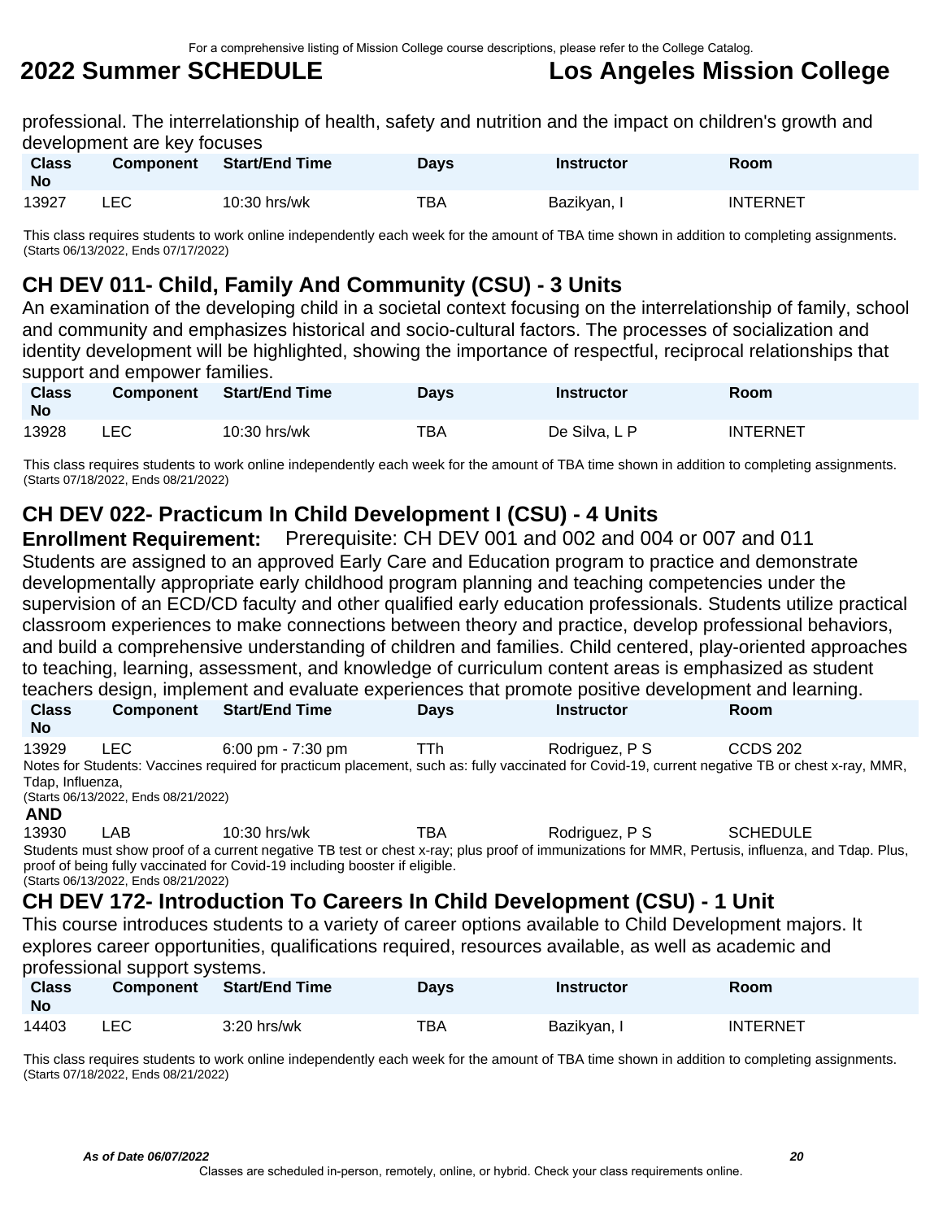professional. The interrelationship of health, safety and nutrition and the impact on children's growth and development are key focuses

| Class No | Component | Start/End Time | Days | Instructor | Room |
|---|---|---|---|---|---|
| 13927 | LEC | 10:30 hrs/wk | TBA | Bazikyan, I | INTERNET |

This class requires students to work online independently each week for the amount of TBA time shown in addition to completing assignments.
(Starts 06/13/2022, Ends 07/17/2022)

## CH DEV 011- Child, Family And Community (CSU) - 3 Units

An examination of the developing child in a societal context focusing on the interrelationship of family, school and community and emphasizes historical and socio-cultural factors. The processes of socialization and identity development will be highlighted, showing the importance of respectful, reciprocal relationships that support and empower families.

| Class No | Component | Start/End Time | Days | Instructor | Room |
|---|---|---|---|---|---|
| 13928 | LEC | 10:30 hrs/wk | TBA | De Silva, L P | INTERNET |

This class requires students to work online independently each week for the amount of TBA time shown in addition to completing assignments.
(Starts 07/18/2022, Ends 08/21/2022)

## CH DEV 022- Practicum In Child Development I (CSU) - 4 Units

**Enrollment Requirement:** Prerequisite: CH DEV 001 and 002 and 004 or 007 and 011

Students are assigned to an approved Early Care and Education program to practice and demonstrate developmentally appropriate early childhood program planning and teaching competencies under the supervision of an ECD/CD faculty and other qualified early education professionals. Students utilize practical classroom experiences to make connections between theory and practice, develop professional behaviors, and build a comprehensive understanding of children and families. Child centered, play-oriented approaches to teaching, learning, assessment, and knowledge of curriculum content areas is emphasized as student teachers design, implement and evaluate experiences that promote positive development and learning.

| Class No | Component | Start/End Time | Days | Instructor | Room |
|---|---|---|---|---|---|
| 13929 | LEC | 6:00 pm - 7:30 pm | TTh | Rodriguez, P S | CCDS 202 |

Notes for Students: Vaccines required for practicum placement, such as: fully vaccinated for Covid-19, current negative TB or chest x-ray, MMR, Tdap, Influenza,
(Starts 06/13/2022, Ends 08/21/2022)

**AND**

| Class No | Component | Start/End Time | Days | Instructor | Room |
|---|---|---|---|---|---|
| 13930 | LAB | 10:30 hrs/wk | TBA | Rodriguez, P S | SCHEDULE |

Students must show proof of a current negative TB test or chest x-ray; plus proof of immunizations for MMR, Pertusis, influenza, and Tdap. Plus, proof of being fully vaccinated for Covid-19 including booster if eligible.
(Starts 06/13/2022, Ends 08/21/2022)

## CH DEV 172- Introduction To Careers In Child Development (CSU) - 1 Unit

This course introduces students to a variety of career options available to Child Development majors. It explores career opportunities, qualifications required, resources available, as well as academic and professional support systems.

| Class No | Component | Start/End Time | Days | Instructor | Room |
|---|---|---|---|---|---|
| 14403 | LEC | 3:20 hrs/wk | TBA | Bazikyan, I | INTERNET |

This class requires students to work online independently each week for the amount of TBA time shown in addition to completing assignments.
(Starts 07/18/2022, Ends 08/21/2022)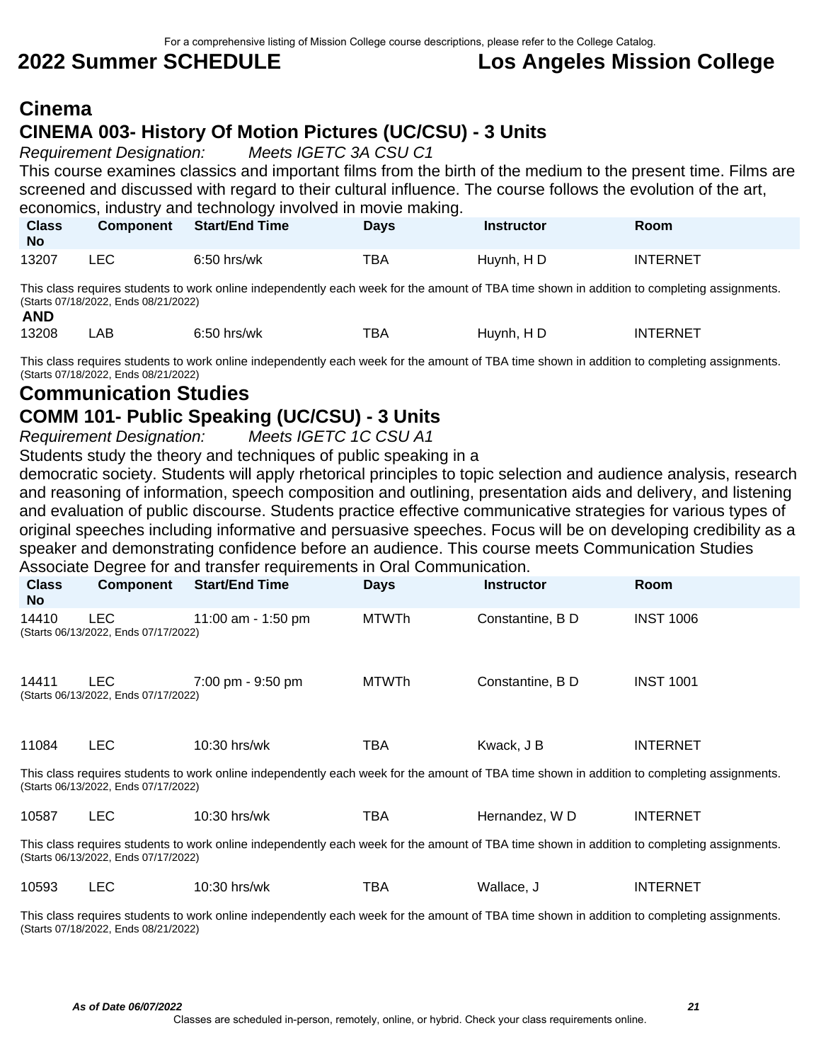For a comprehensive listing of Mission College course descriptions, please refer to the College Catalog.

# 2022 Summer SCHEDULE Los Angeles Mission College

## Cinema

### CINEMA 003- History Of Motion Pictures (UC/CSU) - 3 Units

*Requirement Designation:* *Meets IGETC 3A CSU C1*

This course examines classics and important films from the birth of the medium to the present time. Films are screened and discussed with regard to their cultural influence. The course follows the evolution of the art, economics, industry and technology involved in movie making.

| Class No | Component | Start/End Time | Days | Instructor | Room |
|---|---|---|---|---|---|
| 13207 | LEC | 6:50 hrs/wk | TBA | Huynh, H D | INTERNET |

This class requires students to work online independently each week for the amount of TBA time shown in addition to completing assignments. (Starts 07/18/2022, Ends 08/21/2022)

**AND**

| Class No | Component | Start/End Time | Days | Instructor | Room |
|---|---|---|---|---|---|
| 13208 | LAB | 6:50 hrs/wk | TBA | Huynh, H D | INTERNET |

This class requires students to work online independently each week for the amount of TBA time shown in addition to completing assignments. (Starts 07/18/2022, Ends 08/21/2022)

## Communication Studies

### COMM 101- Public Speaking (UC/CSU) - 3 Units

*Requirement Designation:* *Meets IGETC 1C CSU A1*

Students study the theory and techniques of public speaking in a democratic society. Students will apply rhetorical principles to topic selection and audience analysis, research and reasoning of information, speech composition and outlining, presentation aids and delivery, and listening and evaluation of public discourse. Students practice effective communicative strategies for various types of original speeches including informative and persuasive speeches. Focus will be on developing credibility as a speaker and demonstrating confidence before an audience. This course meets Communication Studies Associate Degree for and transfer requirements in Oral Communication.

| Class No | Component | Start/End Time | Days | Instructor | Room |
|---|---|---|---|---|---|
| 14410 | LEC | 11:00 am - 1:50 pm | MTWTh | Constantine, B D | INST 1006 |

(Starts 06/13/2022, Ends 07/17/2022)

| Class No | Component | Start/End Time | Days | Instructor | Room |
|---|---|---|---|---|---|
| 14411 | LEC | 7:00 pm - 9:50 pm | MTWTh | Constantine, B D | INST 1001 |

(Starts 06/13/2022, Ends 07/17/2022)

| Class No | Component | Start/End Time | Days | Instructor | Room |
|---|---|---|---|---|---|
| 11084 | LEC | 10:30 hrs/wk | TBA | Kwack, J B | INTERNET |

This class requires students to work online independently each week for the amount of TBA time shown in addition to completing assignments. (Starts 06/13/2022, Ends 07/17/2022)

| Class No | Component | Start/End Time | Days | Instructor | Room |
|---|---|---|---|---|---|
| 10587 | LEC | 10:30 hrs/wk | TBA | Hernandez, W D | INTERNET |

This class requires students to work online independently each week for the amount of TBA time shown in addition to completing assignments. (Starts 06/13/2022, Ends 07/17/2022)

| Class No | Component | Start/End Time | Days | Instructor | Room |
|---|---|---|---|---|---|
| 10593 | LEC | 10:30 hrs/wk | TBA | Wallace, J | INTERNET |

This class requires students to work online independently each week for the amount of TBA time shown in addition to completing assignments. (Starts 07/18/2022, Ends 08/21/2022)

*As of Date 06/07/2022*

Classes are scheduled in-person, remotely, online, or hybrid. Check your class requirements online.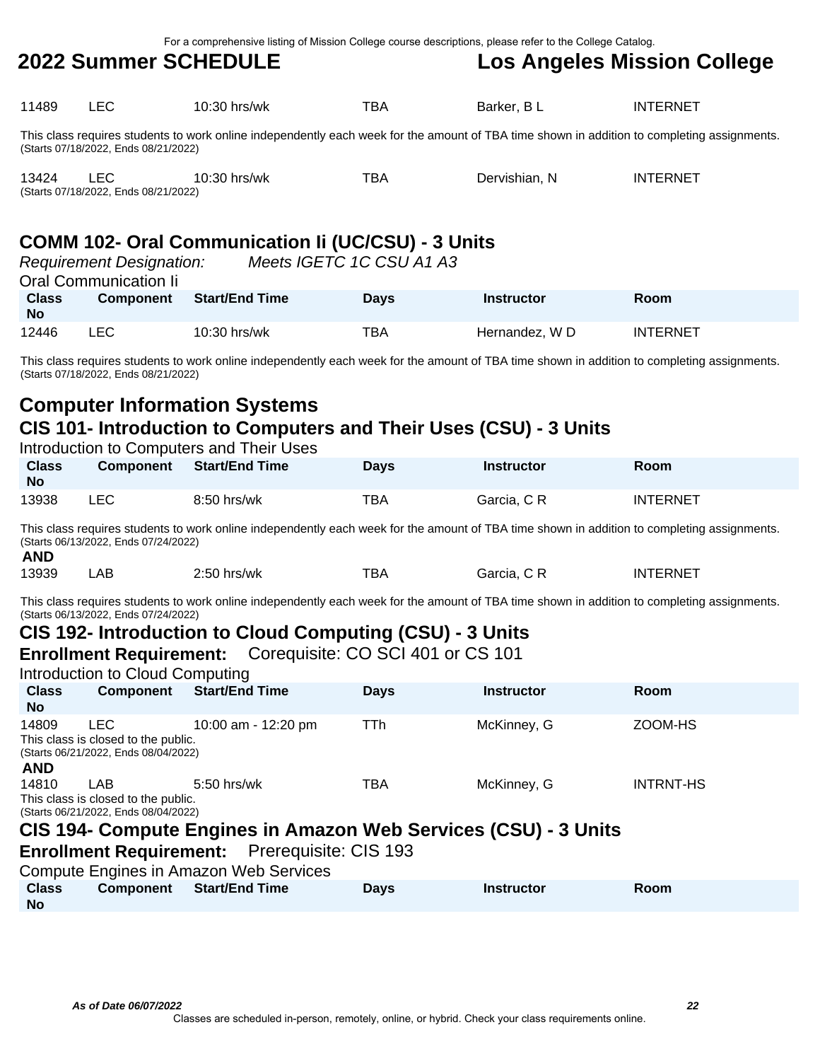| | | | | | |
|---|---|---|---|---|---|
| 11489 | LEC | 10:30 hrs/wk | TBA | Barker, B L | INTERNET |

This class requires students to work online independently each week for the amount of TBA time shown in addition to completing assignments.
(Starts 07/18/2022, Ends 08/21/2022)

| | | | | | |
|---|---|---|---|---|---|
| 13424 | LEC | 10:30 hrs/wk | TBA | Dervishian, N | INTERNET |

(Starts 07/18/2022, Ends 08/21/2022)

## COMM 102- Oral Communication Ii (UC/CSU) - 3 Units

*Requirement Designation:* *Meets IGETC 1C CSU A1 A3*

Oral Communication Ii

| Class No | Component | Start/End Time | Days | Instructor | Room |
|---|---|---|---|---|---|
| 12446 | LEC | 10:30 hrs/wk | TBA | Hernandez, W D | INTERNET |

This class requires students to work online independently each week for the amount of TBA time shown in addition to completing assignments.
(Starts 07/18/2022, Ends 08/21/2022)

# Computer Information Systems

## CIS 101- Introduction to Computers and Their Uses (CSU) - 3 Units

Introduction to Computers and Their Uses

| Class No | Component | Start/End Time | Days | Instructor | Room |
|---|---|---|---|---|---|
| 13938 | LEC | 8:50 hrs/wk | TBA | Garcia, C R | INTERNET |

This class requires students to work online independently each week for the amount of TBA time shown in addition to completing assignments.
(Starts 06/13/2022, Ends 07/24/2022)

**AND**

| | | | | | |
|---|---|---|---|---|---|
| 13939 | LAB | 2:50 hrs/wk | TBA | Garcia, C R | INTERNET |

This class requires students to work online independently each week for the amount of TBA time shown in addition to completing assignments.
(Starts 06/13/2022, Ends 07/24/2022)

## CIS 192- Introduction to Cloud Computing (CSU) - 3 Units

**Enrollment Requirement:** Corequisite: CO SCI 401 or CS 101

Introduction to Cloud Computing

| Class No | Component | Start/End Time | Days | Instructor | Room |
|---|---|---|---|---|---|
| 14809 | LEC | 10:00 am - 12:20 pm | TTh | McKinney, G | ZOOM-HS |

This class is closed to the public.
(Starts 06/21/2022, Ends 08/04/2022)

**AND**

| | | | | | |
|---|---|---|---|---|---|
| 14810 | LAB | 5:50 hrs/wk | TBA | McKinney, G | INTRNT-HS |

This class is closed to the public.
(Starts 06/21/2022, Ends 08/04/2022)

## CIS 194- Compute Engines in Amazon Web Services (CSU) - 3 Units

**Enrollment Requirement:** Prerequisite: CIS 193

Compute Engines in Amazon Web Services

| Class No | Component | Start/End Time | Days | Instructor | Room |
|---|---|---|---|---|---|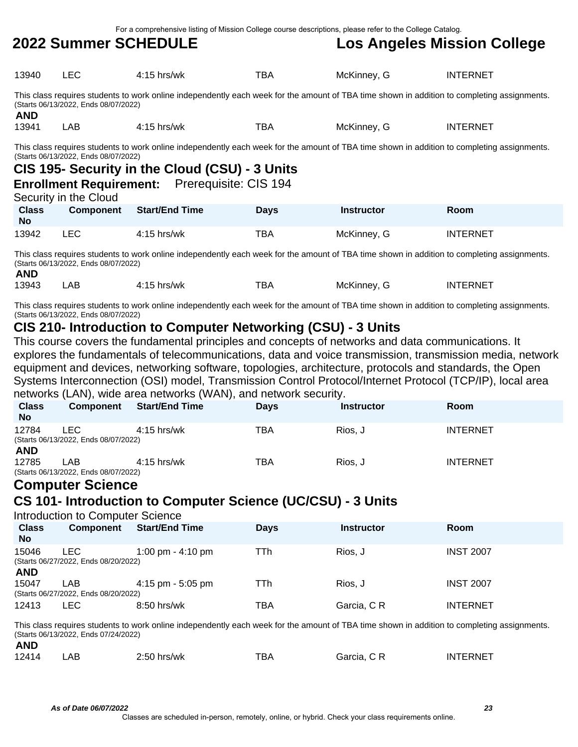| Class No | Component | Start/End Time | Days | Instructor | Room |
|---|---|---|---|---|---|
| 13940 | LEC | 4:15 hrs/wk | TBA | McKinney, G | INTERNET |

This class requires students to work online independently each week for the amount of TBA time shown in addition to completing assignments. (Starts 06/13/2022, Ends 08/07/2022)

**AND**

| Class No | Component | Start/End Time | Days | Instructor | Room |
|---|---|---|---|---|---|
| 13941 | LAB | 4:15 hrs/wk | TBA | McKinney, G | INTERNET |

This class requires students to work online independently each week for the amount of TBA time shown in addition to completing assignments. (Starts 06/13/2022, Ends 08/07/2022)

## CIS 195- Security in the Cloud (CSU) - 3 Units

**Enrollment Requirement:** Prerequisite: CIS 194

Security in the Cloud

| Class No | Component | Start/End Time | Days | Instructor | Room |
|---|---|---|---|---|---|
| 13942 | LEC | 4:15 hrs/wk | TBA | McKinney, G | INTERNET |

This class requires students to work online independently each week for the amount of TBA time shown in addition to completing assignments. (Starts 06/13/2022, Ends 08/07/2022)

**AND**

| Class No | Component | Start/End Time | Days | Instructor | Room |
|---|---|---|---|---|---|
| 13943 | LAB | 4:15 hrs/wk | TBA | McKinney, G | INTERNET |

This class requires students to work online independently each week for the amount of TBA time shown in addition to completing assignments. (Starts 06/13/2022, Ends 08/07/2022)

## CIS 210- Introduction to Computer Networking (CSU) - 3 Units

This course covers the fundamental principles and concepts of networks and data communications. It explores the fundamentals of telecommunications, data and voice transmission, transmission media, network equipment and devices, networking software, topologies, architecture, protocols and standards, the Open Systems Interconnection (OSI) model, Transmission Control Protocol/Internet Protocol (TCP/IP), local area networks (LAN), wide area networks (WAN), and network security.

| Class No | Component | Start/End Time | Days | Instructor | Room |
|---|---|---|---|---|---|
| 12784 | LEC | 4:15 hrs/wk | TBA | Rios, J | INTERNET |

(Starts 06/13/2022, Ends 08/07/2022)

**AND**

| Class No | Component | Start/End Time | Days | Instructor | Room |
|---|---|---|---|---|---|
| 12785 | LAB | 4:15 hrs/wk | TBA | Rios, J | INTERNET |

(Starts 06/13/2022, Ends 08/07/2022)

# Computer Science

## CS 101- Introduction to Computer Science (UC/CSU) - 3 Units

Introduction to Computer Science

| Class No | Component | Start/End Time | Days | Instructor | Room |
|---|---|---|---|---|---|
| 15046 | LEC | 1:00 pm - 4:10 pm | TTh | Rios, J | INST 2007 |

(Starts 06/27/2022, Ends 08/20/2022)

**AND**

| Class No | Component | Start/End Time | Days | Instructor | Room |
|---|---|---|---|---|---|
| 15047 | LAB | 4:15 pm - 5:05 pm | TTh | Rios, J | INST 2007 |

(Starts 06/27/2022, Ends 08/20/2022)

| Class No | Component | Start/End Time | Days | Instructor | Room |
|---|---|---|---|---|---|
| 12413 | LEC | 8:50 hrs/wk | TBA | Garcia, C R | INTERNET |

This class requires students to work online independently each week for the amount of TBA time shown in addition to completing assignments. (Starts 06/13/2022, Ends 07/24/2022)

**AND**

| Class No | Component | Start/End Time | Days | Instructor | Room |
|---|---|---|---|---|---|
| 12414 | LAB | 2:50 hrs/wk | TBA | Garcia, C R | INTERNET |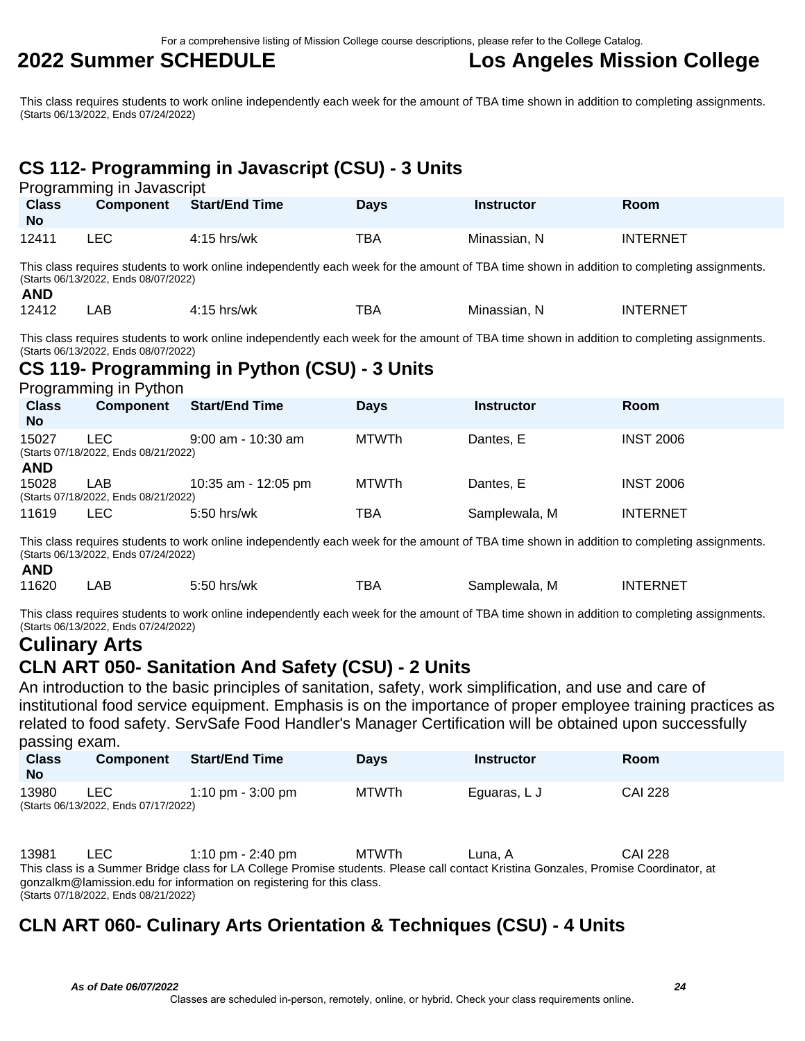This class requires students to work online independently each week for the amount of TBA time shown in addition to completing assignments.
(Starts 06/13/2022, Ends 07/24/2022)

## CS 112- Programming in Javascript (CSU) - 3 Units

Programming in Javascript

| Class No | Component | Start/End Time | Days | Instructor | Room |
|---|---|---|---|---|---|
| 12411 | LEC | 4:15 hrs/wk | TBA | Minassian, N | INTERNET |

This class requires students to work online independently each week for the amount of TBA time shown in addition to completing assignments.
(Starts 06/13/2022, Ends 08/07/2022)

**AND**

| Class No | Component | Start/End Time | Days | Instructor | Room |
|---|---|---|---|---|---|
| 12412 | LAB | 4:15 hrs/wk | TBA | Minassian, N | INTERNET |

This class requires students to work online independently each week for the amount of TBA time shown in addition to completing assignments.
(Starts 06/13/2022, Ends 08/07/2022)

## CS 119- Programming in Python (CSU) - 3 Units

Programming in Python

| Class No | Component | Start/End Time | Days | Instructor | Room |
|---|---|---|---|---|---|
| 15027 | LEC | 9:00 am - 10:30 am | MTWTh | Dantes, E | INST 2006 |

(Starts 07/18/2022, Ends 08/21/2022)

**AND**

| Class No | Component | Start/End Time | Days | Instructor | Room |
|---|---|---|---|---|---|
| 15028 | LAB | 10:35 am - 12:05 pm | MTWTh | Dantes, E | INST 2006 |

(Starts 07/18/2022, Ends 08/21/2022)

| Class No | Component | Start/End Time | Days | Instructor | Room |
|---|---|---|---|---|---|
| 11619 | LEC | 5:50 hrs/wk | TBA | Samplewala, M | INTERNET |

This class requires students to work online independently each week for the amount of TBA time shown in addition to completing assignments.
(Starts 06/13/2022, Ends 07/24/2022)

**AND**

| Class No | Component | Start/End Time | Days | Instructor | Room |
|---|---|---|---|---|---|
| 11620 | LAB | 5:50 hrs/wk | TBA | Samplewala, M | INTERNET |

This class requires students to work online independently each week for the amount of TBA time shown in addition to completing assignments.
(Starts 06/13/2022, Ends 07/24/2022)

# Culinary Arts

## CLN ART 050- Sanitation And Safety (CSU) - 2 Units

An introduction to the basic principles of sanitation, safety, work simplification, and use and care of institutional food service equipment. Emphasis is on the importance of proper employee training practices as related to food safety. ServSafe Food Handler's Manager Certification will be obtained upon successfully passing exam.

| Class No | Component | Start/End Time | Days | Instructor | Room |
|---|---|---|---|---|---|
| 13980 | LEC | 1:10 pm - 3:00 pm | MTWTh | Eguaras, L J | CAI 228 |

(Starts 06/13/2022, Ends 07/17/2022)

| Class No | Component | Start/End Time | Days | Instructor | Room |
|---|---|---|---|---|---|
| 13981 | LEC | 1:10 pm - 2:40 pm | MTWTh | Luna, A | CAI 228 |

This class is a Summer Bridge class for LA College Promise students. Please call contact Kristina Gonzales, Promise Coordinator, at gonzalkm@lamission.edu for information on registering for this class.
(Starts 07/18/2022, Ends 08/21/2022)

## CLN ART 060- Culinary Arts Orientation & Techniques (CSU) - 4 Units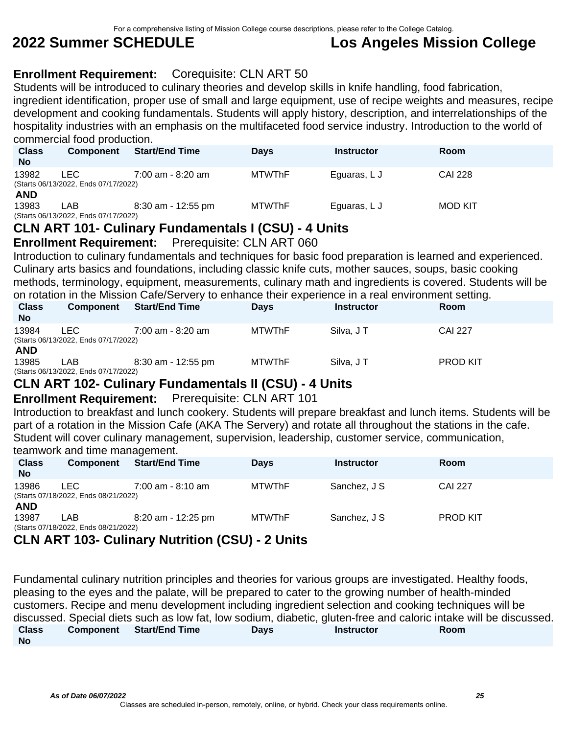For a comprehensive listing of Mission College course descriptions, please refer to the College Catalog.

**Enrollment Requirement:** Corequisite: CLN ART 50

Students will be introduced to culinary theories and develop skills in knife handling, food fabrication, ingredient identification, proper use of small and large equipment, use of recipe weights and measures, recipe development and cooking fundamentals. Students will apply history, description, and interrelationships of the hospitality industries with an emphasis on the multifaceted food service industry. Introduction to the world of commercial food production.

| Class No | Component | Start/End Time | Days | Instructor | Room |
|---|---|---|---|---|---|
| 13982 | LEC | 7:00 am - 8:20 am | MTWThF | Eguaras, L J | CAI 228 |
| (Starts 06/13/2022, Ends 07/17/2022) | | | | | |
| **AND** | | | | | |
| 13983 | LAB | 8:30 am - 12:55 pm | MTWThF | Eguaras, L J | MOD KIT |
| (Starts 06/13/2022, Ends 07/17/2022) | | | | | |

## CLN ART 101- Culinary Fundamentals I (CSU) - 4 Units

**Enrollment Requirement:** Prerequisite: CLN ART 060

Introduction to culinary fundamentals and techniques for basic food preparation is learned and experienced. Culinary arts basics and foundations, including classic knife cuts, mother sauces, soups, basic cooking methods, terminology, equipment, measurements, culinary math and ingredients is covered. Students will be on rotation in the Mission Cafe/Servery to enhance their experience in a real environment setting.

| Class No | Component | Start/End Time | Days | Instructor | Room |
|---|---|---|---|---|---|
| 13984 | LEC | 7:00 am - 8:20 am | MTWThF | Silva, J T | CAI 227 |
| (Starts 06/13/2022, Ends 07/17/2022) | | | | | |
| **AND** | | | | | |
| 13985 | LAB | 8:30 am - 12:55 pm | MTWThF | Silva, J T | PROD KIT |
| (Starts 06/13/2022, Ends 07/17/2022) | | | | | |

## CLN ART 102- Culinary Fundamentals II (CSU) - 4 Units

**Enrollment Requirement:** Prerequisite: CLN ART 101

Introduction to breakfast and lunch cookery. Students will prepare breakfast and lunch items. Students will be part of a rotation in the Mission Cafe (AKA The Servery) and rotate all throughout the stations in the cafe. Student will cover culinary management, supervision, leadership, customer service, communication, teamwork and time management.

| Class No | Component | Start/End Time | Days | Instructor | Room |
|---|---|---|---|---|---|
| 13986 | LEC | 7:00 am - 8:10 am | MTWThF | Sanchez, J S | CAI 227 |
| (Starts 07/18/2022, Ends 08/21/2022) | | | | | |
| **AND** | | | | | |
| 13987 | LAB | 8:20 am - 12:25 pm | MTWThF | Sanchez, J S | PROD KIT |
| (Starts 07/18/2022, Ends 08/21/2022) | | | | | |

## CLN ART 103- Culinary Nutrition (CSU) - 2 Units

Fundamental culinary nutrition principles and theories for various groups are investigated. Healthy foods, pleasing to the eyes and the palate, will be prepared to cater to the growing number of health-minded customers. Recipe and menu development including ingredient selection and cooking techniques will be discussed. Special diets such as low fat, low sodium, diabetic, gluten-free and caloric intake will be discussed.

| Class No | Component | Start/End Time | Days | Instructor | Room |
|---|---|---|---|---|---|

Classes are scheduled in-person, remotely, online, or hybrid. Check your class requirements online.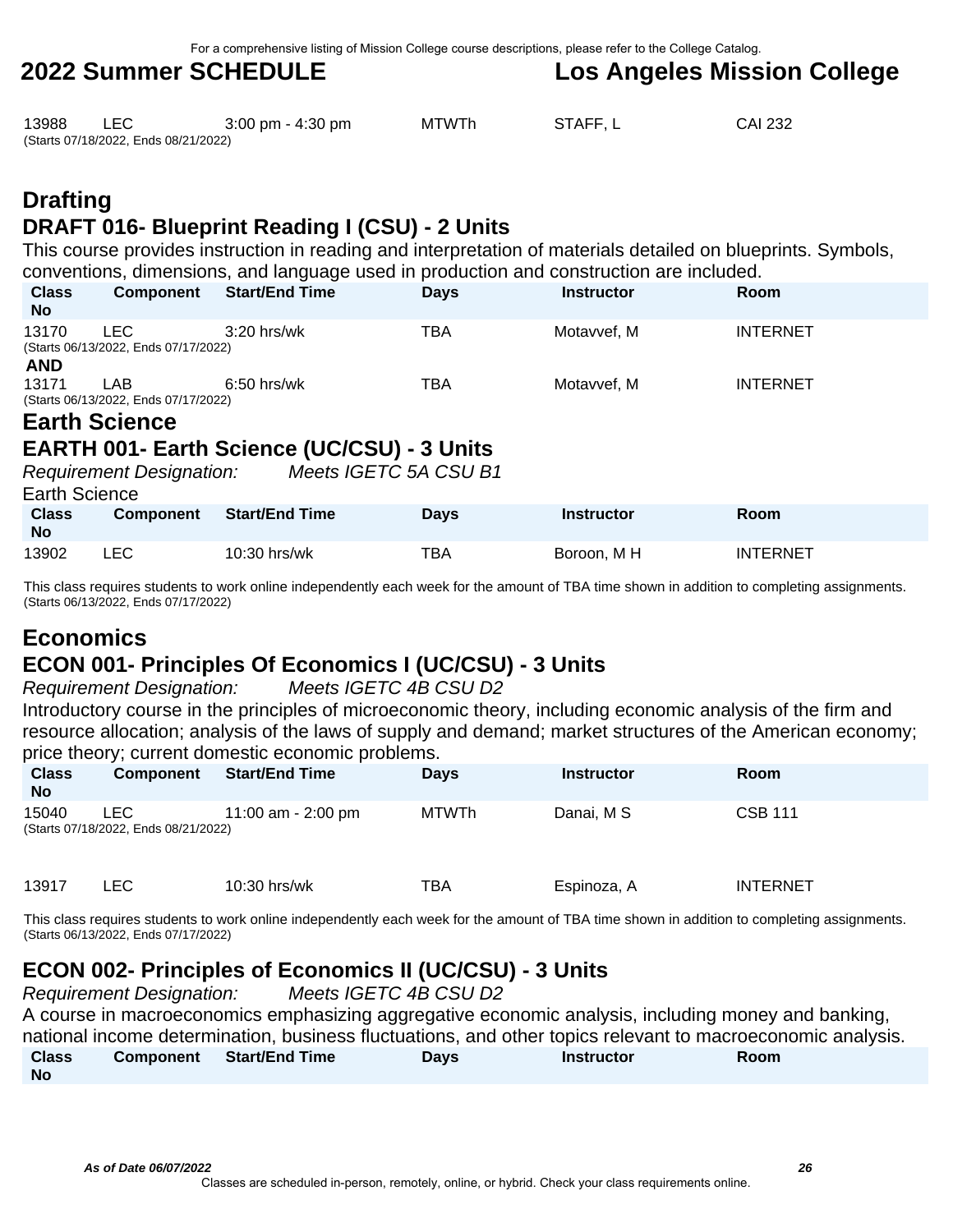| | | | | | |
|---|---|---|---|---|---|
| 13988 | LEC | 3:00 pm - 4:30 pm | MTWTh | STAFF, L | CAI 232 |

(Starts 07/18/2022, Ends 08/21/2022)

# Drafting

## DRAFT 016- Blueprint Reading I (CSU) - 2 Units

This course provides instruction in reading and interpretation of materials detailed on blueprints. Symbols, conventions, dimensions, and language used in production and construction are included.

| Class No | Component | Start/End Time | Days | Instructor | Room |
|---|---|---|---|---|---|
| 13170 | LEC | 3:20 hrs/wk | TBA | Motavvef, M | INTERNET |
| (Starts 06/13/2022, Ends 07/17/2022) | | | | | |
| **AND** | | | | | |
| 13171 | LAB | 6:50 hrs/wk | TBA | Motavvef, M | INTERNET |
| (Starts 06/13/2022, Ends 07/17/2022) | | | | | |

# Earth Science

## EARTH 001- Earth Science (UC/CSU) - 3 Units

*Requirement Designation:* *Meets IGETC 5A CSU B1*

Earth Science

| Class No | Component | Start/End Time | Days | Instructor | Room |
|---|---|---|---|---|---|
| 13902 | LEC | 10:30 hrs/wk | TBA | Boroon, M H | INTERNET |

This class requires students to work online independently each week for the amount of TBA time shown in addition to completing assignments.
(Starts 06/13/2022, Ends 07/17/2022)

# Economics

## ECON 001- Principles Of Economics I (UC/CSU) - 3 Units

*Requirement Designation:* *Meets IGETC 4B CSU D2*

Introductory course in the principles of microeconomic theory, including economic analysis of the firm and resource allocation; analysis of the laws of supply and demand; market structures of the American economy; price theory; current domestic economic problems.

| Class No | Component | Start/End Time | Days | Instructor | Room |
|---|---|---|---|---|---|
| 15040 | LEC | 11:00 am - 2:00 pm | MTWTh | Danai, M S | CSB 111 |
| (Starts 07/18/2022, Ends 08/21/2022) | | | | | |
| 13917 | LEC | 10:30 hrs/wk | TBA | Espinoza, A | INTERNET |

This class requires students to work online independently each week for the amount of TBA time shown in addition to completing assignments.
(Starts 06/13/2022, Ends 07/17/2022)

## ECON 002- Principles of Economics II (UC/CSU) - 3 Units

*Requirement Designation:* *Meets IGETC 4B CSU D2*

A course in macroeconomics emphasizing aggregative economic analysis, including money and banking, national income determination, business fluctuations, and other topics relevant to macroeconomic analysis.

| Class No | Component | Start/End Time | Days | Instructor | Room |
|---|---|---|---|---|---|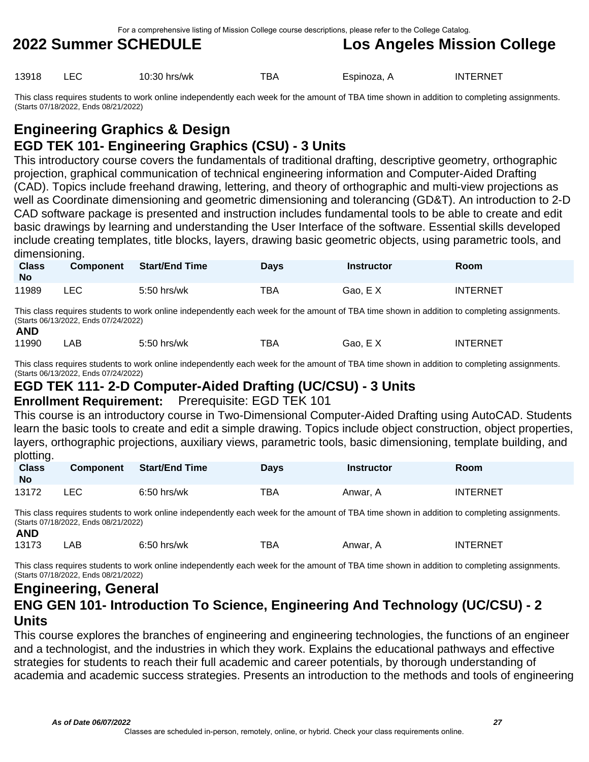For a comprehensive listing of Mission College course descriptions, please refer to the College Catalog.

| | | | | | |
|---|---|---|---|---|---|
| 13918 | LEC | 10:30 hrs/wk | TBA | Espinoza, A | INTERNET |

This class requires students to work online independently each week for the amount of TBA time shown in addition to completing assignments. (Starts 07/18/2022, Ends 08/21/2022)

## Engineering Graphics & Design

### EGD TEK 101- Engineering Graphics (CSU) - 3 Units

This introductory course covers the fundamentals of traditional drafting, descriptive geometry, orthographic projection, graphical communication of technical engineering information and Computer-Aided Drafting (CAD). Topics include freehand drawing, lettering, and theory of orthographic and multi-view projections as well as Coordinate dimensioning and geometric dimensioning and tolerancing (GD&T). An introduction to 2-D CAD software package is presented and instruction includes fundamental tools to be able to create and edit basic drawings by learning and understanding the User Interface of the software. Essential skills developed include creating templates, title blocks, layers, drawing basic geometric objects, using parametric tools, and dimensioning.

| Class No | Component | Start/End Time | Days | Instructor | Room |
|---|---|---|---|---|---|
| 11989 | LEC | 5:50 hrs/wk | TBA | Gao, E X | INTERNET |

This class requires students to work online independently each week for the amount of TBA time shown in addition to completing assignments. (Starts 06/13/2022, Ends 07/24/2022)

**AND**

| | | | | | |
|---|---|---|---|---|---|
| 11990 | LAB | 5:50 hrs/wk | TBA | Gao, E X | INTERNET |

This class requires students to work online independently each week for the amount of TBA time shown in addition to completing assignments. (Starts 06/13/2022, Ends 07/24/2022)

### EGD TEK 111- 2-D Computer-Aided Drafting (UC/CSU) - 3 Units

**Enrollment Requirement:** Prerequisite: EGD TEK 101

This course is an introductory course in Two-Dimensional Computer-Aided Drafting using AutoCAD. Students learn the basic tools to create and edit a simple drawing. Topics include object construction, object properties, layers, orthographic projections, auxiliary views, parametric tools, basic dimensioning, template building, and plotting.

| Class No | Component | Start/End Time | Days | Instructor | Room |
|---|---|---|---|---|---|
| 13172 | LEC | 6:50 hrs/wk | TBA | Anwar, A | INTERNET |

This class requires students to work online independently each week for the amount of TBA time shown in addition to completing assignments. (Starts 07/18/2022, Ends 08/21/2022)

**AND**

| | | | | | |
|---|---|---|---|---|---|
| 13173 | LAB | 6:50 hrs/wk | TBA | Anwar, A | INTERNET |

This class requires students to work online independently each week for the amount of TBA time shown in addition to completing assignments. (Starts 07/18/2022, Ends 08/21/2022)

## Engineering, General

### ENG GEN 101- Introduction To Science, Engineering And Technology (UC/CSU) - 2 Units

This course explores the branches of engineering and engineering technologies, the functions of an engineer and a technologist, and the industries in which they work. Explains the educational pathways and effective strategies for students to reach their full academic and career potentials, by thorough understanding of academia and academic success strategies. Presents an introduction to the methods and tools of engineering

*As of Date 06/07/2022*

Classes are scheduled in-person, remotely, online, or hybrid. Check your class requirements online.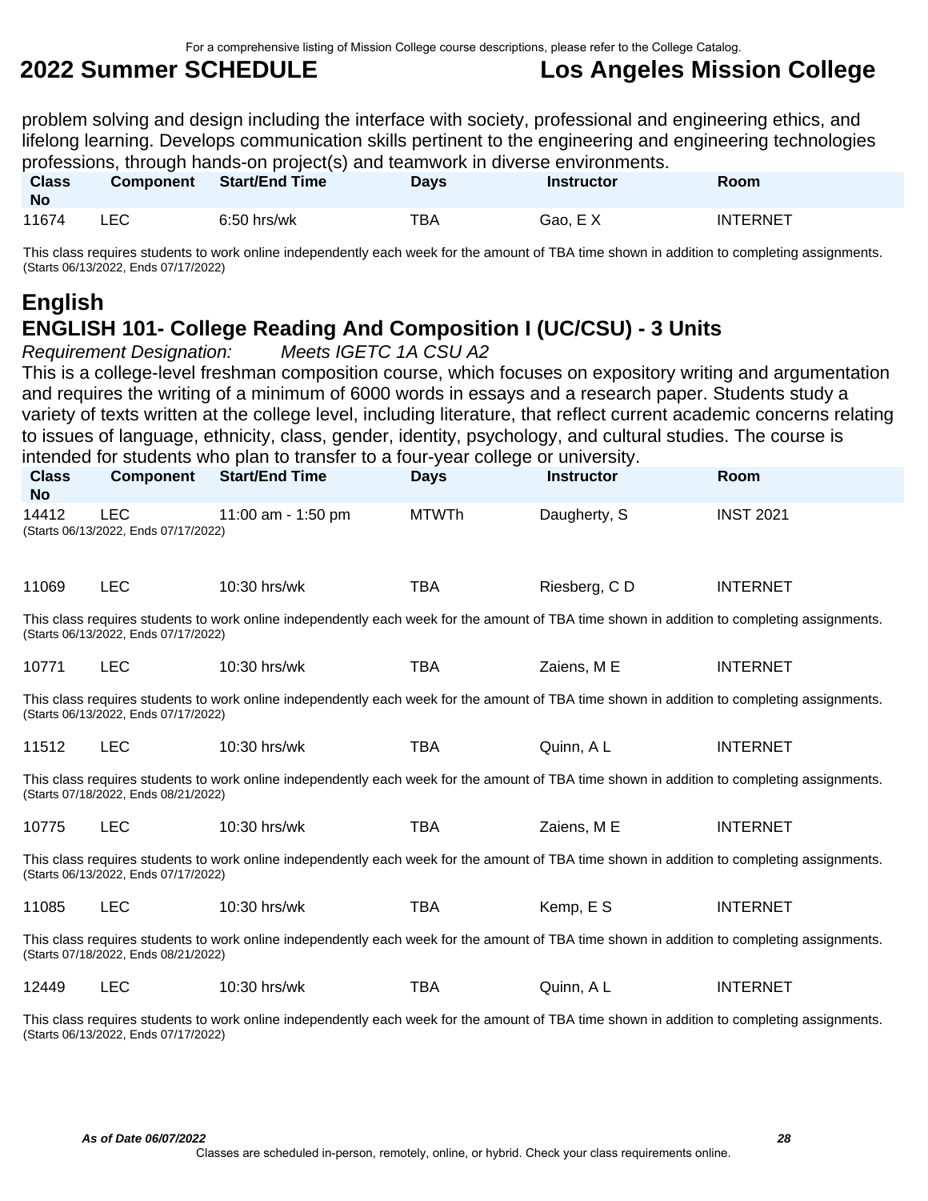problem solving and design including the interface with society, professional and engineering ethics, and lifelong learning. Develops communication skills pertinent to the engineering and engineering technologies professions, through hands-on project(s) and teamwork in diverse environments.

| Class No | Component | Start/End Time | Days | Instructor | Room |
|---|---|---|---|---|---|
| 11674 | LEC | 6:50 hrs/wk | TBA | Gao, E X | INTERNET |

This class requires students to work online independently each week for the amount of TBA time shown in addition to completing assignments.
(Starts 06/13/2022, Ends 07/17/2022)

## English

### ENGLISH 101- College Reading And Composition I (UC/CSU) - 3 Units

*Requirement Designation: Meets IGETC 1A CSU A2*

This is a college-level freshman composition course, which focuses on expository writing and argumentation and requires the writing of a minimum of 6000 words in essays and a research paper. Students study a variety of texts written at the college level, including literature, that reflect current academic concerns relating to issues of language, ethnicity, class, gender, identity, psychology, and cultural studies. The course is intended for students who plan to transfer to a four-year college or university.

| Class No | Component | Start/End Time | Days | Instructor | Room |
|---|---|---|---|---|---|
| 14412 | LEC | 11:00 am - 1:50 pm | MTWTh | Daugherty, S | INST 2021 |

(Starts 06/13/2022, Ends 07/17/2022)

| Class No | Component | Start/End Time | Days | Instructor | Room |
|---|---|---|---|---|---|
| 11069 | LEC | 10:30 hrs/wk | TBA | Riesberg, C D | INTERNET |

This class requires students to work online independently each week for the amount of TBA time shown in addition to completing assignments.
(Starts 06/13/2022, Ends 07/17/2022)

| Class No | Component | Start/End Time | Days | Instructor | Room |
|---|---|---|---|---|---|
| 10771 | LEC | 10:30 hrs/wk | TBA | Zaiens, M E | INTERNET |

This class requires students to work online independently each week for the amount of TBA time shown in addition to completing assignments.
(Starts 06/13/2022, Ends 07/17/2022)

| Class No | Component | Start/End Time | Days | Instructor | Room |
|---|---|---|---|---|---|
| 11512 | LEC | 10:30 hrs/wk | TBA | Quinn, A L | INTERNET |

This class requires students to work online independently each week for the amount of TBA time shown in addition to completing assignments.
(Starts 07/18/2022, Ends 08/21/2022)

| Class No | Component | Start/End Time | Days | Instructor | Room |
|---|---|---|---|---|---|
| 10775 | LEC | 10:30 hrs/wk | TBA | Zaiens, M E | INTERNET |

This class requires students to work online independently each week for the amount of TBA time shown in addition to completing assignments.
(Starts 06/13/2022, Ends 07/17/2022)

| Class No | Component | Start/End Time | Days | Instructor | Room |
|---|---|---|---|---|---|
| 11085 | LEC | 10:30 hrs/wk | TBA | Kemp, E S | INTERNET |

This class requires students to work online independently each week for the amount of TBA time shown in addition to completing assignments.
(Starts 07/18/2022, Ends 08/21/2022)

| Class No | Component | Start/End Time | Days | Instructor | Room |
|---|---|---|---|---|---|
| 12449 | LEC | 10:30 hrs/wk | TBA | Quinn, A L | INTERNET |

This class requires students to work online independently each week for the amount of TBA time shown in addition to completing assignments.
(Starts 06/13/2022, Ends 07/17/2022)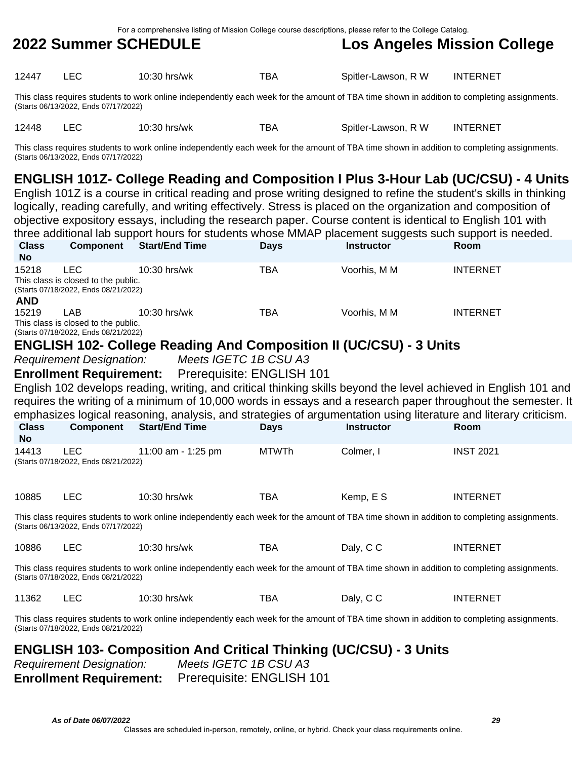| | | | | | |
|---|---|---|---|---|---|
| 12447 | LEC | 10:30 hrs/wk | TBA | Spitler-Lawson, R W | INTERNET |

This class requires students to work online independently each week for the amount of TBA time shown in addition to completing assignments. (Starts 06/13/2022, Ends 07/17/2022)

| | | | | | |
|---|---|---|---|---|---|
| 12448 | LEC | 10:30 hrs/wk | TBA | Spitler-Lawson, R W | INTERNET |

This class requires students to work online independently each week for the amount of TBA time shown in addition to completing assignments. (Starts 06/13/2022, Ends 07/17/2022)

## ENGLISH 101Z- College Reading and Composition I Plus 3-Hour Lab (UC/CSU) - 4 Units

English 101Z is a course in critical reading and prose writing designed to refine the student's skills in thinking logically, reading carefully, and writing effectively. Stress is placed on the organization and composition of objective expository essays, including the research paper. Course content is identical to English 101 with three additional lab support hours for students whose MMAP placement suggests such support is needed.

| Class No | Component | Start/End Time | Days | Instructor | Room |
|---|---|---|---|---|---|
| 15218 | LEC | 10:30 hrs/wk | TBA | Voorhis, M M | INTERNET |

This class is closed to the public.
(Starts 07/18/2022, Ends 08/21/2022)

**AND**

| | | | | | |
|---|---|---|---|---|---|
| 15219 | LAB | 10:30 hrs/wk | TBA | Voorhis, M M | INTERNET |

This class is closed to the public.
(Starts 07/18/2022, Ends 08/21/2022)

## ENGLISH 102- College Reading And Composition II (UC/CSU) - 3 Units

*Requirement Designation:* *Meets IGETC 1B CSU A3*

**Enrollment Requirement:** Prerequisite: ENGLISH 101

English 102 develops reading, writing, and critical thinking skills beyond the level achieved in English 101 and requires the writing of a minimum of 10,000 words in essays and a research paper throughout the semester. It emphasizes logical reasoning, analysis, and strategies of argumentation using literature and literary criticism.

| Class No | Component | Start/End Time | Days | Instructor | Room |
|---|---|---|---|---|---|
| 14413 | LEC | 11:00 am - 1:25 pm | MTWTh | Colmer, I | INST 2021 |

(Starts 07/18/2022, Ends 08/21/2022)

| | | | | | |
|---|---|---|---|---|---|
| 10885 | LEC | 10:30 hrs/wk | TBA | Kemp, E S | INTERNET |

This class requires students to work online independently each week for the amount of TBA time shown in addition to completing assignments. (Starts 06/13/2022, Ends 07/17/2022)

| | | | | | |
|---|---|---|---|---|---|
| 10886 | LEC | 10:30 hrs/wk | TBA | Daly, C C | INTERNET |

This class requires students to work online independently each week for the amount of TBA time shown in addition to completing assignments. (Starts 07/18/2022, Ends 08/21/2022)

| | | | | | |
|---|---|---|---|---|---|
| 11362 | LEC | 10:30 hrs/wk | TBA | Daly, C C | INTERNET |

This class requires students to work online independently each week for the amount of TBA time shown in addition to completing assignments. (Starts 07/18/2022, Ends 08/21/2022)

## ENGLISH 103- Composition And Critical Thinking (UC/CSU) - 3 Units

*Requirement Designation:* *Meets IGETC 1B CSU A3*

**Enrollment Requirement:** Prerequisite: ENGLISH 101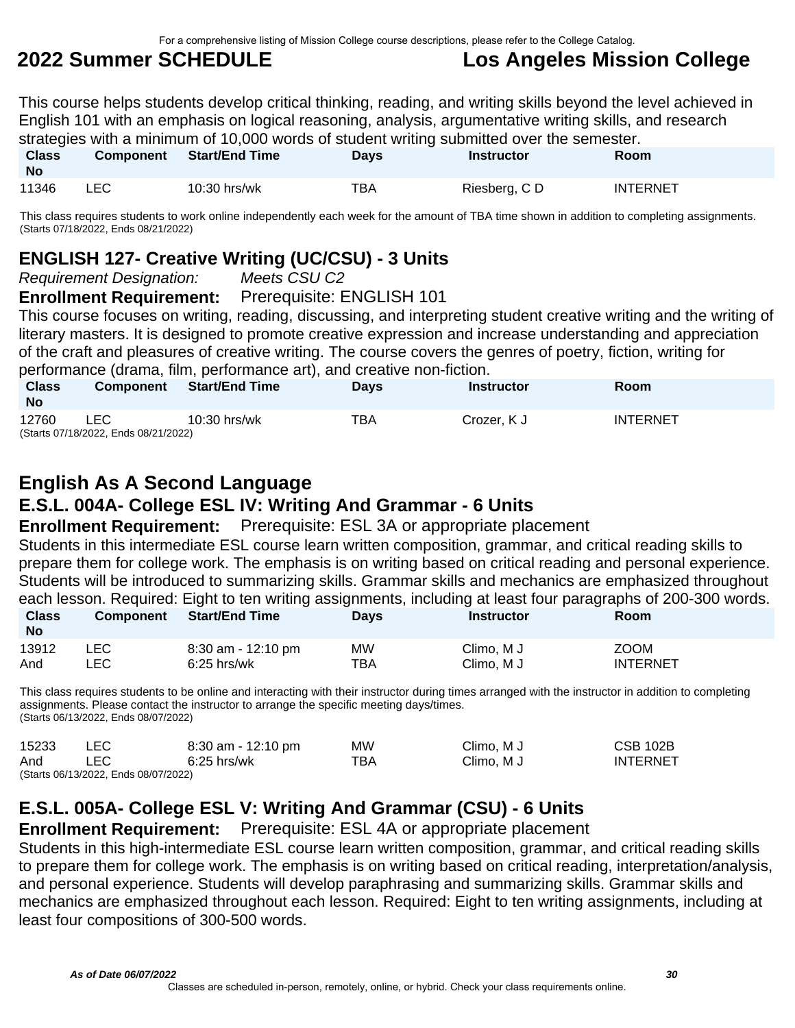This course helps students develop critical thinking, reading, and writing skills beyond the level achieved in English 101 with an emphasis on logical reasoning, analysis, argumentative writing skills, and research strategies with a minimum of 10,000 words of student writing submitted over the semester.

| Class No | Component | Start/End Time | Days | Instructor | Room |
|---|---|---|---|---|---|
| 11346 | LEC | 10:30 hrs/wk | TBA | Riesberg, C D | INTERNET |

This class requires students to work online independently each week for the amount of TBA time shown in addition to completing assignments. (Starts 07/18/2022, Ends 08/21/2022)

## ENGLISH 127- Creative Writing (UC/CSU) - 3 Units

*Requirement Designation:* *Meets CSU C2*

**Enrollment Requirement:** Prerequisite: ENGLISH 101

This course focuses on writing, reading, discussing, and interpreting student creative writing and the writing of literary masters. It is designed to promote creative expression and increase understanding and appreciation of the craft and pleasures of creative writing. The course covers the genres of poetry, fiction, writing for performance (drama, film, performance art), and creative non-fiction.

| Class No | Component | Start/End Time | Days | Instructor | Room |
|---|---|---|---|---|---|
| 12760 | LEC | 10:30 hrs/wk | TBA | Crozer, K J | INTERNET |

(Starts 07/18/2022, Ends 08/21/2022)

# English As A Second Language

## E.S.L. 004A- College ESL IV: Writing And Grammar - 6 Units

**Enrollment Requirement:** Prerequisite: ESL 3A or appropriate placement

Students in this intermediate ESL course learn written composition, grammar, and critical reading skills to prepare them for college work. The emphasis is on writing based on critical reading and personal experience. Students will be introduced to summarizing skills. Grammar skills and mechanics are emphasized throughout each lesson. Required: Eight to ten writing assignments, including at least four paragraphs of 200-300 words.

| Class No | Component | Start/End Time | Days | Instructor | Room |
|---|---|---|---|---|---|
| 13912 | LEC | 8:30 am - 12:10 pm | MW | Climo, M J | ZOOM |
| And | LEC | 6:25 hrs/wk | TBA | Climo, M J | INTERNET |

This class requires students to be online and interacting with their instructor during times arranged with the instructor in addition to completing assignments. Please contact the instructor to arrange the specific meeting days/times. (Starts 06/13/2022, Ends 08/07/2022)

| Class No | Component | Start/End Time | Days | Instructor | Room |
|---|---|---|---|---|---|
| 15233 | LEC | 8:30 am - 12:10 pm | MW | Climo, M J | CSB 102B |
| And | LEC | 6:25 hrs/wk | TBA | Climo, M J | INTERNET |

(Starts 06/13/2022, Ends 08/07/2022)

## E.S.L. 005A- College ESL V: Writing And Grammar (CSU) - 6 Units

**Enrollment Requirement:** Prerequisite: ESL 4A or appropriate placement

Students in this high-intermediate ESL course learn written composition, grammar, and critical reading skills to prepare them for college work. The emphasis is on writing based on critical reading, interpretation/analysis, and personal experience. Students will develop paraphrasing and summarizing skills. Grammar skills and mechanics are emphasized throughout each lesson. Required: Eight to ten writing assignments, including at least four compositions of 300-500 words.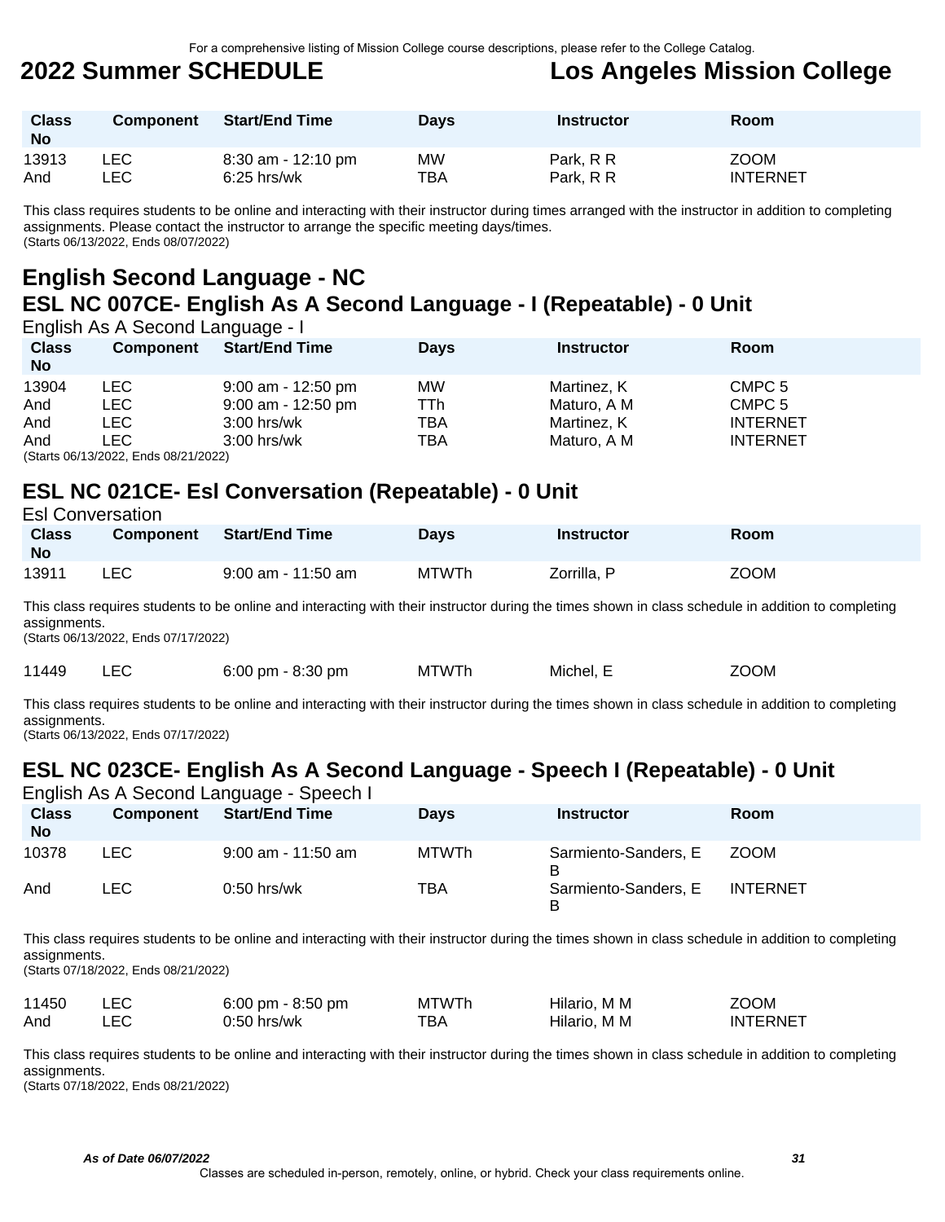For a comprehensive listing of Mission College course descriptions, please refer to the College Catalog.

# 2022 Summer SCHEDULE Los Angeles Mission College

| Class No | Component | Start/End Time | Days | Instructor | Room |
|---|---|---|---|---|---|
| 13913 | LEC | 8:30 am - 12:10 pm | MW | Park, R R | ZOOM |
| And | LEC | 6:25 hrs/wk | TBA | Park, R R | INTERNET |

This class requires students to be online and interacting with their instructor during times arranged with the instructor in addition to completing assignments. Please contact the instructor to arrange the specific meeting days/times.
(Starts 06/13/2022, Ends 08/07/2022)

## English Second Language - NC

### ESL NC 007CE- English As A Second Language - I (Repeatable) - 0 Unit

English As A Second Language - I

| Class No | Component | Start/End Time | Days | Instructor | Room |
|---|---|---|---|---|---|
| 13904 | LEC | 9:00 am - 12:50 pm | MW | Martinez, K | CMPC 5 |
| And | LEC | 9:00 am - 12:50 pm | TTh | Maturo, A M | CMPC 5 |
| And | LEC | 3:00 hrs/wk | TBA | Martinez, K | INTERNET |
| And | LEC | 3:00 hrs/wk | TBA | Maturo, A M | INTERNET |

(Starts 06/13/2022, Ends 08/21/2022)

### ESL NC 021CE- Esl Conversation (Repeatable) - 0 Unit

Esl Conversation

| Class No | Component | Start/End Time | Days | Instructor | Room |
|---|---|---|---|---|---|
| 13911 | LEC | 9:00 am - 11:50 am | MTWTh | Zorrilla, P | ZOOM |

This class requires students to be online and interacting with their instructor during the times shown in class schedule in addition to completing assignments.
(Starts 06/13/2022, Ends 07/17/2022)

| Class No | Component | Start/End Time | Days | Instructor | Room |
|---|---|---|---|---|---|
| 11449 | LEC | 6:00 pm - 8:30 pm | MTWTh | Michel, E | ZOOM |

This class requires students to be online and interacting with their instructor during the times shown in class schedule in addition to completing assignments.
(Starts 06/13/2022, Ends 07/17/2022)

### ESL NC 023CE- English As A Second Language - Speech I (Repeatable) - 0 Unit

English As A Second Language - Speech I

| Class No | Component | Start/End Time | Days | Instructor | Room |
|---|---|---|---|---|---|
| 10378 | LEC | 9:00 am - 11:50 am | MTWTh | Sarmiento-Sanders, E B | ZOOM |
| And | LEC | 0:50 hrs/wk | TBA | Sarmiento-Sanders, E B | INTERNET |

This class requires students to be online and interacting with their instructor during the times shown in class schedule in addition to completing assignments.
(Starts 07/18/2022, Ends 08/21/2022)

| Class No | Component | Start/End Time | Days | Instructor | Room |
|---|---|---|---|---|---|
| 11450 | LEC | 6:00 pm - 8:50 pm | MTWTh | Hilario, M M | ZOOM |
| And | LEC | 0:50 hrs/wk | TBA | Hilario, M M | INTERNET |

This class requires students to be online and interacting with their instructor during the times shown in class schedule in addition to completing assignments.
(Starts 07/18/2022, Ends 08/21/2022)

*As of Date 06/07/2022*

Classes are scheduled in-person, remotely, online, or hybrid. Check your class requirements online.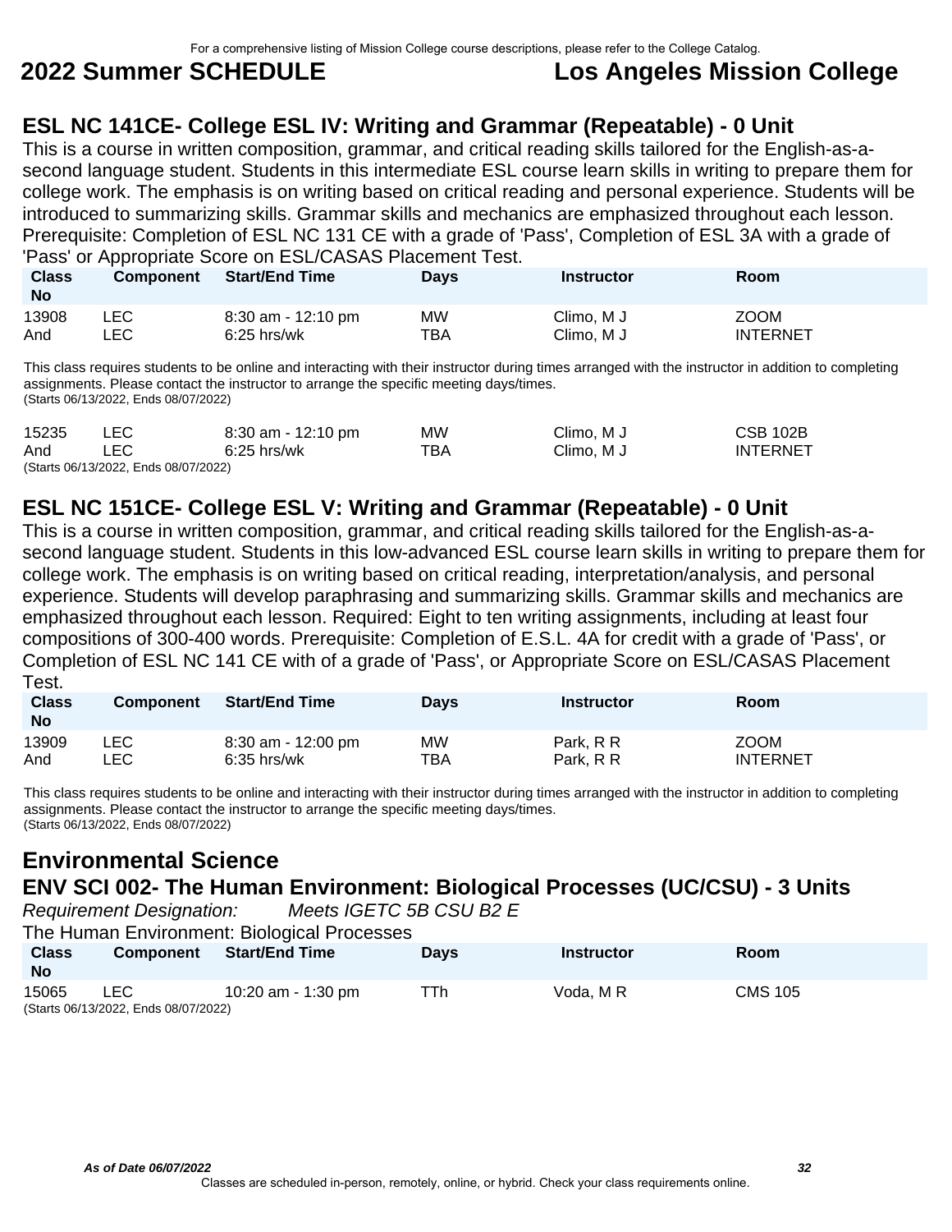## ESL NC 141CE- College ESL IV: Writing and Grammar (Repeatable) - 0 Unit

This is a course in written composition, grammar, and critical reading skills tailored for the English-as-a-second language student. Students in this intermediate ESL course learn skills in writing to prepare them for college work. The emphasis is on writing based on critical reading and personal experience. Students will be introduced to summarizing skills. Grammar skills and mechanics are emphasized throughout each lesson. Prerequisite: Completion of ESL NC 131 CE with a grade of 'Pass', Completion of ESL 3A with a grade of 'Pass' or Appropriate Score on ESL/CASAS Placement Test.

| Class No | Component | Start/End Time | Days | Instructor | Room |
|---|---|---|---|---|---|
| 13908 | LEC | 8:30 am - 12:10 pm | MW | Climo, M J | ZOOM |
| And | LEC | 6:25 hrs/wk | TBA | Climo, M J | INTERNET |

This class requires students to be online and interacting with their instructor during times arranged with the instructor in addition to completing assignments. Please contact the instructor to arrange the specific meeting days/times.
(Starts 06/13/2022, Ends 08/07/2022)

| Class No | Component | Start/End Time | Days | Instructor | Room |
|---|---|---|---|---|---|
| 15235 | LEC | 8:30 am - 12:10 pm | MW | Climo, M J | CSB 102B |
| And | LEC | 6:25 hrs/wk | TBA | Climo, M J | INTERNET |

(Starts 06/13/2022, Ends 08/07/2022)

## ESL NC 151CE- College ESL V: Writing and Grammar (Repeatable) - 0 Unit

This is a course in written composition, grammar, and critical reading skills tailored for the English-as-a-second language student. Students in this low-advanced ESL course learn skills in writing to prepare them for college work. The emphasis is on writing based on critical reading, interpretation/analysis, and personal experience. Students will develop paraphrasing and summarizing skills. Grammar skills and mechanics are emphasized throughout each lesson. Required: Eight to ten writing assignments, including at least four compositions of 300-400 words. Prerequisite: Completion of E.S.L. 4A for credit with a grade of 'Pass', or Completion of ESL NC 141 CE with of a grade of 'Pass', or Appropriate Score on ESL/CASAS Placement Test.

| Class No | Component | Start/End Time | Days | Instructor | Room |
|---|---|---|---|---|---|
| 13909 | LEC | 8:30 am - 12:00 pm | MW | Park, R R | ZOOM |
| And | LEC | 6:35 hrs/wk | TBA | Park, R R | INTERNET |

This class requires students to be online and interacting with their instructor during times arranged with the instructor in addition to completing assignments. Please contact the instructor to arrange the specific meeting days/times.
(Starts 06/13/2022, Ends 08/07/2022)

# Environmental Science

## ENV SCI 002- The Human Environment: Biological Processes (UC/CSU) - 3 Units

*Requirement Designation:* *Meets IGETC 5B CSU B2 E*

The Human Environment: Biological Processes

| Class No | Component | Start/End Time | Days | Instructor | Room |
|---|---|---|---|---|---|
| 15065 | LEC | 10:20 am - 1:30 pm | TTh | Voda, M R | CMS 105 |

(Starts 06/13/2022, Ends 08/07/2022)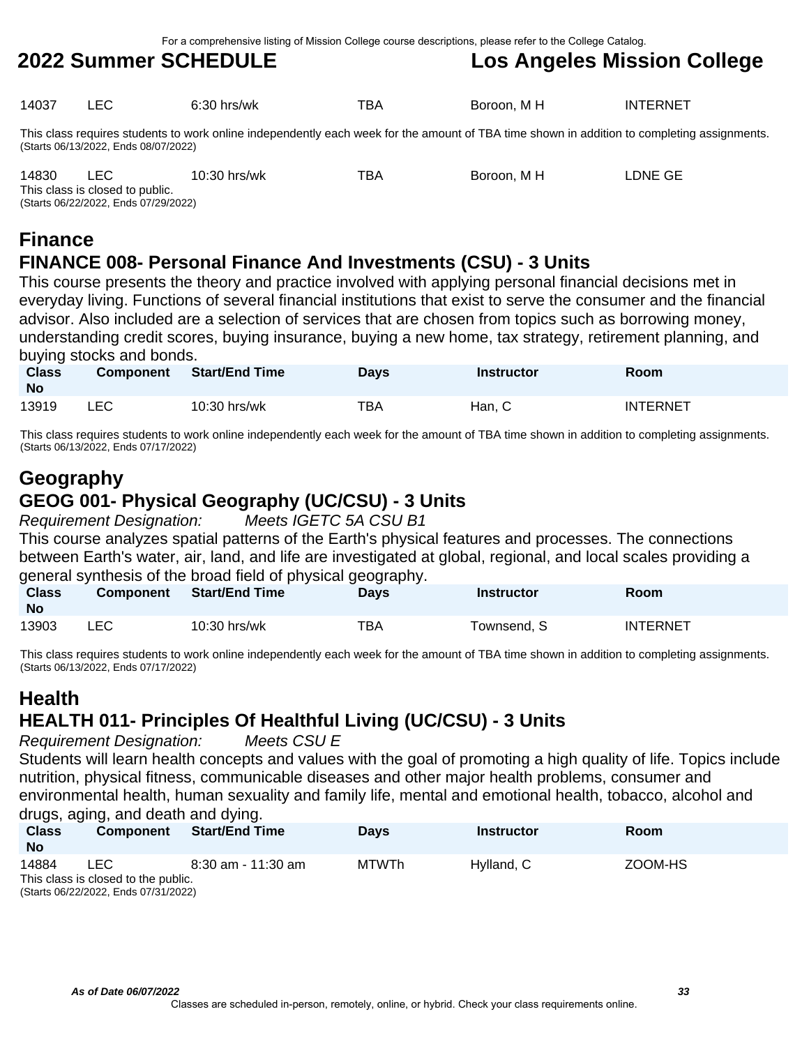| | | | | | |
|---|---|---|---|---|---|
| 14037 | LEC | 6:30 hrs/wk | TBA | Boroon, M H | INTERNET |

This class requires students to work online independently each week for the amount of TBA time shown in addition to completing assignments.
(Starts 06/13/2022, Ends 08/07/2022)

| | | | | | |
|---|---|---|---|---|---|
| 14830 | LEC | 10:30 hrs/wk | TBA | Boroon, M H | LDNE GE |

This class is closed to public.
(Starts 06/22/2022, Ends 07/29/2022)

# Finance

## FINANCE 008- Personal Finance And Investments (CSU) - 3 Units

This course presents the theory and practice involved with applying personal financial decisions met in everyday living. Functions of several financial institutions that exist to serve the consumer and the financial advisor. Also included are a selection of services that are chosen from topics such as borrowing money, understanding credit scores, buying insurance, buying a new home, tax strategy, retirement planning, and buying stocks and bonds.

| Class No | Component | Start/End Time | Days | Instructor | Room |
|---|---|---|---|---|---|
| 13919 | LEC | 10:30 hrs/wk | TBA | Han, C | INTERNET |

This class requires students to work online independently each week for the amount of TBA time shown in addition to completing assignments.
(Starts 06/13/2022, Ends 07/17/2022)

# Geography

## GEOG 001- Physical Geography (UC/CSU) - 3 Units

*Requirement Designation:* *Meets IGETC 5A CSU B1*

This course analyzes spatial patterns of the Earth's physical features and processes. The connections between Earth's water, air, land, and life are investigated at global, regional, and local scales providing a general synthesis of the broad field of physical geography.

| Class No | Component | Start/End Time | Days | Instructor | Room |
|---|---|---|---|---|---|
| 13903 | LEC | 10:30 hrs/wk | TBA | Townsend, S | INTERNET |

This class requires students to work online independently each week for the amount of TBA time shown in addition to completing assignments.
(Starts 06/13/2022, Ends 07/17/2022)

# Health

## HEALTH 011- Principles Of Healthful Living (UC/CSU) - 3 Units

*Requirement Designation:* *Meets CSU E*

Students will learn health concepts and values with the goal of promoting a high quality of life. Topics include nutrition, physical fitness, communicable diseases and other major health problems, consumer and environmental health, human sexuality and family life, mental and emotional health, tobacco, alcohol and drugs, aging, and death and dying.

| Class No | Component | Start/End Time | Days | Instructor | Room |
|---|---|---|---|---|---|
| 14884 | LEC | 8:30 am - 11:30 am | MTWTh | Hylland, C | ZOOM-HS |

This class is closed to the public.
(Starts 06/22/2022, Ends 07/31/2022)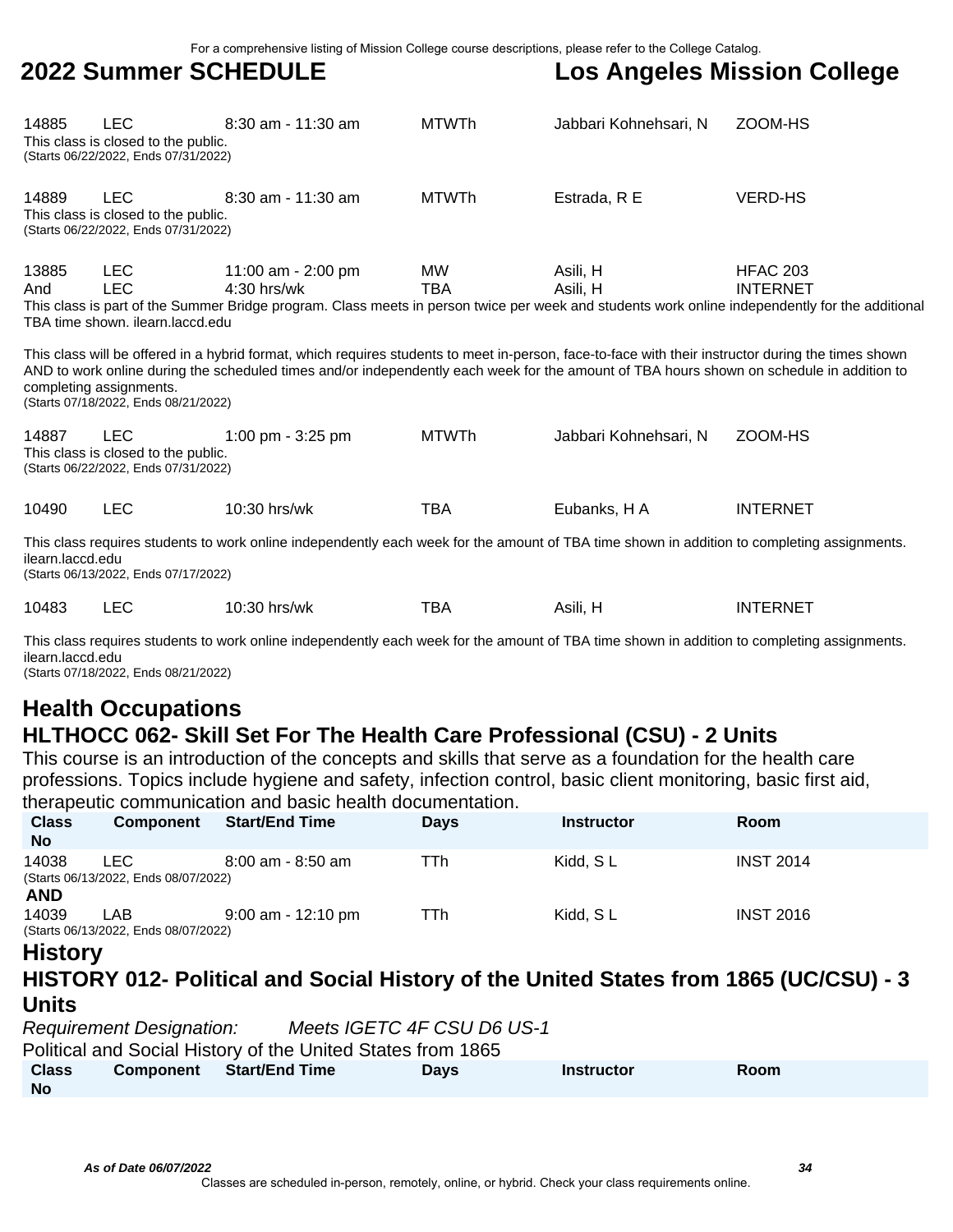| | | | | | |
|---|---|---|---|---|---|
| 14885 | LEC | 8:30 am - 11:30 am | MTWTh | Jabbari Kohnehsari, N | ZOOM-HS |

This class is closed to the public.
(Starts 06/22/2022, Ends 07/31/2022)

| | | | | | |
|---|---|---|---|---|---|
| 14889 | LEC | 8:30 am - 11:30 am | MTWTh | Estrada, R E | VERD-HS |

This class is closed to the public.
(Starts 06/22/2022, Ends 07/31/2022)

| | | | | | |
|---|---|---|---|---|---|
| 13885 | LEC | 11:00 am - 2:00 pm | MW | Asili, H | HFAC 203 |
| And | LEC | 4:30 hrs/wk | TBA | Asili, H | INTERNET |

This class is part of the Summer Bridge program. Class meets in person twice per week and students work online independently for the additional TBA time shown. ilearn.laccd.edu

This class will be offered in a hybrid format, which requires students to meet in-person, face-to-face with their instructor during the times shown AND to work online during the scheduled times and/or independently each week for the amount of TBA hours shown on schedule in addition to completing assignments.
(Starts 07/18/2022, Ends 08/21/2022)

| | | | | | |
|---|---|---|---|---|---|
| 14887 | LEC | 1:00 pm - 3:25 pm | MTWTh | Jabbari Kohnehsari, N | ZOOM-HS |

This class is closed to the public.
(Starts 06/22/2022, Ends 07/31/2022)

| | | | | | |
|---|---|---|---|---|---|
| 10490 | LEC | 10:30 hrs/wk | TBA | Eubanks, H A | INTERNET |

This class requires students to work online independently each week for the amount of TBA time shown in addition to completing assignments. ilearn.laccd.edu
(Starts 06/13/2022, Ends 07/17/2022)

| | | | | | |
|---|---|---|---|---|---|
| 10483 | LEC | 10:30 hrs/wk | TBA | Asili, H | INTERNET |

This class requires students to work online independently each week for the amount of TBA time shown in addition to completing assignments. ilearn.laccd.edu
(Starts 07/18/2022, Ends 08/21/2022)

# Health Occupations

## HLTHOCC 062- Skill Set For The Health Care Professional (CSU) - 2 Units

This course is an introduction of the concepts and skills that serve as a foundation for the health care professions. Topics include hygiene and safety, infection control, basic client monitoring, basic first aid, therapeutic communication and basic health documentation.

| Class No | Component | Start/End Time | Days | Instructor | Room |
|---|---|---|---|---|---|
| 14038 | LEC | 8:00 am - 8:50 am | TTh | Kidd, S L | INST 2014 |

(Starts 06/13/2022, Ends 08/07/2022)

**AND**

| | | | | | |
|---|---|---|---|---|---|
| 14039 | LAB | 9:00 am - 12:10 pm | TTh | Kidd, S L | INST 2016 |

(Starts 06/13/2022, Ends 08/07/2022)

# History

## HISTORY 012- Political and Social History of the United States from 1865 (UC/CSU) - 3 Units

*Requirement Designation: Meets IGETC 4F CSU D6 US-1*

Political and Social History of the United States from 1865

| Class No | Component | Start/End Time | Days | Instructor | Room |
|---|---|---|---|---|---|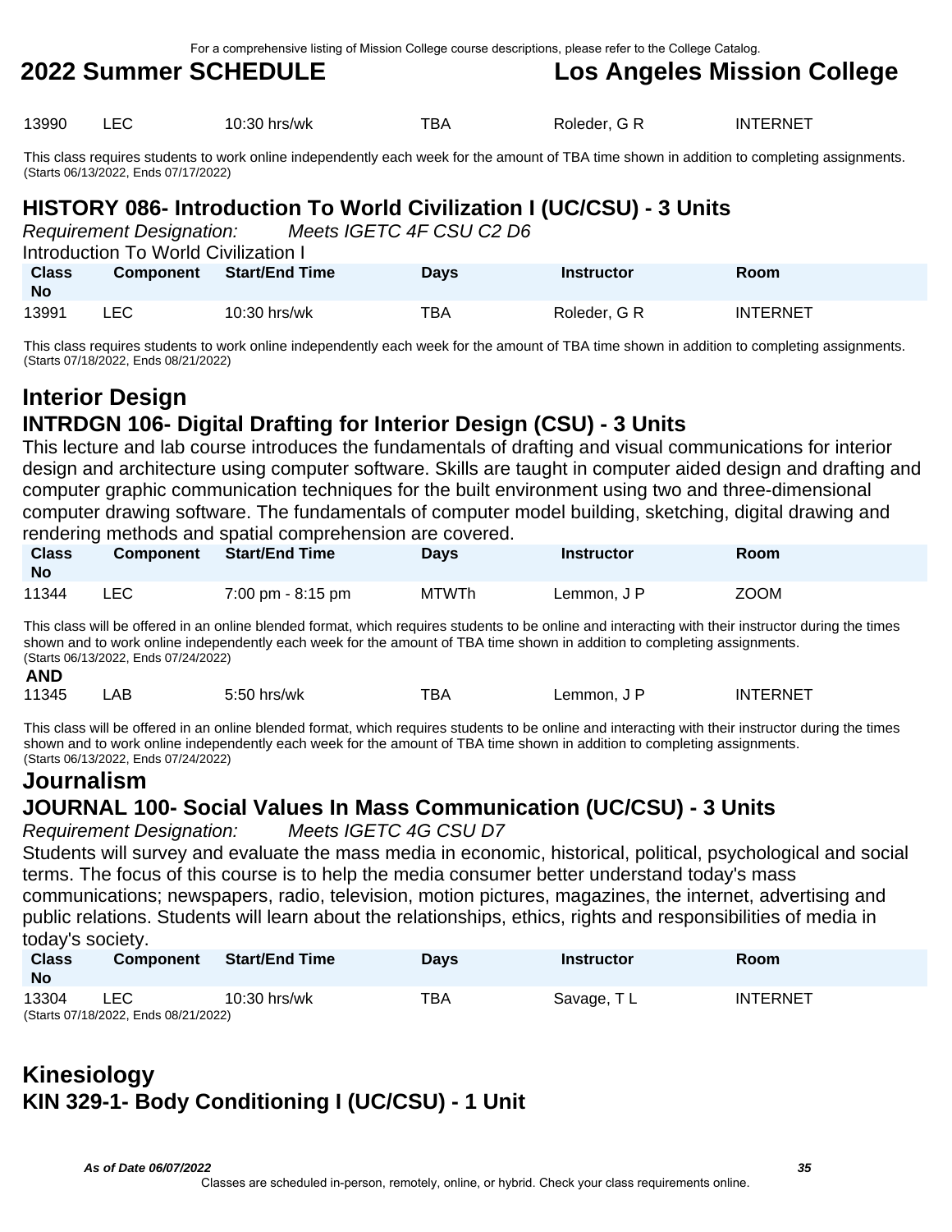| | | | | | |
|---|---|---|---|---|---|
| 13990 | LEC | 10:30 hrs/wk | TBA | Roleder, G R | INTERNET |

This class requires students to work online independently each week for the amount of TBA time shown in addition to completing assignments.
(Starts 06/13/2022, Ends 07/17/2022)

## HISTORY 086- Introduction To World Civilization I (UC/CSU) - 3 Units

*Requirement Designation: Meets IGETC 4F CSU C2 D6*

Introduction To World Civilization I

| Class No | Component | Start/End Time | Days | Instructor | Room |
|---|---|---|---|---|---|
| 13991 | LEC | 10:30 hrs/wk | TBA | Roleder, G R | INTERNET |

This class requires students to work online independently each week for the amount of TBA time shown in addition to completing assignments.
(Starts 07/18/2022, Ends 08/21/2022)

# Interior Design

## INTRDGN 106- Digital Drafting for Interior Design (CSU) - 3 Units

This lecture and lab course introduces the fundamentals of drafting and visual communications for interior design and architecture using computer software. Skills are taught in computer aided design and drafting and computer graphic communication techniques for the built environment using two and three-dimensional computer drawing software. The fundamentals of computer model building, sketching, digital drawing and rendering methods and spatial comprehension are covered.

| Class No | Component | Start/End Time | Days | Instructor | Room |
|---|---|---|---|---|---|
| 11344 | LEC | 7:00 pm - 8:15 pm | MTWTh | Lemmon, J P | ZOOM |

This class will be offered in an online blended format, which requires students to be online and interacting with their instructor during the times shown and to work online independently each week for the amount of TBA time shown in addition to completing assignments.
(Starts 06/13/2022, Ends 07/24/2022)

**AND**

| | | | | | |
|---|---|---|---|---|---|
| 11345 | LAB | 5:50 hrs/wk | TBA | Lemmon, J P | INTERNET |

This class will be offered in an online blended format, which requires students to be online and interacting with their instructor during the times shown and to work online independently each week for the amount of TBA time shown in addition to completing assignments.
(Starts 06/13/2022, Ends 07/24/2022)

# Journalism

## JOURNAL 100- Social Values In Mass Communication (UC/CSU) - 3 Units

*Requirement Designation: Meets IGETC 4G CSU D7*

Students will survey and evaluate the mass media in economic, historical, political, psychological and social terms. The focus of this course is to help the media consumer better understand today's mass communications; newspapers, radio, television, motion pictures, magazines, the internet, advertising and public relations. Students will learn about the relationships, ethics, rights and responsibilities of media in today's society.

| Class No | Component | Start/End Time | Days | Instructor | Room |
|---|---|---|---|---|---|
| 13304 | LEC | 10:30 hrs/wk | TBA | Savage, T L | INTERNET |

(Starts 07/18/2022, Ends 08/21/2022)

# Kinesiology

## KIN 329-1- Body Conditioning I (UC/CSU) - 1 Unit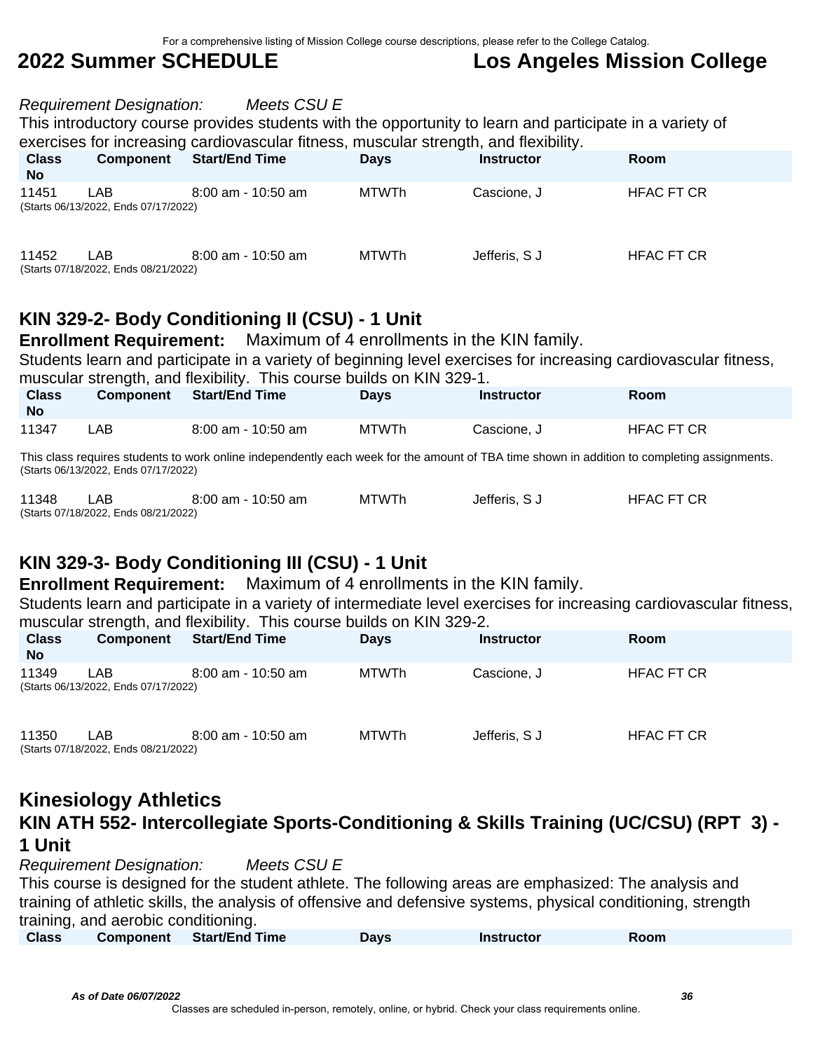For a comprehensive listing of Mission College course descriptions, please refer to the College Catalog.

*Requirement Designation:* *Meets CSU E*

This introductory course provides students with the opportunity to learn and participate in a variety of exercises for increasing cardiovascular fitness, muscular strength, and flexibility.

| Class No | Component | Start/End Time | Days | Instructor | Room |
|---|---|---|---|---|---|
| 11451 | LAB | 8:00 am - 10:50 am | MTWTh | Cascione, J | HFAC FT CR |
| (Starts 06/13/2022, Ends 07/17/2022) | | | | | |
| 11452 | LAB | 8:00 am - 10:50 am | MTWTh | Jefferis, S J | HFAC FT CR |
| (Starts 07/18/2022, Ends 08/21/2022) | | | | | |

## KIN 329-2- Body Conditioning II (CSU) - 1 Unit

**Enrollment Requirement:** Maximum of 4 enrollments in the KIN family.

Students learn and participate in a variety of beginning level exercises for increasing cardiovascular fitness, muscular strength, and flexibility. This course builds on KIN 329-1.

| Class No | Component | Start/End Time | Days | Instructor | Room |
|---|---|---|---|---|---|
| 11347 | LAB | 8:00 am - 10:50 am | MTWTh | Cascione, J | HFAC FT CR |
| This class requires students to work online independently each week for the amount of TBA time shown in addition to completing assignments. (Starts 06/13/2022, Ends 07/17/2022) | | | | | |
| 11348 | LAB | 8:00 am - 10:50 am | MTWTh | Jefferis, S J | HFAC FT CR |
| (Starts 07/18/2022, Ends 08/21/2022) | | | | | |

## KIN 329-3- Body Conditioning III (CSU) - 1 Unit

**Enrollment Requirement:** Maximum of 4 enrollments in the KIN family.

Students learn and participate in a variety of intermediate level exercises for increasing cardiovascular fitness, muscular strength, and flexibility. This course builds on KIN 329-2.

| Class No | Component | Start/End Time | Days | Instructor | Room |
|---|---|---|---|---|---|
| 11349 | LAB | 8:00 am - 10:50 am | MTWTh | Cascione, J | HFAC FT CR |
| (Starts 06/13/2022, Ends 07/17/2022) | | | | | |
| 11350 | LAB | 8:00 am - 10:50 am | MTWTh | Jefferis, S J | HFAC FT CR |
| (Starts 07/18/2022, Ends 08/21/2022) | | | | | |

# Kinesiology Athletics

## KIN ATH 552- Intercollegiate Sports-Conditioning & Skills Training (UC/CSU) (RPT 3) - 1 Unit

*Requirement Designation:* *Meets CSU E*

This course is designed for the student athlete. The following areas are emphasized: The analysis and training of athletic skills, the analysis of offensive and defensive systems, physical conditioning, strength training, and aerobic conditioning.

| Class | Component | Start/End Time | Days | Instructor | Room |
|---|---|---|---|---|---|

*As of Date 06/07/2022*

Classes are scheduled in-person, remotely, online, or hybrid. Check your class requirements online.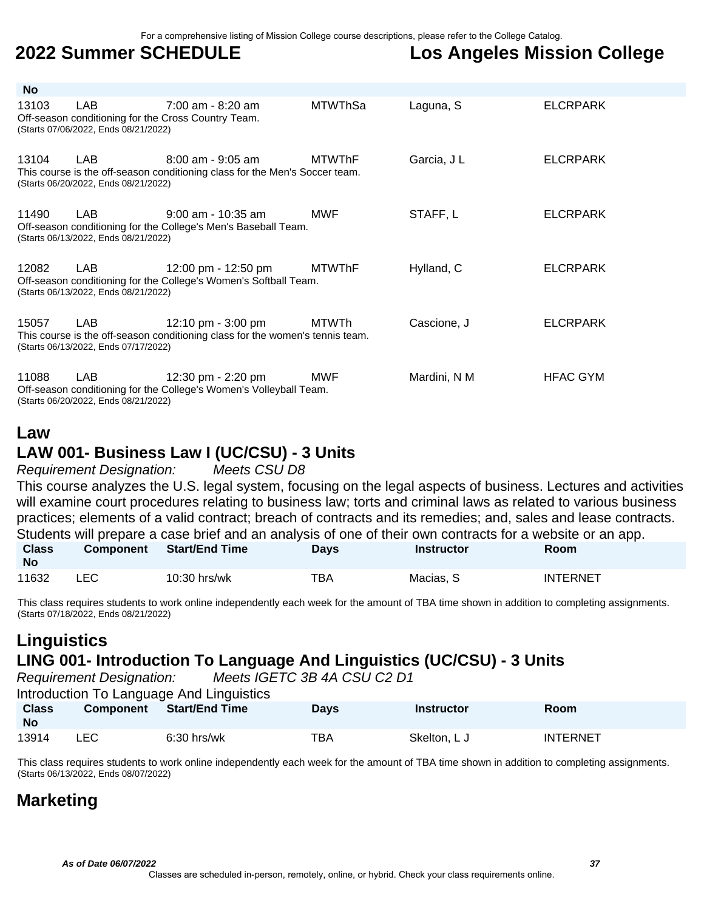For a comprehensive listing of Mission College course descriptions, please refer to the College Catalog.

| Class No | Component | Start/End Time | Days | Instructor | Room |
|---|---|---|---|---|---|
| 13103 | LAB | 7:00 am - 8:20 am | MTWThSa | Laguna, S | ELCRPARK |

Off-season conditioning for the Cross Country Team.
(Starts 07/06/2022, Ends 08/21/2022)

| Class No | Component | Start/End Time | Days | Instructor | Room |
|---|---|---|---|---|---|
| 13104 | LAB | 8:00 am - 9:05 am | MTWThF | Garcia, J L | ELCRPARK |

This course is the off-season conditioning class for the Men's Soccer team.
(Starts 06/20/2022, Ends 08/21/2022)

| Class No | Component | Start/End Time | Days | Instructor | Room |
|---|---|---|---|---|---|
| 11490 | LAB | 9:00 am - 10:35 am | MWF | STAFF, L | ELCRPARK |

Off-season conditioning for the College's Men's Baseball Team.
(Starts 06/13/2022, Ends 08/21/2022)

| Class No | Component | Start/End Time | Days | Instructor | Room |
|---|---|---|---|---|---|
| 12082 | LAB | 12:00 pm - 12:50 pm | MTWThF | Hylland, C | ELCRPARK |

Off-season conditioning for the College's Women's Softball Team.
(Starts 06/13/2022, Ends 08/21/2022)

| Class No | Component | Start/End Time | Days | Instructor | Room |
|---|---|---|---|---|---|
| 15057 | LAB | 12:10 pm - 3:00 pm | MTWTh | Cascione, J | ELCRPARK |

This course is the off-season conditioning class for the women's tennis team.
(Starts 06/13/2022, Ends 07/17/2022)

| Class No | Component | Start/End Time | Days | Instructor | Room |
|---|---|---|---|---|---|
| 11088 | LAB | 12:30 pm - 2:20 pm | MWF | Mardini, N M | HFAC GYM |

Off-season conditioning for the College's Women's Volleyball Team.
(Starts 06/20/2022, Ends 08/21/2022)

## Law

### LAW 001- Business Law I (UC/CSU) - 3 Units

*Requirement Designation:* *Meets CSU D8*

This course analyzes the U.S. legal system, focusing on the legal aspects of business. Lectures and activities will examine court procedures relating to business law; torts and criminal laws as related to various business practices; elements of a valid contract; breach of contracts and its remedies; and, sales and lease contracts. Students will prepare a case brief and an analysis of one of their own contracts for a website or an app.

| Class No | Component | Start/End Time | Days | Instructor | Room |
|---|---|---|---|---|---|
| 11632 | LEC | 10:30 hrs/wk | TBA | Macias, S | INTERNET |

This class requires students to work online independently each week for the amount of TBA time shown in addition to completing assignments.
(Starts 07/18/2022, Ends 08/21/2022)

## Linguistics

### LING 001- Introduction To Language And Linguistics (UC/CSU) - 3 Units

*Requirement Designation:* *Meets IGETC 3B 4A CSU C2 D1*

Introduction To Language And Linguistics

| Class No | Component | Start/End Time | Days | Instructor | Room |
|---|---|---|---|---|---|
| 13914 | LEC | 6:30 hrs/wk | TBA | Skelton, L J | INTERNET |

This class requires students to work online independently each week for the amount of TBA time shown in addition to completing assignments.
(Starts 06/13/2022, Ends 08/07/2022)

## Marketing

*As of Date 06/07/2022*

Classes are scheduled in-person, remotely, online, or hybrid. Check your class requirements online.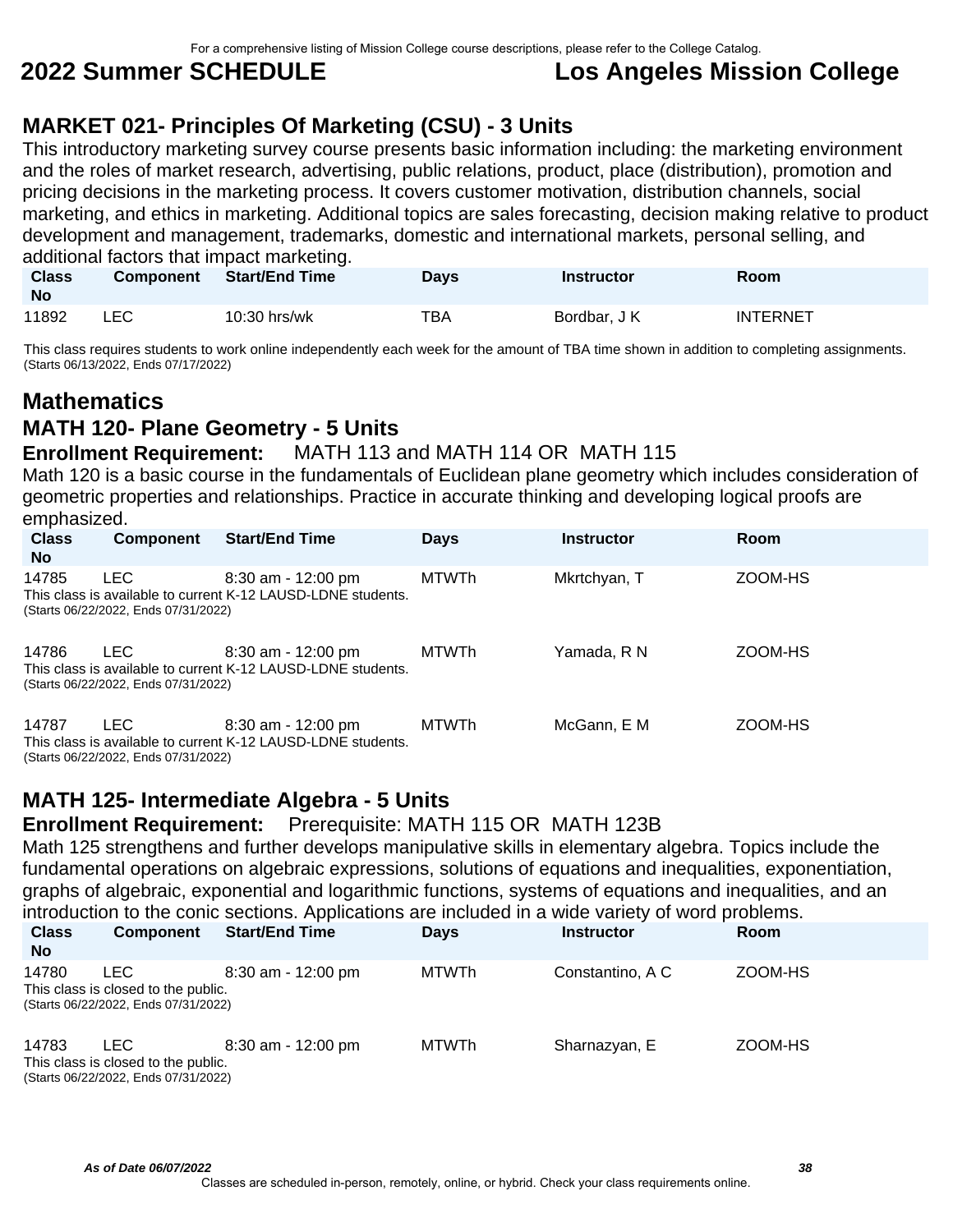## MARKET 021- Principles Of Marketing (CSU) - 3 Units

This introductory marketing survey course presents basic information including: the marketing environment and the roles of market research, advertising, public relations, product, place (distribution), promotion and pricing decisions in the marketing process. It covers customer motivation, distribution channels, social marketing, and ethics in marketing. Additional topics are sales forecasting, decision making relative to product development and management, trademarks, domestic and international markets, personal selling, and additional factors that impact marketing.

| Class No | Component | Start/End Time | Days | Instructor | Room |
|---|---|---|---|---|---|
| 11892 | LEC | 10:30 hrs/wk | TBA | Bordbar, J K | INTERNET |

This class requires students to work online independently each week for the amount of TBA time shown in addition to completing assignments.
(Starts 06/13/2022, Ends 07/17/2022)

# Mathematics

## MATH 120- Plane Geometry - 5 Units

**Enrollment Requirement:** MATH 113 and MATH 114 OR MATH 115

Math 120 is a basic course in the fundamentals of Euclidean plane geometry which includes consideration of geometric properties and relationships. Practice in accurate thinking and developing logical proofs are emphasized.

| Class No | Component | Start/End Time | Days | Instructor | Room |
|---|---|---|---|---|---|
| 14785 | LEC | 8:30 am - 12:00 pm | MTWTh | Mkrtchyan, T | ZOOM-HS |

This class is available to current K-12 LAUSD-LDNE students.
(Starts 06/22/2022, Ends 07/31/2022)

| Class No | Component | Start/End Time | Days | Instructor | Room |
|---|---|---|---|---|---|
| 14786 | LEC | 8:30 am - 12:00 pm | MTWTh | Yamada, R N | ZOOM-HS |

This class is available to current K-12 LAUSD-LDNE students.
(Starts 06/22/2022, Ends 07/31/2022)

| Class No | Component | Start/End Time | Days | Instructor | Room |
|---|---|---|---|---|---|
| 14787 | LEC | 8:30 am - 12:00 pm | MTWTh | McGann, E M | ZOOM-HS |

This class is available to current K-12 LAUSD-LDNE students.
(Starts 06/22/2022, Ends 07/31/2022)

## MATH 125- Intermediate Algebra - 5 Units

**Enrollment Requirement:** Prerequisite: MATH 115 OR MATH 123B

Math 125 strengthens and further develops manipulative skills in elementary algebra. Topics include the fundamental operations on algebraic expressions, solutions of equations and inequalities, exponentiation, graphs of algebraic, exponential and logarithmic functions, systems of equations and inequalities, and an introduction to the conic sections. Applications are included in a wide variety of word problems.

| Class No | Component | Start/End Time | Days | Instructor | Room |
|---|---|---|---|---|---|
| 14780 | LEC | 8:30 am - 12:00 pm | MTWTh | Constantino, A C | ZOOM-HS |

This class is closed to the public.
(Starts 06/22/2022, Ends 07/31/2022)

| Class No | Component | Start/End Time | Days | Instructor | Room |
|---|---|---|---|---|---|
| 14783 | LEC | 8:30 am - 12:00 pm | MTWTh | Sharnazyan, E | ZOOM-HS |

This class is closed to the public.
(Starts 06/22/2022, Ends 07/31/2022)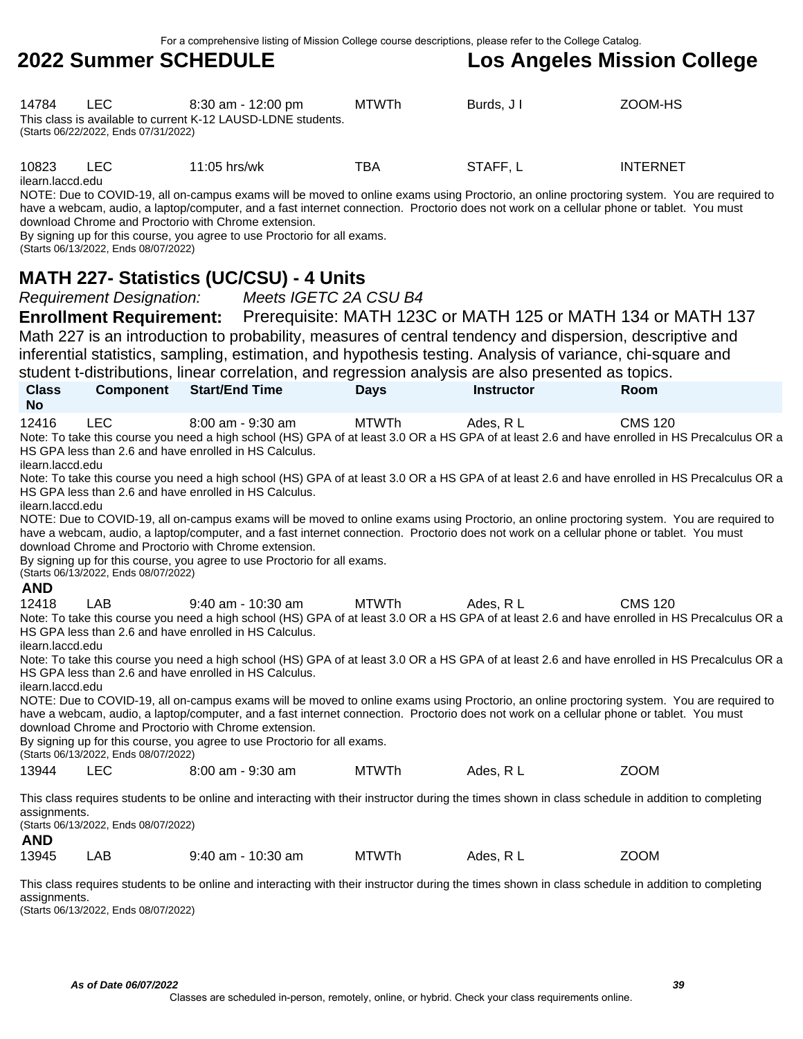| | | | | | |
|---|---|---|---|---|---|
| 14784 | LEC | 8:30 am - 12:00 pm | MTWTh | Burds, J I | ZOOM-HS |

This class is available to current K-12 LAUSD-LDNE students.
(Starts 06/22/2022, Ends 07/31/2022)

| | | | | | |
|---|---|---|---|---|---|
| 10823 | LEC | 11:05 hrs/wk | TBA | STAFF, L | INTERNET |

ilearn.laccd.edu
NOTE: Due to COVID-19, all on-campus exams will be moved to online exams using Proctorio, an online proctoring system. You are required to have a webcam, audio, a laptop/computer, and a fast internet connection. Proctorio does not work on a cellular phone or tablet. You must download Chrome and Proctorio with Chrome extension.
By signing up for this course, you agree to use Proctorio for all exams.
(Starts 06/13/2022, Ends 08/07/2022)

## MATH 227- Statistics (UC/CSU) - 4 Units

*Requirement Designation:* *Meets IGETC 2A CSU B4*

**Enrollment Requirement:** Prerequisite: MATH 123C or MATH 125 or MATH 134 or MATH 137

Math 227 is an introduction to probability, measures of central tendency and dispersion, descriptive and inferential statistics, sampling, estimation, and hypothesis testing. Analysis of variance, chi-square and student t-distributions, linear correlation, and regression analysis are also presented as topics.

| Class No | Component | Start/End Time | Days | Instructor | Room |
|---|---|---|---|---|---|
| 12416 | LEC | 8:00 am - 9:30 am | MTWTh | Ades, R L | CMS 120 |

Note: To take this course you need a high school (HS) GPA of at least 3.0 OR a HS GPA of at least 2.6 and have enrolled in HS Precalculus OR a HS GPA less than 2.6 and have enrolled in HS Calculus.
ilearn.laccd.edu
Note: To take this course you need a high school (HS) GPA of at least 3.0 OR a HS GPA of at least 2.6 and have enrolled in HS Precalculus OR a HS GPA less than 2.6 and have enrolled in HS Calculus.
ilearn.laccd.edu
NOTE: Due to COVID-19, all on-campus exams will be moved to online exams using Proctorio, an online proctoring system. You are required to have a webcam, audio, a laptop/computer, and a fast internet connection. Proctorio does not work on a cellular phone or tablet. You must download Chrome and Proctorio with Chrome extension.
By signing up for this course, you agree to use Proctorio for all exams.
(Starts 06/13/2022, Ends 08/07/2022)

**AND**

| | | | | | |
|---|---|---|---|---|---|
| 12418 | LAB | 9:40 am - 10:30 am | MTWTh | Ades, R L | CMS 120 |

Note: To take this course you need a high school (HS) GPA of at least 3.0 OR a HS GPA of at least 2.6 and have enrolled in HS Precalculus OR a HS GPA less than 2.6 and have enrolled in HS Calculus.
ilearn.laccd.edu
Note: To take this course you need a high school (HS) GPA of at least 3.0 OR a HS GPA of at least 2.6 and have enrolled in HS Precalculus OR a HS GPA less than 2.6 and have enrolled in HS Calculus.
ilearn.laccd.edu
NOTE: Due to COVID-19, all on-campus exams will be moved to online exams using Proctorio, an online proctoring system. You are required to have a webcam, audio, a laptop/computer, and a fast internet connection. Proctorio does not work on a cellular phone or tablet. You must download Chrome and Proctorio with Chrome extension.
By signing up for this course, you agree to use Proctorio for all exams.
(Starts 06/13/2022, Ends 08/07/2022)

| | | | | | |
|---|---|---|---|---|---|
| 13944 | LEC | 8:00 am - 9:30 am | MTWTh | Ades, R L | ZOOM |

This class requires students to be online and interacting with their instructor during the times shown in class schedule in addition to completing assignments.
(Starts 06/13/2022, Ends 08/07/2022)

**AND**

| | | | | | |
|---|---|---|---|---|---|
| 13945 | LAB | 9:40 am - 10:30 am | MTWTh | Ades, R L | ZOOM |

This class requires students to be online and interacting with their instructor during the times shown in class schedule in addition to completing assignments.
(Starts 06/13/2022, Ends 08/07/2022)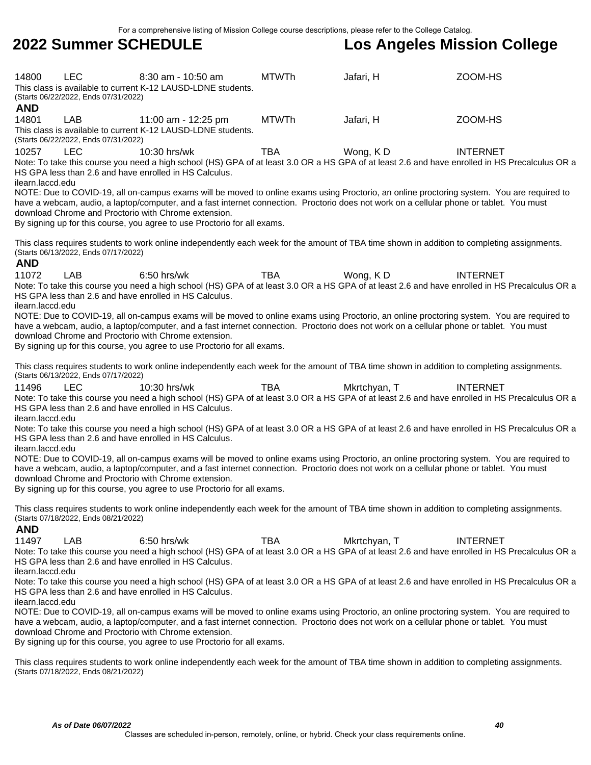14800 LEC 8:30 am - 10:50 am MTWTh Jafari, H ZOOM-HS

This class is available to current K-12 LAUSD-LDNE students.

(Starts 06/22/2022, Ends 07/31/2022)

**AND**

14801 LAB 11:00 am - 12:25 pm MTWTh Jafari, H ZOOM-HS

This class is available to current K-12 LAUSD-LDNE students.

(Starts 06/22/2022, Ends 07/31/2022)

10257 LEC 10:30 hrs/wk TBA Wong, K D INTERNET

Note: To take this course you need a high school (HS) GPA of at least 3.0 OR a HS GPA of at least 2.6 and have enrolled in HS Precalculus OR a HS GPA less than 2.6 and have enrolled in HS Calculus.

ilearn.laccd.edu

NOTE: Due to COVID-19, all on-campus exams will be moved to online exams using Proctorio, an online proctoring system. You are required to have a webcam, audio, a laptop/computer, and a fast internet connection. Proctorio does not work on a cellular phone or tablet. You must download Chrome and Proctorio with Chrome extension.

By signing up for this course, you agree to use Proctorio for all exams.

This class requires students to work online independently each week for the amount of TBA time shown in addition to completing assignments.

(Starts 06/13/2022, Ends 07/17/2022)

**AND**

11072 LAB 6:50 hrs/wk TBA Wong, K D INTERNET

Note: To take this course you need a high school (HS) GPA of at least 3.0 OR a HS GPA of at least 2.6 and have enrolled in HS Precalculus OR a HS GPA less than 2.6 and have enrolled in HS Calculus.

ilearn.laccd.edu

NOTE: Due to COVID-19, all on-campus exams will be moved to online exams using Proctorio, an online proctoring system. You are required to have a webcam, audio, a laptop/computer, and a fast internet connection. Proctorio does not work on a cellular phone or tablet. You must download Chrome and Proctorio with Chrome extension.

By signing up for this course, you agree to use Proctorio for all exams.

This class requires students to work online independently each week for the amount of TBA time shown in addition to completing assignments.

(Starts 06/13/2022, Ends 07/17/2022)

11496 LEC 10:30 hrs/wk TBA Mkrtchyan, T INTERNET

Note: To take this course you need a high school (HS) GPA of at least 3.0 OR a HS GPA of at least 2.6 and have enrolled in HS Precalculus OR a HS GPA less than 2.6 and have enrolled in HS Calculus.

ilearn.laccd.edu

Note: To take this course you need a high school (HS) GPA of at least 3.0 OR a HS GPA of at least 2.6 and have enrolled in HS Precalculus OR a HS GPA less than 2.6 and have enrolled in HS Calculus.

ilearn.laccd.edu

NOTE: Due to COVID-19, all on-campus exams will be moved to online exams using Proctorio, an online proctoring system. You are required to have a webcam, audio, a laptop/computer, and a fast internet connection. Proctorio does not work on a cellular phone or tablet. You must download Chrome and Proctorio with Chrome extension.

By signing up for this course, you agree to use Proctorio for all exams.

This class requires students to work online independently each week for the amount of TBA time shown in addition to completing assignments.

(Starts 07/18/2022, Ends 08/21/2022)

**AND**

11497 LAB 6:50 hrs/wk TBA Mkrtchyan, T INTERNET

Note: To take this course you need a high school (HS) GPA of at least 3.0 OR a HS GPA of at least 2.6 and have enrolled in HS Precalculus OR a HS GPA less than 2.6 and have enrolled in HS Calculus.

ilearn.laccd.edu

Note: To take this course you need a high school (HS) GPA of at least 3.0 OR a HS GPA of at least 2.6 and have enrolled in HS Precalculus OR a HS GPA less than 2.6 and have enrolled in HS Calculus.

ilearn.laccd.edu

NOTE: Due to COVID-19, all on-campus exams will be moved to online exams using Proctorio, an online proctoring system. You are required to have a webcam, audio, a laptop/computer, and a fast internet connection. Proctorio does not work on a cellular phone or tablet. You must download Chrome and Proctorio with Chrome extension.

By signing up for this course, you agree to use Proctorio for all exams.

This class requires students to work online independently each week for the amount of TBA time shown in addition to completing assignments.

(Starts 07/18/2022, Ends 08/21/2022)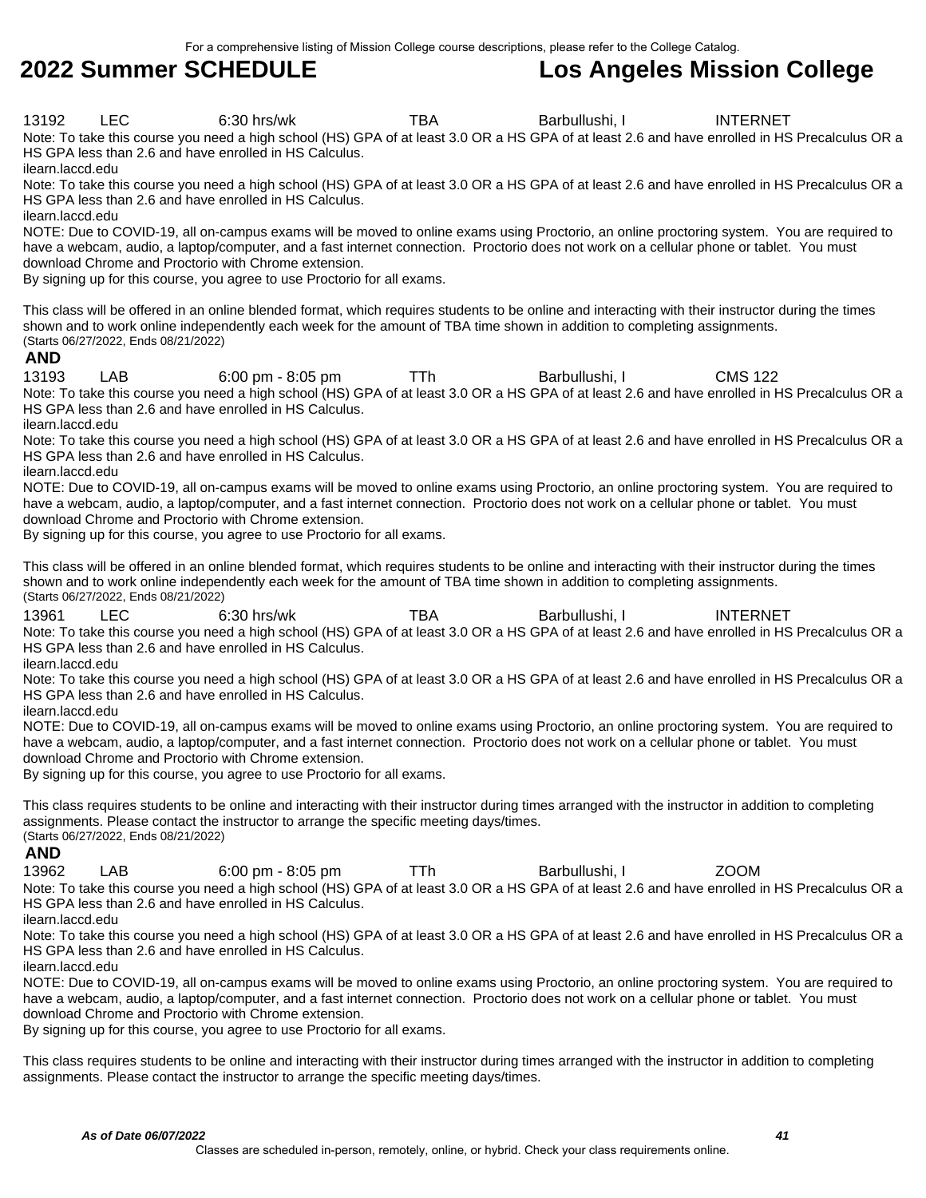13192 LEC 6:30 hrs/wk TBA Barbullushi, I INTERNET

Note: To take this course you need a high school (HS) GPA of at least 3.0 OR a HS GPA of at least 2.6 and have enrolled in HS Precalculus OR a HS GPA less than 2.6 and have enrolled in HS Calculus.

ilearn.laccd.edu

Note: To take this course you need a high school (HS) GPA of at least 3.0 OR a HS GPA of at least 2.6 and have enrolled in HS Precalculus OR a HS GPA less than 2.6 and have enrolled in HS Calculus.

ilearn.laccd.edu

NOTE: Due to COVID-19, all on-campus exams will be moved to online exams using Proctorio, an online proctoring system. You are required to have a webcam, audio, a laptop/computer, and a fast internet connection. Proctorio does not work on a cellular phone or tablet. You must download Chrome and Proctorio with Chrome extension.

By signing up for this course, you agree to use Proctorio for all exams.

This class will be offered in an online blended format, which requires students to be online and interacting with their instructor during the times shown and to work online independently each week for the amount of TBA time shown in addition to completing assignments.

(Starts 06/27/2022, Ends 08/21/2022)

**AND**

13193 LAB 6:00 pm - 8:05 pm TTh Barbullushi, I CMS 122

Note: To take this course you need a high school (HS) GPA of at least 3.0 OR a HS GPA of at least 2.6 and have enrolled in HS Precalculus OR a HS GPA less than 2.6 and have enrolled in HS Calculus.

ilearn.laccd.edu

Note: To take this course you need a high school (HS) GPA of at least 3.0 OR a HS GPA of at least 2.6 and have enrolled in HS Precalculus OR a HS GPA less than 2.6 and have enrolled in HS Calculus.

ilearn.laccd.edu

NOTE: Due to COVID-19, all on-campus exams will be moved to online exams using Proctorio, an online proctoring system. You are required to have a webcam, audio, a laptop/computer, and a fast internet connection. Proctorio does not work on a cellular phone or tablet. You must download Chrome and Proctorio with Chrome extension.

By signing up for this course, you agree to use Proctorio for all exams.

This class will be offered in an online blended format, which requires students to be online and interacting with their instructor during the times shown and to work online independently each week for the amount of TBA time shown in addition to completing assignments.

(Starts 06/27/2022, Ends 08/21/2022)

13961 LEC 6:30 hrs/wk TBA Barbullushi, I INTERNET

Note: To take this course you need a high school (HS) GPA of at least 3.0 OR a HS GPA of at least 2.6 and have enrolled in HS Precalculus OR a HS GPA less than 2.6 and have enrolled in HS Calculus.

ilearn.laccd.edu

Note: To take this course you need a high school (HS) GPA of at least 3.0 OR a HS GPA of at least 2.6 and have enrolled in HS Precalculus OR a HS GPA less than 2.6 and have enrolled in HS Calculus.

ilearn.laccd.edu

NOTE: Due to COVID-19, all on-campus exams will be moved to online exams using Proctorio, an online proctoring system. You are required to have a webcam, audio, a laptop/computer, and a fast internet connection. Proctorio does not work on a cellular phone or tablet. You must download Chrome and Proctorio with Chrome extension.

By signing up for this course, you agree to use Proctorio for all exams.

This class requires students to be online and interacting with their instructor during times arranged with the instructor in addition to completing assignments. Please contact the instructor to arrange the specific meeting days/times.

(Starts 06/27/2022, Ends 08/21/2022)

**AND**

13962 LAB 6:00 pm - 8:05 pm TTh Barbullushi, I ZOOM

Note: To take this course you need a high school (HS) GPA of at least 3.0 OR a HS GPA of at least 2.6 and have enrolled in HS Precalculus OR a HS GPA less than 2.6 and have enrolled in HS Calculus.

ilearn.laccd.edu

Note: To take this course you need a high school (HS) GPA of at least 3.0 OR a HS GPA of at least 2.6 and have enrolled in HS Precalculus OR a HS GPA less than 2.6 and have enrolled in HS Calculus.

ilearn.laccd.edu

NOTE: Due to COVID-19, all on-campus exams will be moved to online exams using Proctorio, an online proctoring system. You are required to have a webcam, audio, a laptop/computer, and a fast internet connection. Proctorio does not work on a cellular phone or tablet. You must download Chrome and Proctorio with Chrome extension.

By signing up for this course, you agree to use Proctorio for all exams.

This class requires students to be online and interacting with their instructor during times arranged with the instructor in addition to completing assignments. Please contact the instructor to arrange the specific meeting days/times.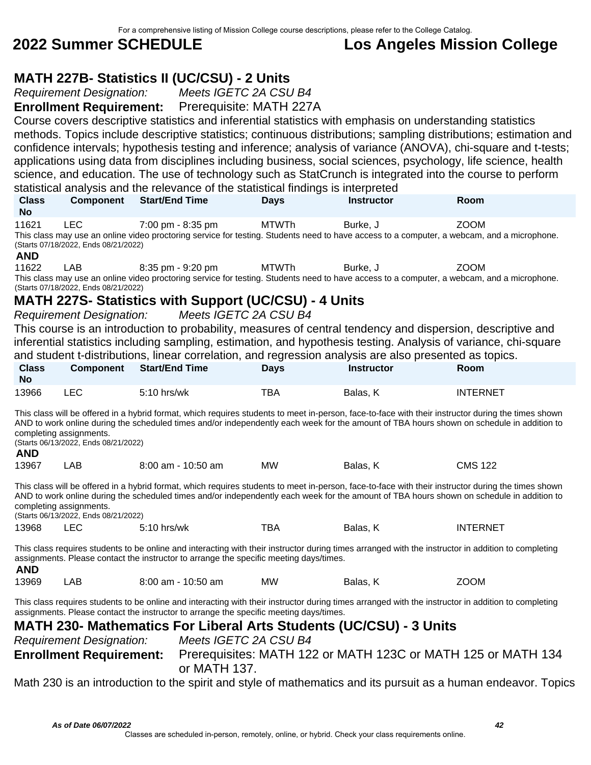## MATH 227B- Statistics II (UC/CSU) - 2 Units

*Requirement Designation:* *Meets IGETC 2A CSU B4*

**Enrollment Requirement:** Prerequisite: MATH 227A

Course covers descriptive statistics and inferential statistics with emphasis on understanding statistics methods. Topics include descriptive statistics; continuous distributions; sampling distributions; estimation and confidence intervals; hypothesis testing and inference; analysis of variance (ANOVA), chi-square and t-tests; applications using data from disciplines including business, social sciences, psychology, life science, health science, and education. The use of technology such as StatCrunch is integrated into the course to perform statistical analysis and the relevance of the statistical findings is interpreted

| Class No | Component | Start/End Time | Days | Instructor | Room |
|---|---|---|---|---|---|
| 11621 | LEC | 7:00 pm - 8:35 pm | MTWTh | Burke, J | ZOOM |

This class may use an online video proctoring service for testing. Students need to have access to a computer, a webcam, and a microphone.
(Starts 07/18/2022, Ends 08/21/2022)

**AND**

| Class No | Component | Start/End Time | Days | Instructor | Room |
|---|---|---|---|---|---|
| 11622 | LAB | 8:35 pm - 9:20 pm | MTWTh | Burke, J | ZOOM |

This class may use an online video proctoring service for testing. Students need to have access to a computer, a webcam, and a microphone.
(Starts 07/18/2022, Ends 08/21/2022)

## MATH 227S- Statistics with Support (UC/CSU) - 4 Units

*Requirement Designation:* *Meets IGETC 2A CSU B4*

This course is an introduction to probability, measures of central tendency and dispersion, descriptive and inferential statistics including sampling, estimation, and hypothesis testing. Analysis of variance, chi-square and student t-distributions, linear correlation, and regression analysis are also presented as topics.

| Class No | Component | Start/End Time | Days | Instructor | Room |
|---|---|---|---|---|---|
| 13966 | LEC | 5:10 hrs/wk | TBA | Balas, K | INTERNET |

This class will be offered in a hybrid format, which requires students to meet in-person, face-to-face with their instructor during the times shown AND to work online during the scheduled times and/or independently each week for the amount of TBA hours shown on schedule in addition to completing assignments.
(Starts 06/13/2022, Ends 08/21/2022)

**AND**

| Class No | Component | Start/End Time | Days | Instructor | Room |
|---|---|---|---|---|---|
| 13967 | LAB | 8:00 am - 10:50 am | MW | Balas, K | CMS 122 |

This class will be offered in a hybrid format, which requires students to meet in-person, face-to-face with their instructor during the times shown AND to work online during the scheduled times and/or independently each week for the amount of TBA hours shown on schedule in addition to completing assignments.
(Starts 06/13/2022, Ends 08/21/2022)

| Class No | Component | Start/End Time | Days | Instructor | Room |
|---|---|---|---|---|---|
| 13968 | LEC | 5:10 hrs/wk | TBA | Balas, K | INTERNET |

This class requires students to be online and interacting with their instructor during times arranged with the instructor in addition to completing assignments. Please contact the instructor to arrange the specific meeting days/times.

**AND**

| Class No | Component | Start/End Time | Days | Instructor | Room |
|---|---|---|---|---|---|
| 13969 | LAB | 8:00 am - 10:50 am | MW | Balas, K | ZOOM |

This class requires students to be online and interacting with their instructor during times arranged with the instructor in addition to completing assignments. Please contact the instructor to arrange the specific meeting days/times.

## MATH 230- Mathematics For Liberal Arts Students (UC/CSU) - 3 Units

*Requirement Designation:* *Meets IGETC 2A CSU B4*

**Enrollment Requirement:** Prerequisites: MATH 122 or MATH 123C or MATH 125 or MATH 134 or MATH 137.

Math 230 is an introduction to the spirit and style of mathematics and its pursuit as a human endeavor. Topics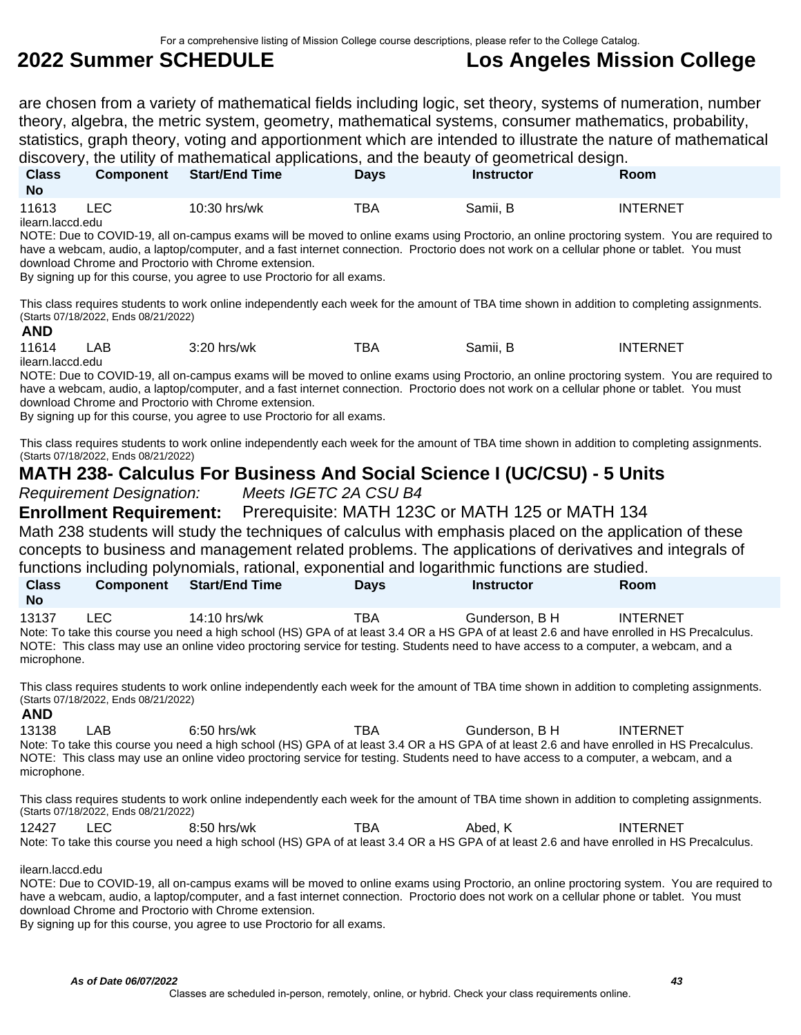are chosen from a variety of mathematical fields including logic, set theory, systems of numeration, number theory, algebra, the metric system, geometry, mathematical systems, consumer mathematics, probability, statistics, graph theory, voting and apportionment which are intended to illustrate the nature of mathematical discovery, the utility of mathematical applications, and the beauty of geometrical design.

| Class No | Component | Start/End Time | Days | Instructor | Room |
|---|---|---|---|---|---|
| 11613 | LEC | 10:30 hrs/wk | TBA | Samii, B | INTERNET |

ilearn.laccd.edu

NOTE: Due to COVID-19, all on-campus exams will be moved to online exams using Proctorio, an online proctoring system. You are required to have a webcam, audio, a laptop/computer, and a fast internet connection. Proctorio does not work on a cellular phone or tablet. You must download Chrome and Proctorio with Chrome extension.

By signing up for this course, you agree to use Proctorio for all exams.

This class requires students to work online independently each week for the amount of TBA time shown in addition to completing assignments. (Starts 07/18/2022, Ends 08/21/2022)

**AND**

| Class No | Component | Start/End Time | Days | Instructor | Room |
|---|---|---|---|---|---|
| 11614 | LAB | 3:20 hrs/wk | TBA | Samii, B | INTERNET |

ilearn.laccd.edu

NOTE: Due to COVID-19, all on-campus exams will be moved to online exams using Proctorio, an online proctoring system. You are required to have a webcam, audio, a laptop/computer, and a fast internet connection. Proctorio does not work on a cellular phone or tablet. You must download Chrome and Proctorio with Chrome extension.

By signing up for this course, you agree to use Proctorio for all exams.

This class requires students to work online independently each week for the amount of TBA time shown in addition to completing assignments. (Starts 07/18/2022, Ends 08/21/2022)

## MATH 238- Calculus For Business And Social Science I (UC/CSU) - 5 Units

*Requirement Designation:* *Meets IGETC 2A CSU B4*

**Enrollment Requirement:** Prerequisite: MATH 123C or MATH 125 or MATH 134

Math 238 students will study the techniques of calculus with emphasis placed on the application of these concepts to business and management related problems. The applications of derivatives and integrals of functions including polynomials, rational, exponential and logarithmic functions are studied.

| Class No | Component | Start/End Time | Days | Instructor | Room |
|---|---|---|---|---|---|
| 13137 | LEC | 14:10 hrs/wk | TBA | Gunderson, B H | INTERNET |

Note: To take this course you need a high school (HS) GPA of at least 3.4 OR a HS GPA of at least 2.6 and have enrolled in HS Precalculus.
NOTE: This class may use an online video proctoring service for testing. Students need to have access to a computer, a webcam, and a microphone.

This class requires students to work online independently each week for the amount of TBA time shown in addition to completing assignments. (Starts 07/18/2022, Ends 08/21/2022)

**AND**

| Class No | Component | Start/End Time | Days | Instructor | Room |
|---|---|---|---|---|---|
| 13138 | LAB | 6:50 hrs/wk | TBA | Gunderson, B H | INTERNET |

Note: To take this course you need a high school (HS) GPA of at least 3.4 OR a HS GPA of at least 2.6 and have enrolled in HS Precalculus.
NOTE: This class may use an online video proctoring service for testing. Students need to have access to a computer, a webcam, and a microphone.

This class requires students to work online independently each week for the amount of TBA time shown in addition to completing assignments. (Starts 07/18/2022, Ends 08/21/2022)

| Class No | Component | Start/End Time | Days | Instructor | Room |
|---|---|---|---|---|---|
| 12427 | LEC | 8:50 hrs/wk | TBA | Abed, K | INTERNET |

Note: To take this course you need a high school (HS) GPA of at least 3.4 OR a HS GPA of at least 2.6 and have enrolled in HS Precalculus.

ilearn.laccd.edu

NOTE: Due to COVID-19, all on-campus exams will be moved to online exams using Proctorio, an online proctoring system. You are required to have a webcam, audio, a laptop/computer, and a fast internet connection. Proctorio does not work on a cellular phone or tablet. You must download Chrome and Proctorio with Chrome extension.

By signing up for this course, you agree to use Proctorio for all exams.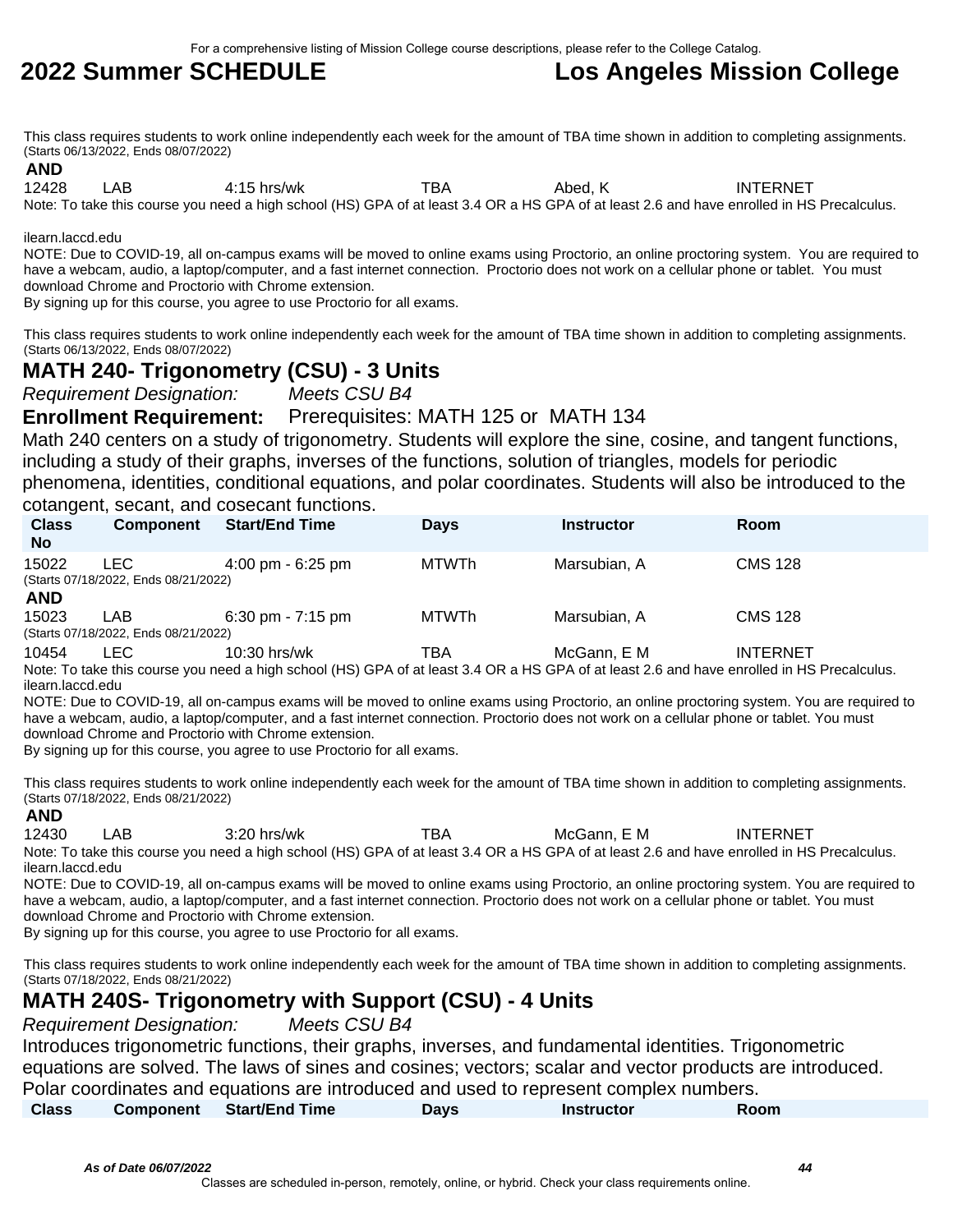This class requires students to work online independently each week for the amount of TBA time shown in addition to completing assignments.
(Starts 06/13/2022, Ends 08/07/2022)

**AND**

| | | | | | |
|---|---|---|---|---|---|
| 12428 | LAB | 4:15 hrs/wk | TBA | Abed, K | INTERNET |

Note: To take this course you need a high school (HS) GPA of at least 3.4 OR a HS GPA of at least 2.6 and have enrolled in HS Precalculus.

ilearn.laccd.edu
NOTE: Due to COVID-19, all on-campus exams will be moved to online exams using Proctorio, an online proctoring system. You are required to have a webcam, audio, a laptop/computer, and a fast internet connection. Proctorio does not work on a cellular phone or tablet. You must download Chrome and Proctorio with Chrome extension.
By signing up for this course, you agree to use Proctorio for all exams.

This class requires students to work online independently each week for the amount of TBA time shown in addition to completing assignments.
(Starts 06/13/2022, Ends 08/07/2022)

## MATH 240- Trigonometry (CSU) - 3 Units

*Requirement Designation:* *Meets CSU B4*

**Enrollment Requirement:** Prerequisites: MATH 125 or MATH 134

Math 240 centers on a study of trigonometry. Students will explore the sine, cosine, and tangent functions, including a study of their graphs, inverses of the functions, solution of triangles, models for periodic phenomena, identities, conditional equations, and polar coordinates. Students will also be introduced to the cotangent, secant, and cosecant functions.

| Class No | Component | Start/End Time | Days | Instructor | Room |
|---|---|---|---|---|---|
| 15022 | LEC | 4:00 pm - 6:25 pm | MTWTh | Marsubian, A | CMS 128 |

(Starts 07/18/2022, Ends 08/21/2022)

**AND**

| | | | | | |
|---|---|---|---|---|---|
| 15023 | LAB | 6:30 pm - 7:15 pm | MTWTh | Marsubian, A | CMS 128 |

(Starts 07/18/2022, Ends 08/21/2022)

| | | | | | |
|---|---|---|---|---|---|
| 10454 | LEC | 10:30 hrs/wk | TBA | McGann, E M | INTERNET |

Note: To take this course you need a high school (HS) GPA of at least 3.4 OR a HS GPA of at least 2.6 and have enrolled in HS Precalculus.
ilearn.laccd.edu
NOTE: Due to COVID-19, all on-campus exams will be moved to online exams using Proctorio, an online proctoring system. You are required to have a webcam, audio, a laptop/computer, and a fast internet connection. Proctorio does not work on a cellular phone or tablet. You must download Chrome and Proctorio with Chrome extension.
By signing up for this course, you agree to use Proctorio for all exams.

This class requires students to work online independently each week for the amount of TBA time shown in addition to completing assignments.
(Starts 07/18/2022, Ends 08/21/2022)

**AND**

| | | | | | |
|---|---|---|---|---|---|
| 12430 | LAB | 3:20 hrs/wk | TBA | McGann, E M | INTERNET |

Note: To take this course you need a high school (HS) GPA of at least 3.4 OR a HS GPA of at least 2.6 and have enrolled in HS Precalculus.
ilearn.laccd.edu
NOTE: Due to COVID-19, all on-campus exams will be moved to online exams using Proctorio, an online proctoring system. You are required to have a webcam, audio, a laptop/computer, and a fast internet connection. Proctorio does not work on a cellular phone or tablet. You must download Chrome and Proctorio with Chrome extension.
By signing up for this course, you agree to use Proctorio for all exams.

This class requires students to work online independently each week for the amount of TBA time shown in addition to completing assignments.
(Starts 07/18/2022, Ends 08/21/2022)

## MATH 240S- Trigonometry with Support (CSU) - 4 Units

*Requirement Designation:* *Meets CSU B4*

Introduces trigonometric functions, their graphs, inverses, and fundamental identities. Trigonometric equations are solved. The laws of sines and cosines; vectors; scalar and vector products are introduced. Polar coordinates and equations are introduced and used to represent complex numbers.

| Class | Component | Start/End Time | Days | Instructor | Room |
|---|---|---|---|---|---|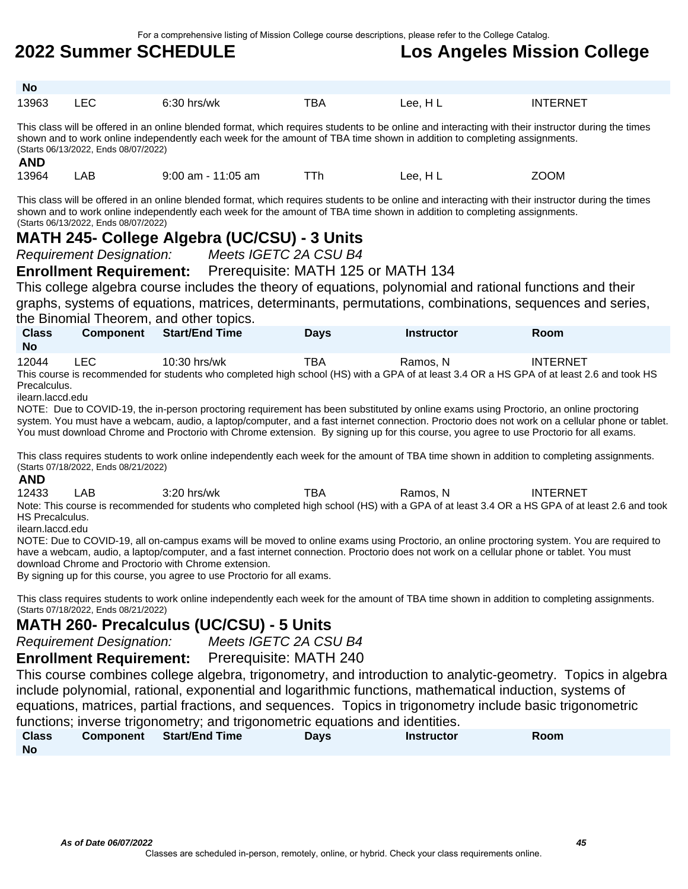| Class No | Component | Start/End Time | Days | Instructor | Room |
|---|---|---|---|---|---|
| 13963 | LEC | 6:30 hrs/wk | TBA | Lee, H L | INTERNET |

This class will be offered in an online blended format, which requires students to be online and interacting with their instructor during the times shown and to work online independently each week for the amount of TBA time shown in addition to completing assignments.
(Starts 06/13/2022, Ends 08/07/2022)

**AND**

| | | | | | |
|---|---|---|---|---|---|
| 13964 | LAB | 9:00 am - 11:05 am | TTh | Lee, H L | ZOOM |

This class will be offered in an online blended format, which requires students to be online and interacting with their instructor during the times shown and to work online independently each week for the amount of TBA time shown in addition to completing assignments.
(Starts 06/13/2022, Ends 08/07/2022)

## MATH 245- College Algebra (UC/CSU) - 3 Units

*Requirement Designation:* *Meets IGETC 2A CSU B4*

**Enrollment Requirement:** Prerequisite: MATH 125 or MATH 134

This college algebra course includes the theory of equations, polynomial and rational functions and their graphs, systems of equations, matrices, determinants, permutations, combinations, sequences and series, the Binomial Theorem, and other topics.

| Class No | Component | Start/End Time | Days | Instructor | Room |
|---|---|---|---|---|---|
| 12044 | LEC | 10:30 hrs/wk | TBA | Ramos, N | INTERNET |

This course is recommended for students who completed high school (HS) with a GPA of at least 3.4 OR a HS GPA of at least 2.6 and took HS Precalculus.
ilearn.laccd.edu
NOTE: Due to COVID-19, the in-person proctoring requirement has been substituted by online exams using Proctorio, an online proctoring system. You must have a webcam, audio, a laptop/computer, and a fast internet connection. Proctorio does not work on a cellular phone or tablet. You must download Chrome and Proctorio with Chrome extension. By signing up for this course, you agree to use Proctorio for all exams.

This class requires students to work online independently each week for the amount of TBA time shown in addition to completing assignments.
(Starts 07/18/2022, Ends 08/21/2022)

**AND**

| | | | | | |
|---|---|---|---|---|---|
| 12433 | LAB | 3:20 hrs/wk | TBA | Ramos, N | INTERNET |

Note: This course is recommended for students who completed high school (HS) with a GPA of at least 3.4 OR a HS GPA of at least 2.6 and took HS Precalculus.
ilearn.laccd.edu
NOTE: Due to COVID-19, all on-campus exams will be moved to online exams using Proctorio, an online proctoring system. You are required to have a webcam, audio, a laptop/computer, and a fast internet connection. Proctorio does not work on a cellular phone or tablet. You must download Chrome and Proctorio with Chrome extension.
By signing up for this course, you agree to use Proctorio for all exams.

This class requires students to work online independently each week for the amount of TBA time shown in addition to completing assignments.
(Starts 07/18/2022, Ends 08/21/2022)

## MATH 260- Precalculus (UC/CSU) - 5 Units

*Requirement Designation:* *Meets IGETC 2A CSU B4*

**Enrollment Requirement:** Prerequisite: MATH 240

This course combines college algebra, trigonometry, and introduction to analytic-geometry. Topics in algebra include polynomial, rational, exponential and logarithmic functions, mathematical induction, systems of equations, matrices, partial fractions, and sequences. Topics in trigonometry include basic trigonometric functions; inverse trigonometry; and trigonometric equations and identities.

| Class No | Component | Start/End Time | Days | Instructor | Room |
|---|---|---|---|---|---|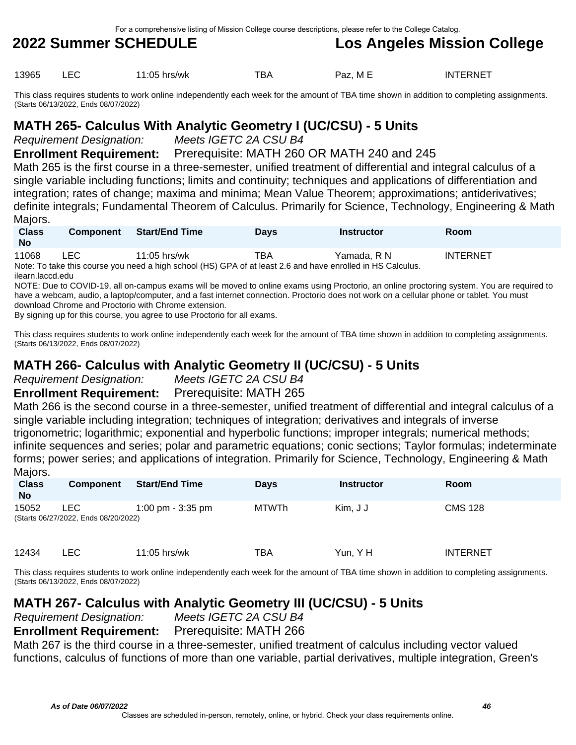| | | | | | |
|---|---|---|---|---|---|
| 13965 | LEC | 11:05 hrs/wk | TBA | Paz, M E | INTERNET |

This class requires students to work online independently each week for the amount of TBA time shown in addition to completing assignments. (Starts 06/13/2022, Ends 08/07/2022)

## MATH 265- Calculus With Analytic Geometry I (UC/CSU) - 5 Units

*Requirement Designation:* *Meets IGETC 2A CSU B4*

**Enrollment Requirement:** Prerequisite: MATH 260 OR MATH 240 and 245

Math 265 is the first course in a three-semester, unified treatment of differential and integral calculus of a single variable including functions; limits and continuity; techniques and applications of differentiation and integration; rates of change; maxima and minima; Mean Value Theorem; approximations; antiderivatives; definite integrals; Fundamental Theorem of Calculus. Primarily for Science, Technology, Engineering & Math Majors.

| Class No | Component | Start/End Time | Days | Instructor | Room |
|---|---|---|---|---|---|
| 11068 | LEC | 11:05 hrs/wk | TBA | Yamada, R N | INTERNET |

Note: To take this course you need a high school (HS) GPA of at least 2.6 and have enrolled in HS Calculus.
ilearn.laccd.edu

NOTE: Due to COVID-19, all on-campus exams will be moved to online exams using Proctorio, an online proctoring system. You are required to have a webcam, audio, a laptop/computer, and a fast internet connection. Proctorio does not work on a cellular phone or tablet. You must download Chrome and Proctorio with Chrome extension.

By signing up for this course, you agree to use Proctorio for all exams.

This class requires students to work online independently each week for the amount of TBA time shown in addition to completing assignments. (Starts 06/13/2022, Ends 08/07/2022)

## MATH 266- Calculus with Analytic Geometry II (UC/CSU) - 5 Units

*Requirement Designation:* *Meets IGETC 2A CSU B4*

**Enrollment Requirement:** Prerequisite: MATH 265

Math 266 is the second course in a three-semester, unified treatment of differential and integral calculus of a single variable including integration; techniques of integration; derivatives and integrals of inverse trigonometric; logarithmic; exponential and hyperbolic functions; improper integrals; numerical methods; infinite sequences and series; polar and parametric equations; conic sections; Taylor formulas; indeterminate forms; power series; and applications of integration. Primarily for Science, Technology, Engineering & Math Majors.

| Class No | Component | Start/End Time | Days | Instructor | Room |
|---|---|---|---|---|---|
| 15052 | LEC | 1:00 pm - 3:35 pm | MTWTh | Kim, J J | CMS 128 |

(Starts 06/27/2022, Ends 08/20/2022)

| | | | | | |
|---|---|---|---|---|---|
| 12434 | LEC | 11:05 hrs/wk | TBA | Yun, Y H | INTERNET |

This class requires students to work online independently each week for the amount of TBA time shown in addition to completing assignments. (Starts 06/13/2022, Ends 08/07/2022)

## MATH 267- Calculus with Analytic Geometry III (UC/CSU) - 5 Units

*Requirement Designation:* *Meets IGETC 2A CSU B4*

**Enrollment Requirement:** Prerequisite: MATH 266

Math 267 is the third course in a three-semester, unified treatment of calculus including vector valued functions, calculus of functions of more than one variable, partial derivatives, multiple integration, Green's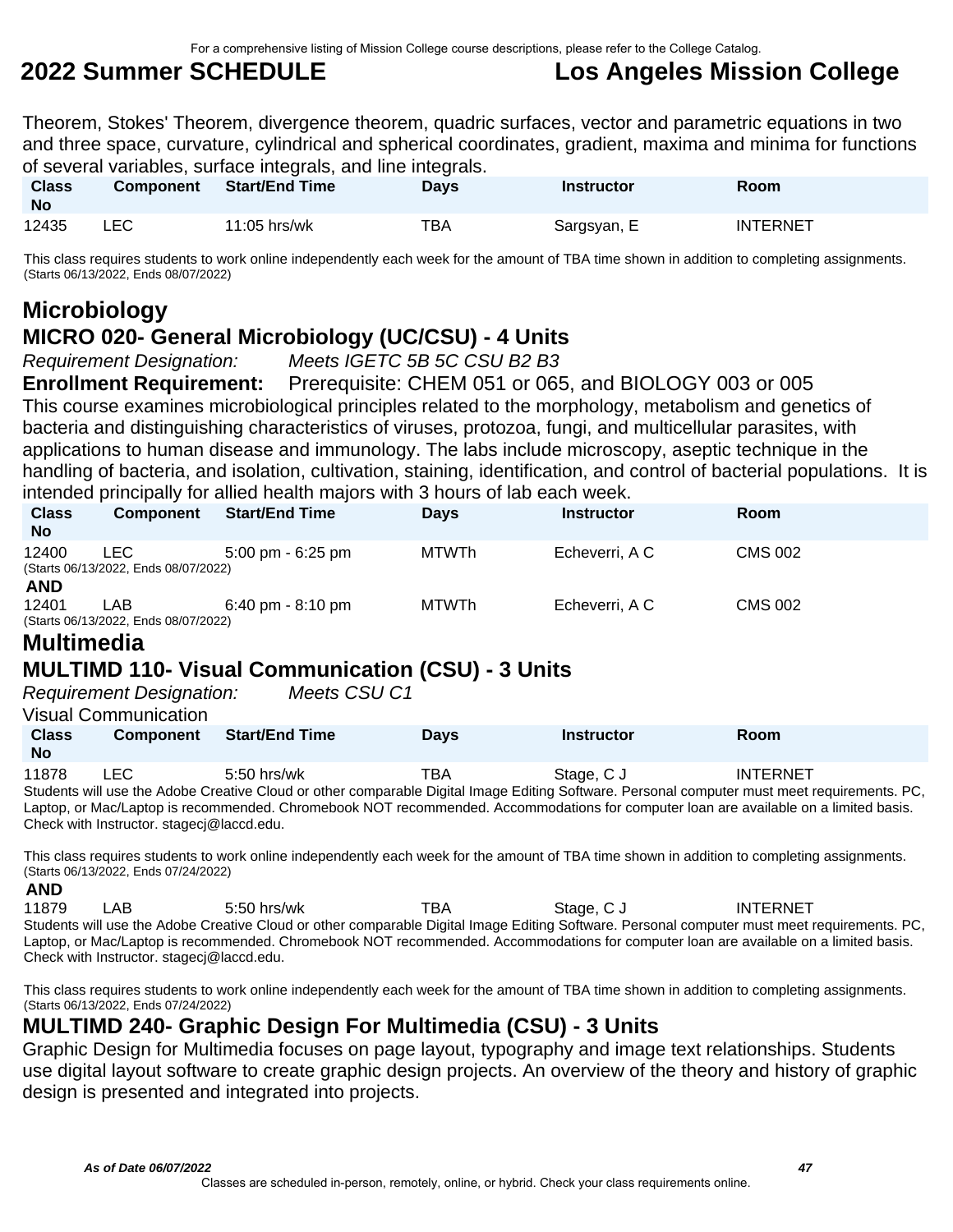Theorem, Stokes' Theorem, divergence theorem, quadric surfaces, vector and parametric equations in two and three space, curvature, cylindrical and spherical coordinates, gradient, maxima and minima for functions of several variables, surface integrals, and line integrals.

| Class No | Component | Start/End Time | Days | Instructor | Room |
|---|---|---|---|---|---|
| 12435 | LEC | 11:05 hrs/wk | TBA | Sargsyan, E | INTERNET |

This class requires students to work online independently each week for the amount of TBA time shown in addition to completing assignments.
(Starts 06/13/2022, Ends 08/07/2022)

## Microbiology

### MICRO 020- General Microbiology (UC/CSU) - 4 Units

*Requirement Designation:* *Meets IGETC 5B 5C CSU B2 B3*

**Enrollment Requirement:** Prerequisite: CHEM 051 or 065, and BIOLOGY 003 or 005

This course examines microbiological principles related to the morphology, metabolism and genetics of bacteria and distinguishing characteristics of viruses, protozoa, fungi, and multicellular parasites, with applications to human disease and immunology. The labs include microscopy, aseptic technique in the handling of bacteria, and isolation, cultivation, staining, identification, and control of bacterial populations. It is intended principally for allied health majors with 3 hours of lab each week.

| Class No | Component | Start/End Time | Days | Instructor | Room |
|---|---|---|---|---|---|
| 12400 | LEC | 5:00 pm - 6:25 pm | MTWTh | Echeverri, A C | CMS 002 |
| (Starts 06/13/2022, Ends 08/07/2022) | | | | | |
| **AND** | | | | | |
| 12401 | LAB | 6:40 pm - 8:10 pm | MTWTh | Echeverri, A C | CMS 002 |
| (Starts 06/13/2022, Ends 08/07/2022) | | | | | |

## Multimedia

### MULTIMD 110- Visual Communication (CSU) - 3 Units

*Requirement Designation:* *Meets CSU C1*

Visual Communication

| Class No | Component | Start/End Time | Days | Instructor | Room |
|---|---|---|---|---|---|
| 11878 | LEC | 5:50 hrs/wk | TBA | Stage, C J | INTERNET |

Students will use the Adobe Creative Cloud or other comparable Digital Image Editing Software. Personal computer must meet requirements. PC, Laptop, or Mac/Laptop is recommended. Chromebook NOT recommended. Accommodations for computer loan are available on a limited basis. Check with Instructor. stagecj@laccd.edu.

This class requires students to work online independently each week for the amount of TBA time shown in addition to completing assignments.
(Starts 06/13/2022, Ends 07/24/2022)

**AND**

| Class No | Component | Start/End Time | Days | Instructor | Room |
|---|---|---|---|---|---|
| 11879 | LAB | 5:50 hrs/wk | TBA | Stage, C J | INTERNET |

Students will use the Adobe Creative Cloud or other comparable Digital Image Editing Software. Personal computer must meet requirements. PC, Laptop, or Mac/Laptop is recommended. Chromebook NOT recommended. Accommodations for computer loan are available on a limited basis. Check with Instructor. stagecj@laccd.edu.

This class requires students to work online independently each week for the amount of TBA time shown in addition to completing assignments.
(Starts 06/13/2022, Ends 07/24/2022)

### MULTIMD 240- Graphic Design For Multimedia (CSU) - 3 Units

Graphic Design for Multimedia focuses on page layout, typography and image text relationships. Students use digital layout software to create graphic design projects. An overview of the theory and history of graphic design is presented and integrated into projects.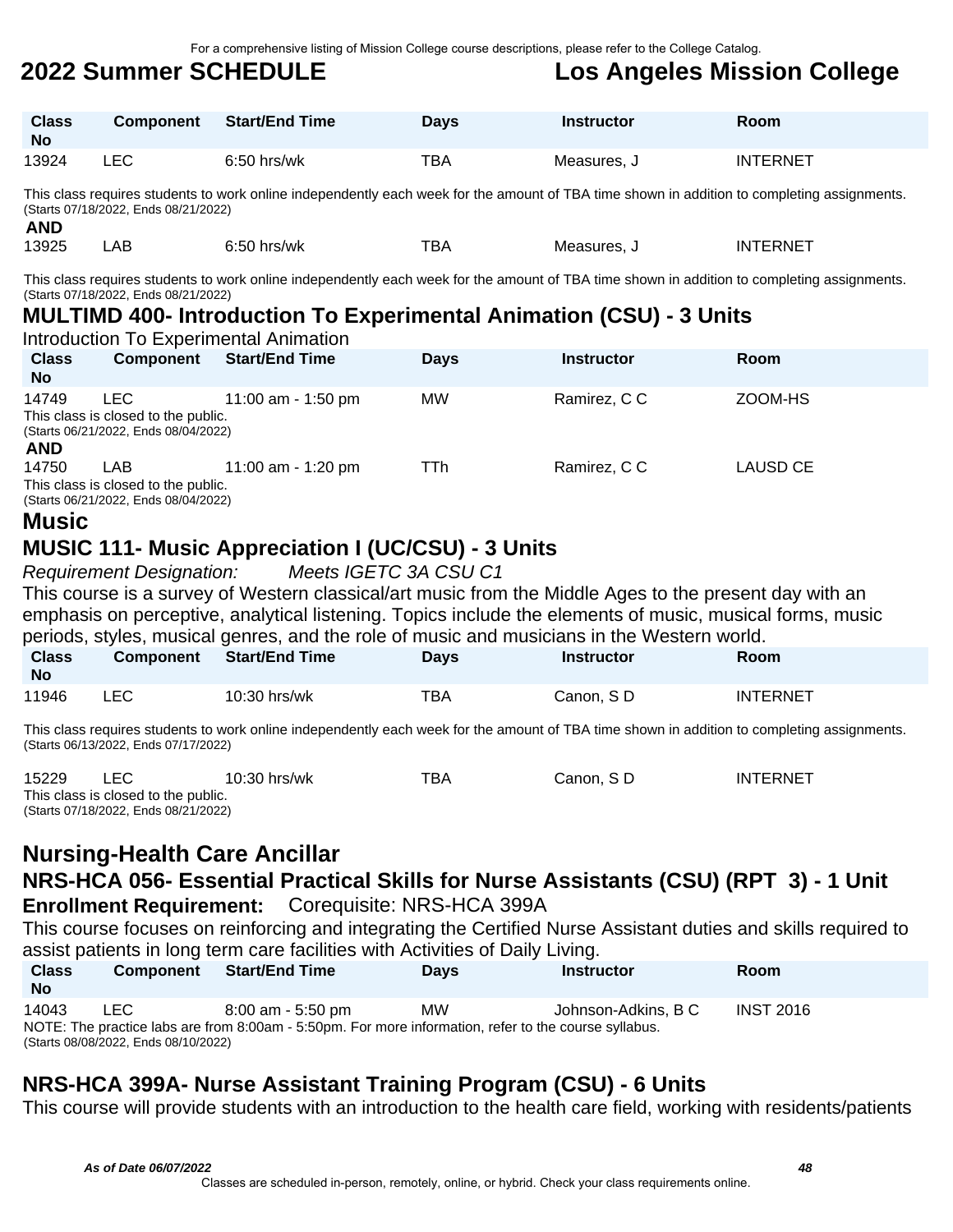| Class No | Component | Start/End Time | Days | Instructor | Room |
| --- | --- | --- | --- | --- | --- |
| 13924 | LEC | 6:50 hrs/wk | TBA | Measures, J | INTERNET |

This class requires students to work online independently each week for the amount of TBA time shown in addition to completing assignments.
(Starts 07/18/2022, Ends 08/21/2022)

**AND**

| Class No | Component | Start/End Time | Days | Instructor | Room |
| --- | --- | --- | --- | --- | --- |
| 13925 | LAB | 6:50 hrs/wk | TBA | Measures, J | INTERNET |

This class requires students to work online independently each week for the amount of TBA time shown in addition to completing assignments.
(Starts 07/18/2022, Ends 08/21/2022)

## MULTIMD 400- Introduction To Experimental Animation (CSU) - 3 Units

Introduction To Experimental Animation

| Class No | Component | Start/End Time | Days | Instructor | Room |
| --- | --- | --- | --- | --- | --- |
| 14749 | LEC | 11:00 am - 1:50 pm | MW | Ramirez, C C | ZOOM-HS |

This class is closed to the public.
(Starts 06/21/2022, Ends 08/04/2022)

**AND**

| Class No | Component | Start/End Time | Days | Instructor | Room |
| --- | --- | --- | --- | --- | --- |
| 14750 | LAB | 11:00 am - 1:20 pm | TTh | Ramirez, C C | LAUSD CE |

This class is closed to the public.
(Starts 06/21/2022, Ends 08/04/2022)

# Music

## MUSIC 111- Music Appreciation I (UC/CSU) - 3 Units

*Requirement Designation: Meets IGETC 3A CSU C1*

This course is a survey of Western classical/art music from the Middle Ages to the present day with an emphasis on perceptive, analytical listening. Topics include the elements of music, musical forms, music periods, styles, musical genres, and the role of music and musicians in the Western world.

| Class No | Component | Start/End Time | Days | Instructor | Room |
| --- | --- | --- | --- | --- | --- |
| 11946 | LEC | 10:30 hrs/wk | TBA | Canon, S D | INTERNET |

This class requires students to work online independently each week for the amount of TBA time shown in addition to completing assignments.
(Starts 06/13/2022, Ends 07/17/2022)

| Class No | Component | Start/End Time | Days | Instructor | Room |
| --- | --- | --- | --- | --- | --- |
| 15229 | LEC | 10:30 hrs/wk | TBA | Canon, S D | INTERNET |

This class is closed to the public.
(Starts 07/18/2022, Ends 08/21/2022)

# Nursing-Health Care Ancillar

## NRS-HCA 056- Essential Practical Skills for Nurse Assistants (CSU) (RPT 3) - 1 Unit

**Enrollment Requirement:** Corequisite: NRS-HCA 399A

This course focuses on reinforcing and integrating the Certified Nurse Assistant duties and skills required to assist patients in long term care facilities with Activities of Daily Living.

| Class No | Component | Start/End Time | Days | Instructor | Room |
| --- | --- | --- | --- | --- | --- |
| 14043 | LEC | 8:00 am - 5:50 pm | MW | Johnson-Adkins, B C | INST 2016 |

NOTE: The practice labs are from 8:00am - 5:50pm. For more information, refer to the course syllabus.
(Starts 08/08/2022, Ends 08/10/2022)

## NRS-HCA 399A- Nurse Assistant Training Program (CSU) - 6 Units

This course will provide students with an introduction to the health care field, working with residents/patients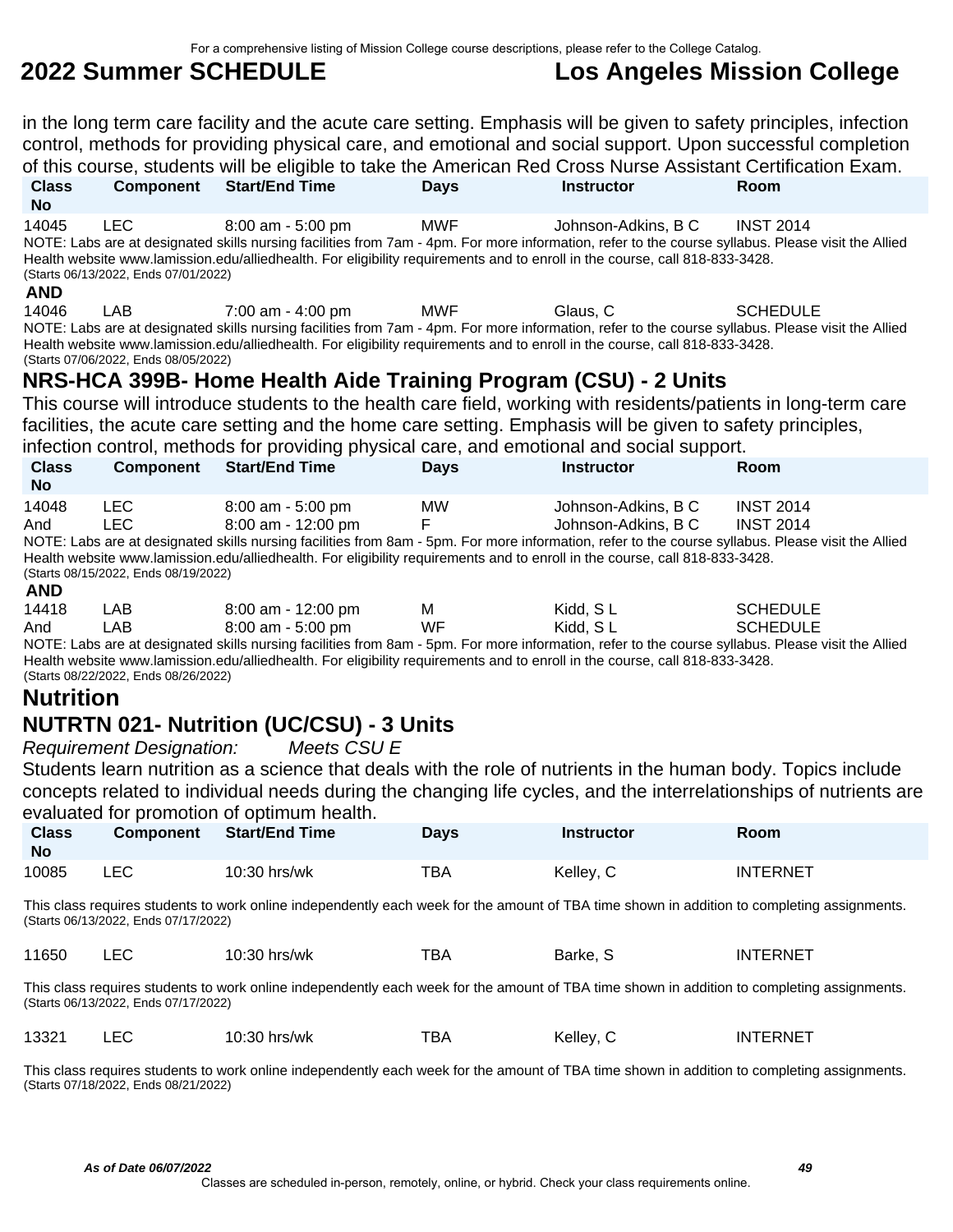in the long term care facility and the acute care setting. Emphasis will be given to safety principles, infection control, methods for providing physical care, and emotional and social support. Upon successful completion of this course, students will be eligible to take the American Red Cross Nurse Assistant Certification Exam.

| Class No | Component | Start/End Time | Days | Instructor | Room |
|---|---|---|---|---|---|
| 14045 | LEC | 8:00 am - 5:00 pm | MWF | Johnson-Adkins, B C | INST 2014 |

NOTE: Labs are at designated skills nursing facilities from 7am - 4pm. For more information, refer to the course syllabus. Please visit the Allied Health website www.lamission.edu/alliedhealth. For eligibility requirements and to enroll in the course, call 818-833-3428.
(Starts 06/13/2022, Ends 07/01/2022)

**AND**

| Class No | Component | Start/End Time | Days | Instructor | Room |
|---|---|---|---|---|---|
| 14046 | LAB | 7:00 am - 4:00 pm | MWF | Glaus, C | SCHEDULE |

NOTE: Labs are at designated skills nursing facilities from 7am - 4pm. For more information, refer to the course syllabus. Please visit the Allied Health website www.lamission.edu/alliedhealth. For eligibility requirements and to enroll in the course, call 818-833-3428.
(Starts 07/06/2022, Ends 08/05/2022)

## NRS-HCA 399B- Home Health Aide Training Program (CSU) - 2 Units

This course will introduce students to the health care field, working with residents/patients in long-term care facilities, the acute care setting and the home care setting. Emphasis will be given to safety principles, infection control, methods for providing physical care, and emotional and social support.

| Class No | Component | Start/End Time | Days | Instructor | Room |
|---|---|---|---|---|---|
| 14048 | LEC | 8:00 am - 5:00 pm | MW | Johnson-Adkins, B C | INST 2014 |
| And | LEC | 8:00 am - 12:00 pm | F | Johnson-Adkins, B C | INST 2014 |

NOTE: Labs are at designated skills nursing facilities from 8am - 5pm. For more information, refer to the course syllabus. Please visit the Allied Health website www.lamission.edu/alliedhealth. For eligibility requirements and to enroll in the course, call 818-833-3428.
(Starts 08/15/2022, Ends 08/19/2022)

**AND**

| Class No | Component | Start/End Time | Days | Instructor | Room |
|---|---|---|---|---|---|
| 14418 | LAB | 8:00 am - 12:00 pm | M | Kidd, S L | SCHEDULE |
| And | LAB | 8:00 am - 5:00 pm | WF | Kidd, S L | SCHEDULE |

NOTE: Labs are at designated skills nursing facilities from 8am - 5pm. For more information, refer to the course syllabus. Please visit the Allied Health website www.lamission.edu/alliedhealth. For eligibility requirements and to enroll in the course, call 818-833-3428.
(Starts 08/22/2022, Ends 08/26/2022)

# Nutrition

## NUTRTN 021- Nutrition (UC/CSU) - 3 Units

*Requirement Designation: Meets CSU E*

Students learn nutrition as a science that deals with the role of nutrients in the human body. Topics include concepts related to individual needs during the changing life cycles, and the interrelationships of nutrients are evaluated for promotion of optimum health.

| Class No | Component | Start/End Time | Days | Instructor | Room |
|---|---|---|---|---|---|
| 10085 | LEC | 10:30 hrs/wk | TBA | Kelley, C | INTERNET |

This class requires students to work online independently each week for the amount of TBA time shown in addition to completing assignments.
(Starts 06/13/2022, Ends 07/17/2022)

| Class No | Component | Start/End Time | Days | Instructor | Room |
|---|---|---|---|---|---|
| 11650 | LEC | 10:30 hrs/wk | TBA | Barke, S | INTERNET |

This class requires students to work online independently each week for the amount of TBA time shown in addition to completing assignments.
(Starts 06/13/2022, Ends 07/17/2022)

| Class No | Component | Start/End Time | Days | Instructor | Room |
|---|---|---|---|---|---|
| 13321 | LEC | 10:30 hrs/wk | TBA | Kelley, C | INTERNET |

This class requires students to work online independently each week for the amount of TBA time shown in addition to completing assignments.
(Starts 07/18/2022, Ends 08/21/2022)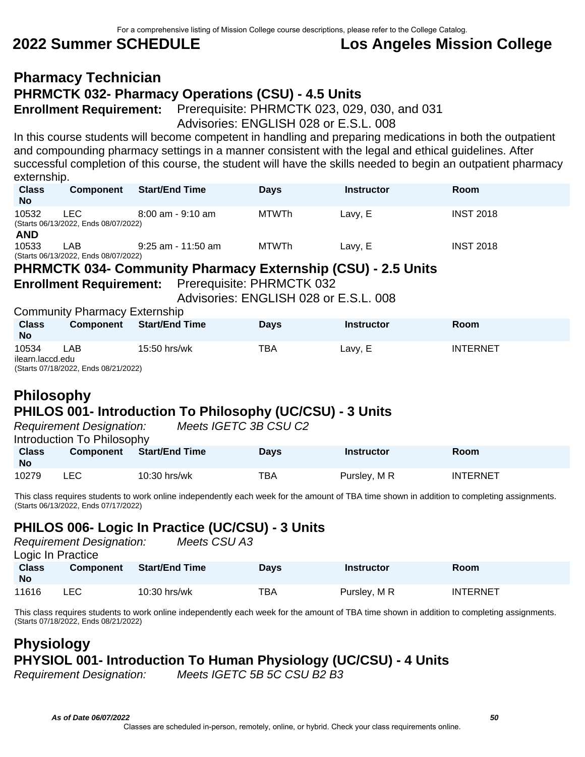For a comprehensive listing of Mission College course descriptions, please refer to the College Catalog.

# 2022 Summer SCHEDULE Los Angeles Mission College

## Pharmacy Technician

### PHRMCTK 032- Pharmacy Operations (CSU) - 4.5 Units

**Enrollment Requirement:** Prerequisite: PHRMCTK 023, 029, 030, and 031
Advisories: ENGLISH 028 or E.S.L. 008

In this course students will become competent in handling and preparing medications in both the outpatient and compounding pharmacy settings in a manner consistent with the legal and ethical guidelines. After successful completion of this course, the student will have the skills needed to begin an outpatient pharmacy externship.

| Class No | Component | Start/End Time | Days | Instructor | Room |
|---|---|---|---|---|---|
| 10532 | LEC | 8:00 am - 9:10 am | MTWTh | Lavy, E | INST 2018 |
| (Starts 06/13/2022, Ends 08/07/2022) | | | | | |
| **AND** | | | | | |
| 10533 | LAB | 9:25 am - 11:50 am | MTWTh | Lavy, E | INST 2018 |
| (Starts 06/13/2022, Ends 08/07/2022) | | | | | |

### PHRMCTK 034- Community Pharmacy Externship (CSU) - 2.5 Units

**Enrollment Requirement:** Prerequisite: PHRMCTK 032
Advisories: ENGLISH 028 or E.S.L. 008

Community Pharmacy Externship

| Class No | Component | Start/End Time | Days | Instructor | Room |
|---|---|---|---|---|---|
| 10534 | LAB | 15:50 hrs/wk | TBA | Lavy, E | INTERNET |
| ilearn.laccd.edu | | | | | |
| (Starts 07/18/2022, Ends 08/21/2022) | | | | | |

## Philosophy

### PHILOS 001- Introduction To Philosophy (UC/CSU) - 3 Units

*Requirement Designation:* *Meets IGETC 3B CSU C2*

Introduction To Philosophy

| Class No | Component | Start/End Time | Days | Instructor | Room |
|---|---|---|---|---|---|
| 10279 | LEC | 10:30 hrs/wk | TBA | Pursley, M R | INTERNET |

This class requires students to work online independently each week for the amount of TBA time shown in addition to completing assignments.
(Starts 06/13/2022, Ends 07/17/2022)

### PHILOS 006- Logic In Practice (UC/CSU) - 3 Units

*Requirement Designation:* *Meets CSU A3*

Logic In Practice

| Class No | Component | Start/End Time | Days | Instructor | Room |
|---|---|---|---|---|---|
| 11616 | LEC | 10:30 hrs/wk | TBA | Pursley, M R | INTERNET |

This class requires students to work online independently each week for the amount of TBA time shown in addition to completing assignments.
(Starts 07/18/2022, Ends 08/21/2022)

## Physiology

### PHYSIOL 001- Introduction To Human Physiology (UC/CSU) - 4 Units

*Requirement Designation:* *Meets IGETC 5B 5C CSU B2 B3*

*As of Date 06/07/2022*

Classes are scheduled in-person, remotely, online, or hybrid. Check your class requirements online.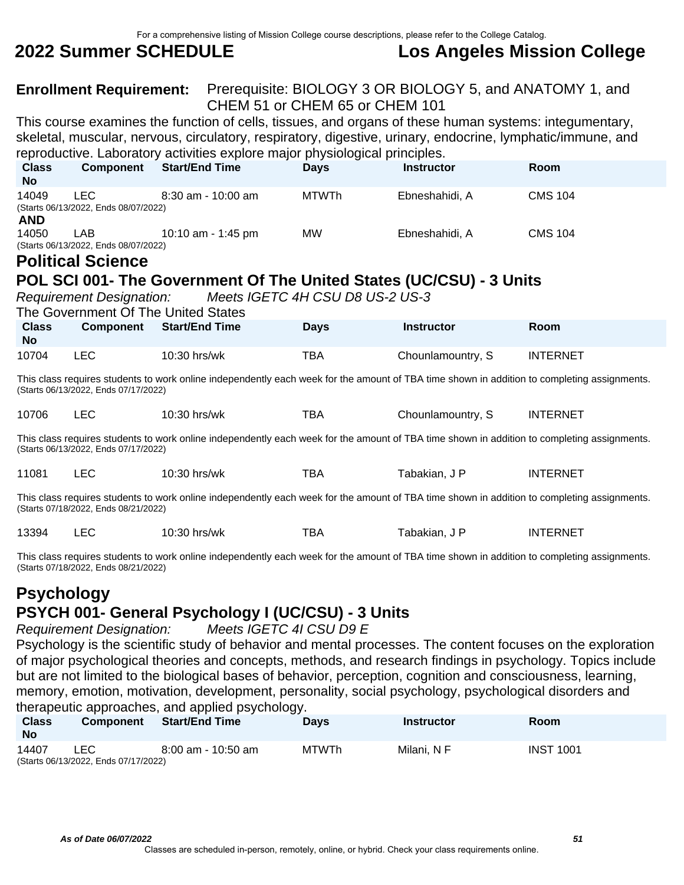**Enrollment Requirement:** Prerequisite: BIOLOGY 3 OR BIOLOGY 5, and ANATOMY 1, and CHEM 51 or CHEM 65 or CHEM 101

This course examines the function of cells, tissues, and organs of these human systems: integumentary, skeletal, muscular, nervous, circulatory, respiratory, digestive, urinary, endocrine, lymphatic/immune, and reproductive. Laboratory activities explore major physiological principles.

| Class No | Component | Start/End Time | Days | Instructor | Room |
|---|---|---|---|---|---|
| 14049 | LEC | 8:30 am - 10:00 am | MTWTh | Ebneshahidi, A | CMS 104 |
| (Starts 06/13/2022, Ends 08/07/2022) | | | | | |
| **AND** | | | | | |
| 14050 | LAB | 10:10 am - 1:45 pm | MW | Ebneshahidi, A | CMS 104 |
| (Starts 06/13/2022, Ends 08/07/2022) | | | | | |

## Political Science

### POL SCI 001- The Government Of The United States (UC/CSU) - 3 Units

*Requirement Designation:* *Meets IGETC 4H CSU D8 US-2 US-3*

The Government Of The United States

| Class No | Component | Start/End Time | Days | Instructor | Room |
|---|---|---|---|---|---|
| 10704 | LEC | 10:30 hrs/wk | TBA | Chounlamountry, S | INTERNET |
| This class requires students to work online independently each week for the amount of TBA time shown in addition to completing assignments. (Starts 06/13/2022, Ends 07/17/2022) | | | | | |
| 10706 | LEC | 10:30 hrs/wk | TBA | Chounlamountry, S | INTERNET |
| This class requires students to work online independently each week for the amount of TBA time shown in addition to completing assignments. (Starts 06/13/2022, Ends 07/17/2022) | | | | | |
| 11081 | LEC | 10:30 hrs/wk | TBA | Tabakian, J P | INTERNET |
| This class requires students to work online independently each week for the amount of TBA time shown in addition to completing assignments. (Starts 07/18/2022, Ends 08/21/2022) | | | | | |
| 13394 | LEC | 10:30 hrs/wk | TBA | Tabakian, J P | INTERNET |
| This class requires students to work online independently each week for the amount of TBA time shown in addition to completing assignments. (Starts 07/18/2022, Ends 08/21/2022) | | | | | |

## Psychology

### PSYCH 001- General Psychology I (UC/CSU) - 3 Units

*Requirement Designation:* *Meets IGETC 4I CSU D9 E*

Psychology is the scientific study of behavior and mental processes. The content focuses on the exploration of major psychological theories and concepts, methods, and research findings in psychology. Topics include but are not limited to the biological bases of behavior, perception, cognition and consciousness, learning, memory, emotion, motivation, development, personality, social psychology, psychological disorders and therapeutic approaches, and applied psychology.

| Class No | Component | Start/End Time | Days | Instructor | Room |
|---|---|---|---|---|---|
| 14407 | LEC | 8:00 am - 10:50 am | MTWTh | Milani, N F | INST 1001 |
| (Starts 06/13/2022, Ends 07/17/2022) | | | | | |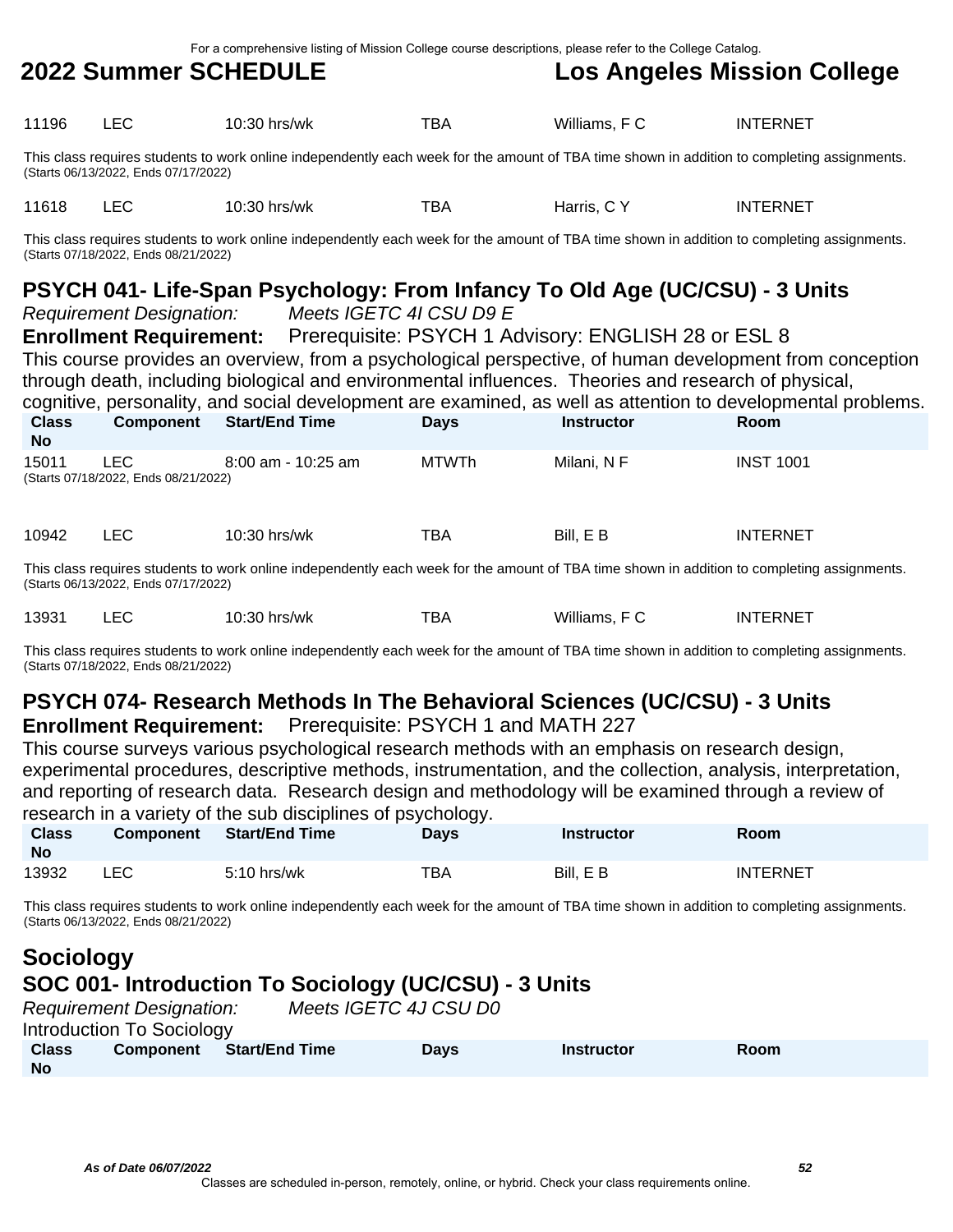| | | | | | |
|---|---|---|---|---|---|
| 11196 | LEC | 10:30 hrs/wk | TBA | Williams, F C | INTERNET |

This class requires students to work online independently each week for the amount of TBA time shown in addition to completing assignments. (Starts 06/13/2022, Ends 07/17/2022)

| | | | | | |
|---|---|---|---|---|---|
| 11618 | LEC | 10:30 hrs/wk | TBA | Harris, C Y | INTERNET |

This class requires students to work online independently each week for the amount of TBA time shown in addition to completing assignments. (Starts 07/18/2022, Ends 08/21/2022)

## PSYCH 041- Life-Span Psychology: From Infancy To Old Age (UC/CSU) - 3 Units

*Requirement Designation:* *Meets IGETC 4I CSU D9 E*

**Enrollment Requirement:** Prerequisite: PSYCH 1 Advisory: ENGLISH 28 or ESL 8

This course provides an overview, from a psychological perspective, of human development from conception through death, including biological and environmental influences. Theories and research of physical, cognitive, personality, and social development are examined, as well as attention to developmental problems.

| Class No | Component | Start/End Time | Days | Instructor | Room |
|---|---|---|---|---|---|
| 15011 | LEC | 8:00 am - 10:25 am | MTWTh | Milani, N F | INST 1001 |

(Starts 07/18/2022, Ends 08/21/2022)

| | | | | | |
|---|---|---|---|---|---|
| 10942 | LEC | 10:30 hrs/wk | TBA | Bill, E B | INTERNET |

This class requires students to work online independently each week for the amount of TBA time shown in addition to completing assignments. (Starts 06/13/2022, Ends 07/17/2022)

| | | | | | |
|---|---|---|---|---|---|
| 13931 | LEC | 10:30 hrs/wk | TBA | Williams, F C | INTERNET |

This class requires students to work online independently each week for the amount of TBA time shown in addition to completing assignments. (Starts 07/18/2022, Ends 08/21/2022)

## PSYCH 074- Research Methods In The Behavioral Sciences (UC/CSU) - 3 Units

**Enrollment Requirement:** Prerequisite: PSYCH 1 and MATH 227

This course surveys various psychological research methods with an emphasis on research design, experimental procedures, descriptive methods, instrumentation, and the collection, analysis, interpretation, and reporting of research data. Research design and methodology will be examined through a review of research in a variety of the sub disciplines of psychology.

| Class No | Component | Start/End Time | Days | Instructor | Room |
|---|---|---|---|---|---|
| 13932 | LEC | 5:10 hrs/wk | TBA | Bill, E B | INTERNET |

This class requires students to work online independently each week for the amount of TBA time shown in addition to completing assignments. (Starts 06/13/2022, Ends 08/21/2022)

# Sociology

## SOC 001- Introduction To Sociology (UC/CSU) - 3 Units

*Requirement Designation:* *Meets IGETC 4J CSU D0*

Introduction To Sociology

| Class No | Component | Start/End Time | Days | Instructor | Room |
|---|---|---|---|---|---|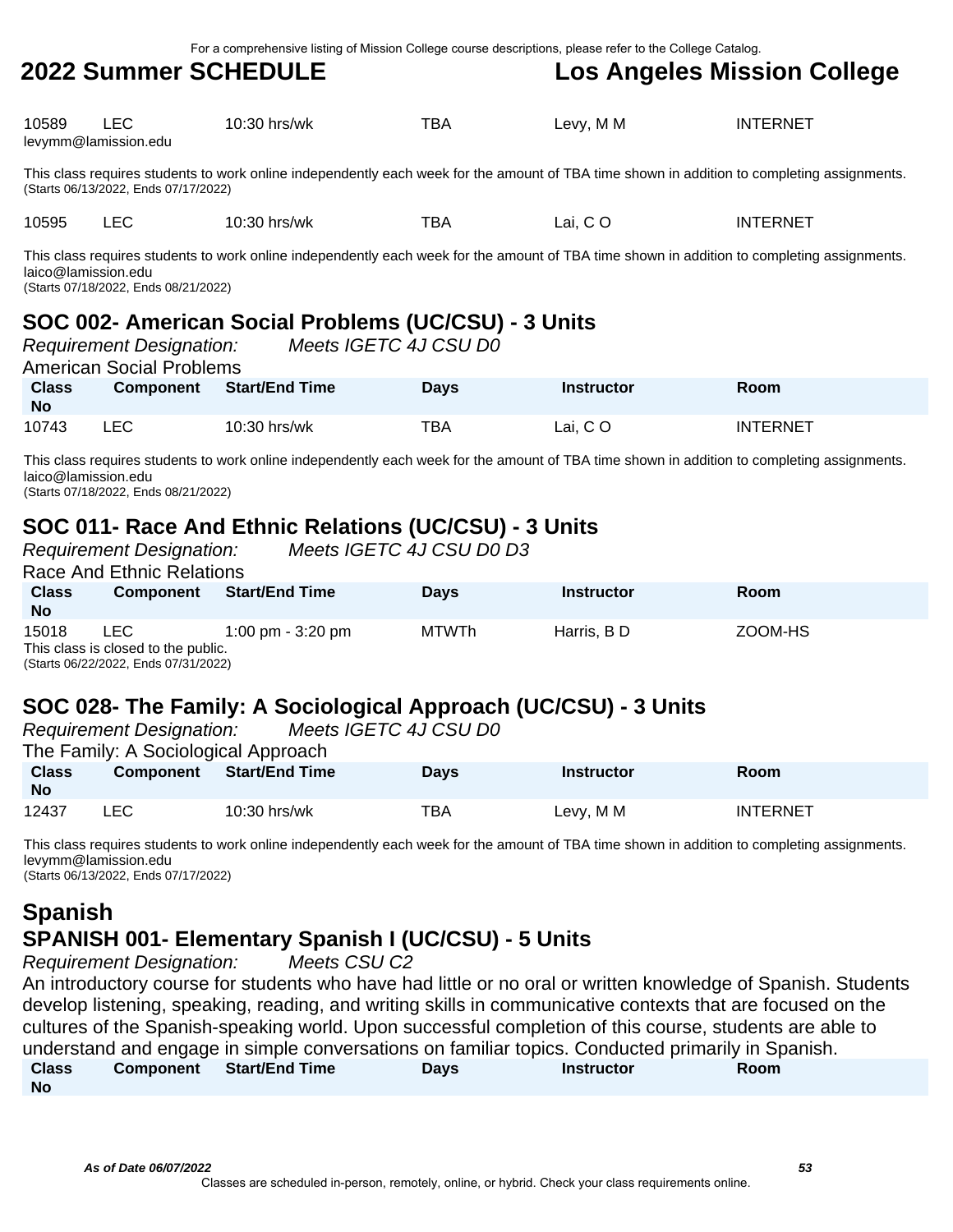| | | | | | |
|---|---|---|---|---|---|
| 10589 | LEC | 10:30 hrs/wk | TBA | Levy, M M | INTERNET |

levymm@lamission.edu

This class requires students to work online independently each week for the amount of TBA time shown in addition to completing assignments.
(Starts 06/13/2022, Ends 07/17/2022)

| | | | | | |
|---|---|---|---|---|---|
| 10595 | LEC | 10:30 hrs/wk | TBA | Lai, C O | INTERNET |

This class requires students to work online independently each week for the amount of TBA time shown in addition to completing assignments.
laico@lamission.edu
(Starts 07/18/2022, Ends 08/21/2022)

## SOC 002- American Social Problems (UC/CSU) - 3 Units

*Requirement Designation:* *Meets IGETC 4J CSU D0*

American Social Problems

| Class No | Component | Start/End Time | Days | Instructor | Room |
|---|---|---|---|---|---|
| 10743 | LEC | 10:30 hrs/wk | TBA | Lai, C O | INTERNET |

This class requires students to work online independently each week for the amount of TBA time shown in addition to completing assignments.
laico@lamission.edu
(Starts 07/18/2022, Ends 08/21/2022)

## SOC 011- Race And Ethnic Relations (UC/CSU) - 3 Units

*Requirement Designation:* *Meets IGETC 4J CSU D0 D3*

Race And Ethnic Relations

| Class No | Component | Start/End Time | Days | Instructor | Room |
|---|---|---|---|---|---|
| 15018 | LEC | 1:00 pm - 3:20 pm | MTWTh | Harris, B D | ZOOM-HS |

This class is closed to the public.
(Starts 06/22/2022, Ends 07/31/2022)

## SOC 028- The Family: A Sociological Approach (UC/CSU) - 3 Units

*Requirement Designation:* *Meets IGETC 4J CSU D0*

The Family: A Sociological Approach

| Class No | Component | Start/End Time | Days | Instructor | Room |
|---|---|---|---|---|---|
| 12437 | LEC | 10:30 hrs/wk | TBA | Levy, M M | INTERNET |

This class requires students to work online independently each week for the amount of TBA time shown in addition to completing assignments.
levymm@lamission.edu
(Starts 06/13/2022, Ends 07/17/2022)

# Spanish

## SPANISH 001- Elementary Spanish I (UC/CSU) - 5 Units

*Requirement Designation:* *Meets CSU C2*

An introductory course for students who have had little or no oral or written knowledge of Spanish. Students develop listening, speaking, reading, and writing skills in communicative contexts that are focused on the cultures of the Spanish-speaking world. Upon successful completion of this course, students are able to understand and engage in simple conversations on familiar topics. Conducted primarily in Spanish.

| Class No | Component | Start/End Time | Days | Instructor | Room |
|---|---|---|---|---|---|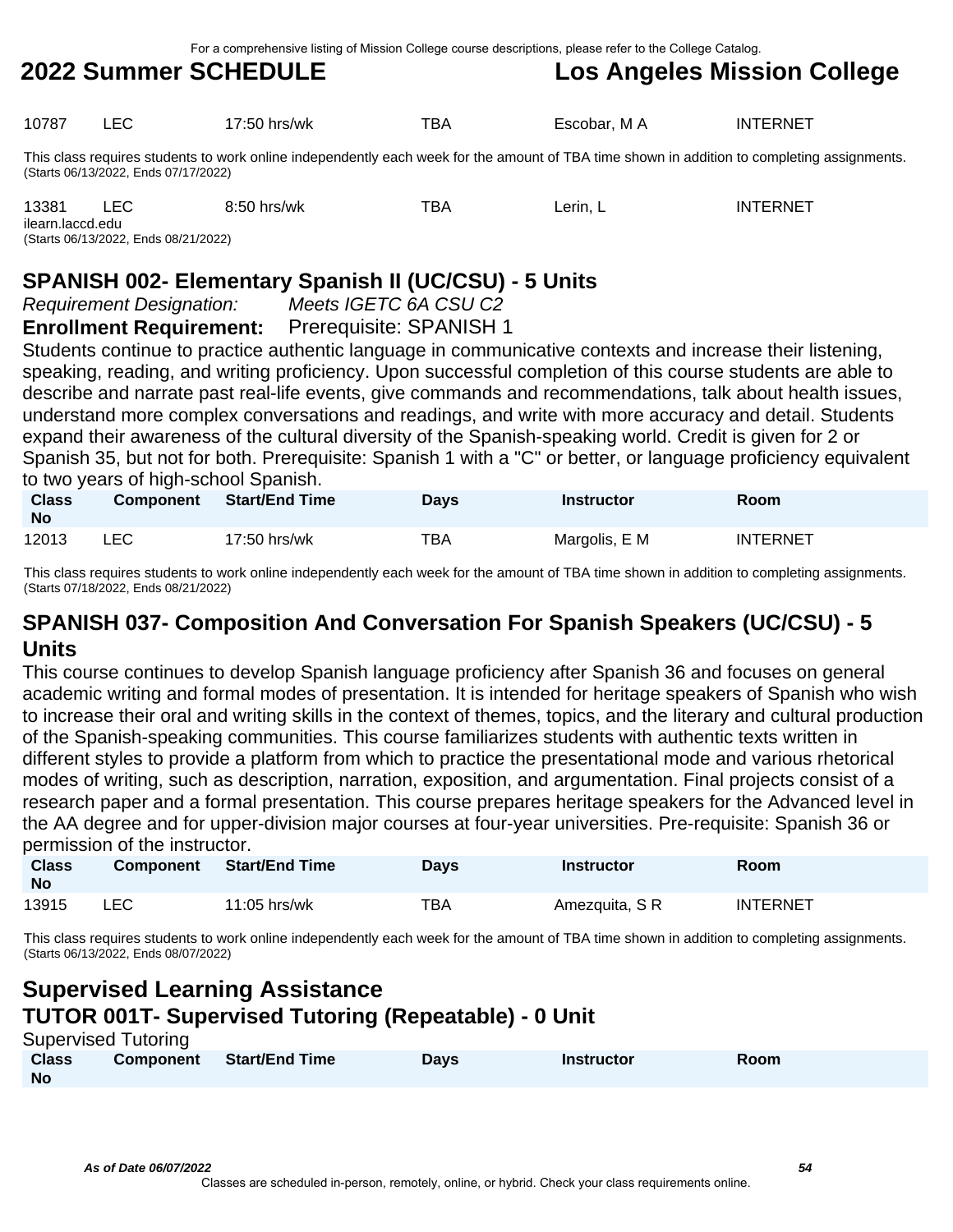| | | | | | |
|---|---|---|---|---|---|
| 10787 | LEC | 17:50 hrs/wk | TBA | Escobar, M A | INTERNET |

This class requires students to work online independently each week for the amount of TBA time shown in addition to completing assignments. (Starts 06/13/2022, Ends 07/17/2022)

| | | | | | |
|---|---|---|---|---|---|
| 13381 | LEC | 8:50 hrs/wk | TBA | Lerin, L | INTERNET |

ilearn.laccd.edu
(Starts 06/13/2022, Ends 08/21/2022)

## SPANISH 002- Elementary Spanish II (UC/CSU) - 5 Units

*Requirement Designation:* *Meets IGETC 6A CSU C2*

**Enrollment Requirement:** Prerequisite: SPANISH 1

Students continue to practice authentic language in communicative contexts and increase their listening, speaking, reading, and writing proficiency. Upon successful completion of this course students are able to describe and narrate past real-life events, give commands and recommendations, talk about health issues, understand more complex conversations and readings, and write with more accuracy and detail. Students expand their awareness of the cultural diversity of the Spanish-speaking world. Credit is given for 2 or Spanish 35, but not for both. Prerequisite: Spanish 1 with a "C" or better, or language proficiency equivalent to two years of high-school Spanish.

| Class No | Component | Start/End Time | Days | Instructor | Room |
|---|---|---|---|---|---|
| 12013 | LEC | 17:50 hrs/wk | TBA | Margolis, E M | INTERNET |

This class requires students to work online independently each week for the amount of TBA time shown in addition to completing assignments. (Starts 07/18/2022, Ends 08/21/2022)

## SPANISH 037- Composition And Conversation For Spanish Speakers (UC/CSU) - 5 Units

This course continues to develop Spanish language proficiency after Spanish 36 and focuses on general academic writing and formal modes of presentation. It is intended for heritage speakers of Spanish who wish to increase their oral and writing skills in the context of themes, topics, and the literary and cultural production of the Spanish-speaking communities. This course familiarizes students with authentic texts written in different styles to provide a platform from which to practice the presentational mode and various rhetorical modes of writing, such as description, narration, exposition, and argumentation. Final projects consist of a research paper and a formal presentation. This course prepares heritage speakers for the Advanced level in the AA degree and for upper-division major courses at four-year universities. Pre-requisite: Spanish 36 or permission of the instructor.

| Class No | Component | Start/End Time | Days | Instructor | Room |
|---|---|---|---|---|---|
| 13915 | LEC | 11:05 hrs/wk | TBA | Amezquita, S R | INTERNET |

This class requires students to work online independently each week for the amount of TBA time shown in addition to completing assignments. (Starts 06/13/2022, Ends 08/07/2022)

# Supervised Learning Assistance

## TUTOR 001T- Supervised Tutoring (Repeatable) - 0 Unit

Supervised Tutoring

| Class No | Component | Start/End Time | Days | Instructor | Room |
|---|---|---|---|---|---|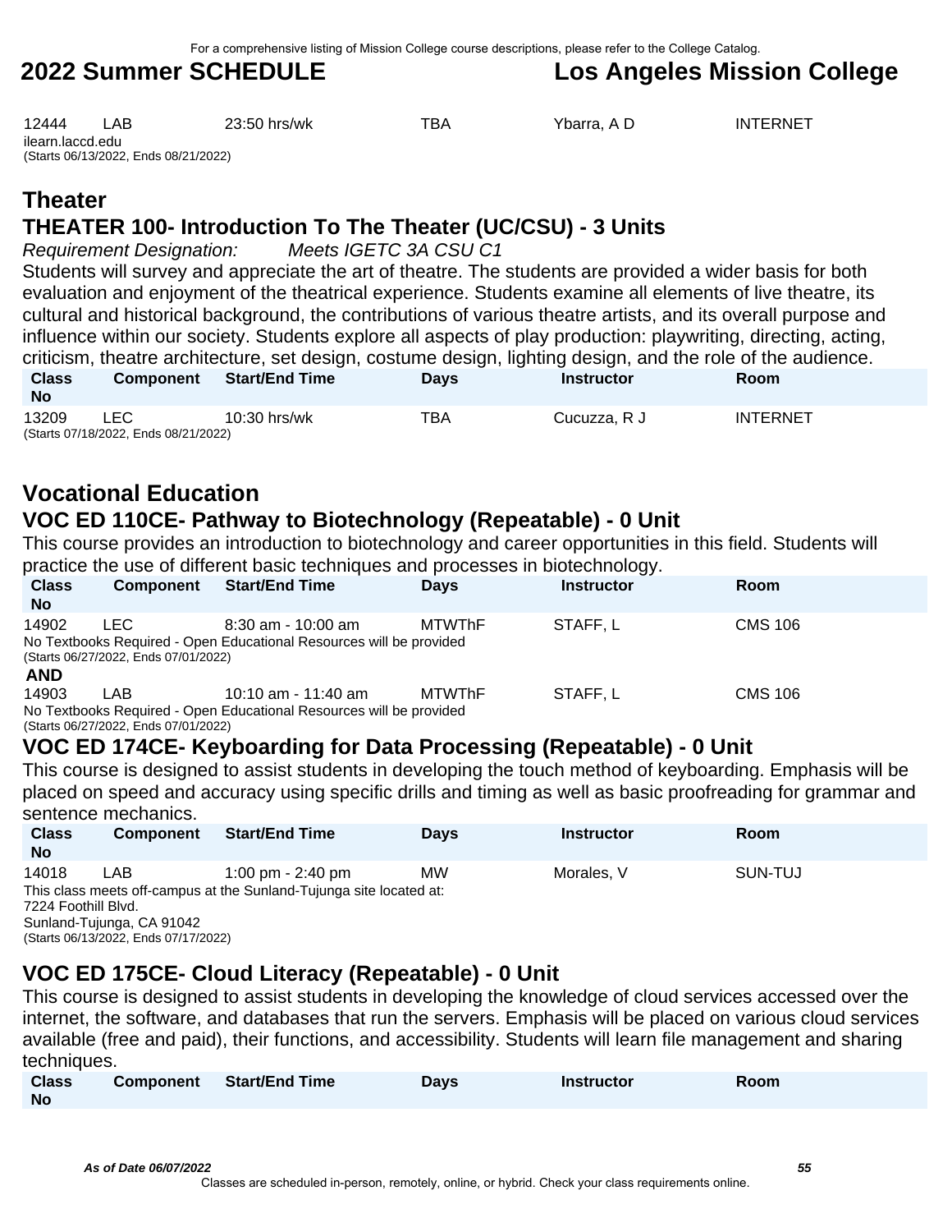For a comprehensive listing of Mission College course descriptions, please refer to the College Catalog.

# 2022 Summer SCHEDULE — Los Angeles Mission College

| | | | | | |
|---|---|---|---|---|---|
| 12444 | LAB | 23:50 hrs/wk | TBA | Ybarra, A D | INTERNET |

ilearn.laccd.edu
(Starts 06/13/2022, Ends 08/21/2022)

## Theater

### THEATER 100- Introduction To The Theater (UC/CSU) - 3 Units

*Requirement Designation: Meets IGETC 3A CSU C1*

Students will survey and appreciate the art of theatre. The students are provided a wider basis for both evaluation and enjoyment of the theatrical experience. Students examine all elements of live theatre, its cultural and historical background, the contributions of various theatre artists, and its overall purpose and influence within our society. Students explore all aspects of play production: playwriting, directing, acting, criticism, theatre architecture, set design, costume design, lighting design, and the role of the audience.

| Class No | Component | Start/End Time | Days | Instructor | Room |
|---|---|---|---|---|---|
| 13209 | LEC | 10:30 hrs/wk | TBA | Cucuzza, R J | INTERNET |

(Starts 07/18/2022, Ends 08/21/2022)

## Vocational Education

### VOC ED 110CE- Pathway to Biotechnology (Repeatable) - 0 Unit

This course provides an introduction to biotechnology and career opportunities in this field. Students will practice the use of different basic techniques and processes in biotechnology.

| Class No | Component | Start/End Time | Days | Instructor | Room |
|---|---|---|---|---|---|
| 14902 | LEC | 8:30 am - 10:00 am | MTWThF | STAFF, L | CMS 106 |

No Textbooks Required - Open Educational Resources will be provided
(Starts 06/27/2022, Ends 07/01/2022)

**AND**

| Class No | Component | Start/End Time | Days | Instructor | Room |
|---|---|---|---|---|---|
| 14903 | LAB | 10:10 am - 11:40 am | MTWThF | STAFF, L | CMS 106 |

No Textbooks Required - Open Educational Resources will be provided
(Starts 06/27/2022, Ends 07/01/2022)

### VOC ED 174CE- Keyboarding for Data Processing (Repeatable) - 0 Unit

This course is designed to assist students in developing the touch method of keyboarding. Emphasis will be placed on speed and accuracy using specific drills and timing as well as basic proofreading for grammar and sentence mechanics.

| Class No | Component | Start/End Time | Days | Instructor | Room |
|---|---|---|---|---|---|
| 14018 | LAB | 1:00 pm - 2:40 pm | MW | Morales, V | SUN-TUJ |

This class meets off-campus at the Sunland-Tujunga site located at:
7224 Foothill Blvd.
Sunland-Tujunga, CA 91042
(Starts 06/13/2022, Ends 07/17/2022)

### VOC ED 175CE- Cloud Literacy (Repeatable) - 0 Unit

This course is designed to assist students in developing the knowledge of cloud services accessed over the internet, the software, and databases that run the servers. Emphasis will be placed on various cloud services available (free and paid), their functions, and accessibility. Students will learn file management and sharing techniques.

| Class No | Component | Start/End Time | Days | Instructor | Room |
|---|---|---|---|---|---|

*As of Date 06/07/2022*

Classes are scheduled in-person, remotely, online, or hybrid. Check your class requirements online.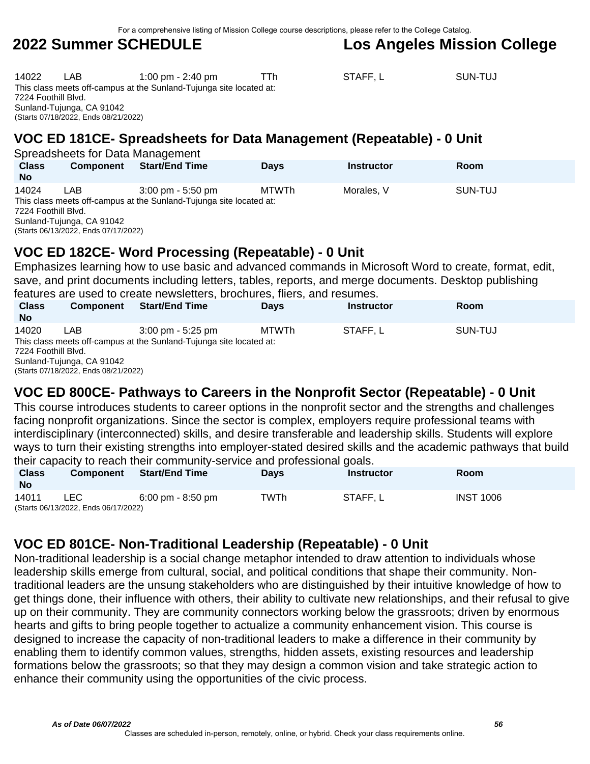| Class No | Component | Start/End Time | Days | Instructor | Room |
|---|---|---|---|---|---|
| 14022 | LAB | 1:00 pm - 2:40 pm | TTh | STAFF, L | SUN-TUJ |

This class meets off-campus at the Sunland-Tujunga site located at:
7224 Foothill Blvd.
Sunland-Tujunga, CA 91042
(Starts 07/18/2022, Ends 08/21/2022)

## VOC ED 181CE- Spreadsheets for Data Management (Repeatable) - 0 Unit

Spreadsheets for Data Management

| Class No | Component | Start/End Time | Days | Instructor | Room |
|---|---|---|---|---|---|
| 14024 | LAB | 3:00 pm - 5:50 pm | MTWTh | Morales, V | SUN-TUJ |

This class meets off-campus at the Sunland-Tujunga site located at:
7224 Foothill Blvd.
Sunland-Tujunga, CA 91042
(Starts 06/13/2022, Ends 07/17/2022)

## VOC ED 182CE- Word Processing (Repeatable) - 0 Unit

Emphasizes learning how to use basic and advanced commands in Microsoft Word to create, format, edit, save, and print documents including letters, tables, reports, and merge documents. Desktop publishing features are used to create newsletters, brochures, fliers, and resumes.

| Class No | Component | Start/End Time | Days | Instructor | Room |
|---|---|---|---|---|---|
| 14020 | LAB | 3:00 pm - 5:25 pm | MTWTh | STAFF, L | SUN-TUJ |

This class meets off-campus at the Sunland-Tujunga site located at:
7224 Foothill Blvd.
Sunland-Tujunga, CA 91042
(Starts 07/18/2022, Ends 08/21/2022)

## VOC ED 800CE- Pathways to Careers in the Nonprofit Sector (Repeatable) - 0 Unit

This course introduces students to career options in the nonprofit sector and the strengths and challenges facing nonprofit organizations. Since the sector is complex, employers require professional teams with interdisciplinary (interconnected) skills, and desire transferable and leadership skills. Students will explore ways to turn their existing strengths into employer-stated desired skills and the academic pathways that build their capacity to reach their community-service and professional goals.

| Class No | Component | Start/End Time | Days | Instructor | Room |
|---|---|---|---|---|---|
| 14011 | LEC | 6:00 pm - 8:50 pm | TWTh | STAFF, L | INST 1006 |

(Starts 06/13/2022, Ends 06/17/2022)

## VOC ED 801CE- Non-Traditional Leadership (Repeatable) - 0 Unit

Non-traditional leadership is a social change metaphor intended to draw attention to individuals whose leadership skills emerge from cultural, social, and political conditions that shape their community. Non-traditional leaders are the unsung stakeholders who are distinguished by their intuitive knowledge of how to get things done, their influence with others, their ability to cultivate new relationships, and their refusal to give up on their community. They are community connectors working below the grassroots; driven by enormous hearts and gifts to bring people together to actualize a community enhancement vision. This course is designed to increase the capacity of non-traditional leaders to make a difference in their community by enabling them to identify common values, strengths, hidden assets, existing resources and leadership formations below the grassroots; so that they may design a common vision and take strategic action to enhance their community using the opportunities of the civic process.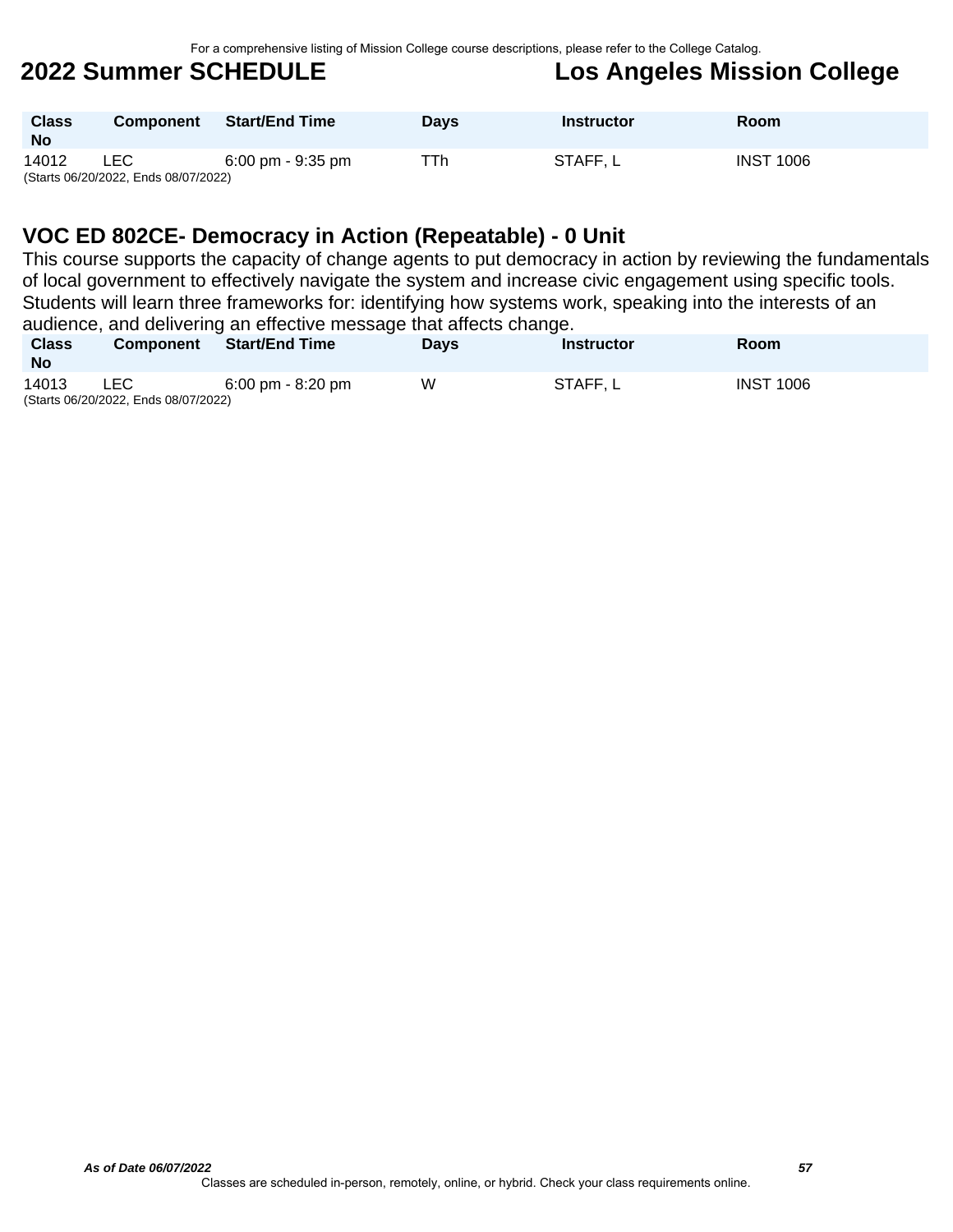| Class No | Component | Start/End Time | Days | Instructor | Room |
|---|---|---|---|---|---|
| 14012 | LEC | 6:00 pm - 9:35 pm | TTh | STAFF, L | INST 1006 |

(Starts 06/20/2022, Ends 08/07/2022)

## VOC ED 802CE- Democracy in Action (Repeatable) - 0 Unit

This course supports the capacity of change agents to put democracy in action by reviewing the fundamentals of local government to effectively navigate the system and increase civic engagement using specific tools. Students will learn three frameworks for: identifying how systems work, speaking into the interests of an audience, and delivering an effective message that affects change.

| Class No | Component | Start/End Time | Days | Instructor | Room |
|---|---|---|---|---|---|
| 14013 | LEC | 6:00 pm - 8:20 pm | W | STAFF, L | INST 1006 |

(Starts 06/20/2022, Ends 08/07/2022)